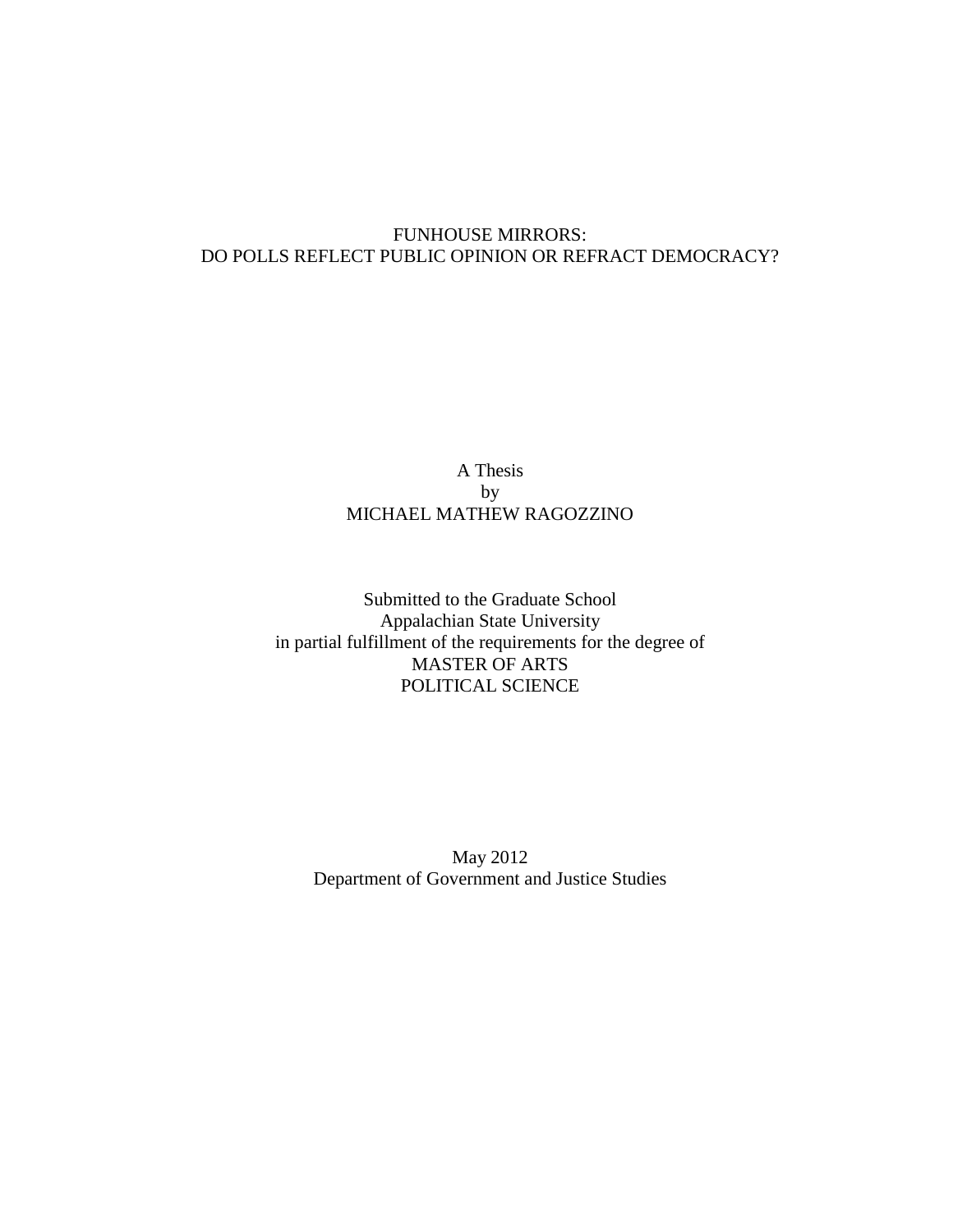# FUNHOUSE MIRRORS:
# DO POLLS REFLECT PUBLIC OPINION OR REFRACT DEMOCRACY?

A Thesis
by
MICHAEL MATHEW RAGOZZINO

Submitted to the Graduate School
Appalachian State University
in partial fulfillment of the requirements for the degree of
MASTER OF ARTS
POLITICAL SCIENCE

May 2012
Department of Government and Justice Studies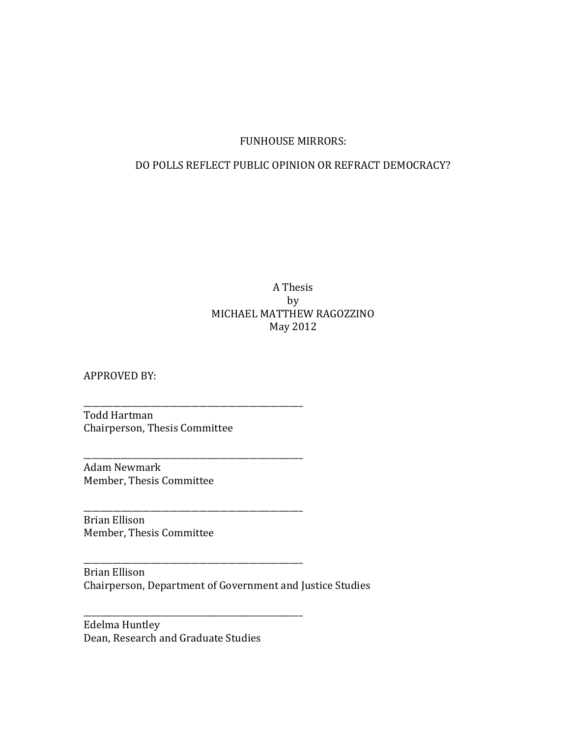FUNHOUSE MIRRORS:

DO POLLS REFLECT PUBLIC OPINION OR REFRACT DEMOCRACY?

A Thesis
by
MICHAEL MATTHEW RAGOZZINO
May 2012

APPROVED BY:

\_\_\_\_\_\_\_\_\_\_\_\_\_\_\_\_\_\_\_\_\_\_\_\_\_\_\_\_\_\_\_\_\_\_\_\_\_\_\_\_\_\_\_\_\_\_\_\_\_\_
Todd Hartman
Chairperson, Thesis Committee

\_\_\_\_\_\_\_\_\_\_\_\_\_\_\_\_\_\_\_\_\_\_\_\_\_\_\_\_\_\_\_\_\_\_\_\_\_\_\_\_\_\_\_\_\_\_\_\_\_\_
Adam Newmark
Member, Thesis Committee

\_\_\_\_\_\_\_\_\_\_\_\_\_\_\_\_\_\_\_\_\_\_\_\_\_\_\_\_\_\_\_\_\_\_\_\_\_\_\_\_\_\_\_\_\_\_\_\_\_\_
Brian Ellison
Member, Thesis Committee

\_\_\_\_\_\_\_\_\_\_\_\_\_\_\_\_\_\_\_\_\_\_\_\_\_\_\_\_\_\_\_\_\_\_\_\_\_\_\_\_\_\_\_\_\_\_\_\_\_\_
Brian Ellison
Chairperson, Department of Government and Justice Studies

\_\_\_\_\_\_\_\_\_\_\_\_\_\_\_\_\_\_\_\_\_\_\_\_\_\_\_\_\_\_\_\_\_\_\_\_\_\_\_\_\_\_\_\_\_\_\_\_\_\_
Edelma Huntley
Dean, Research and Graduate Studies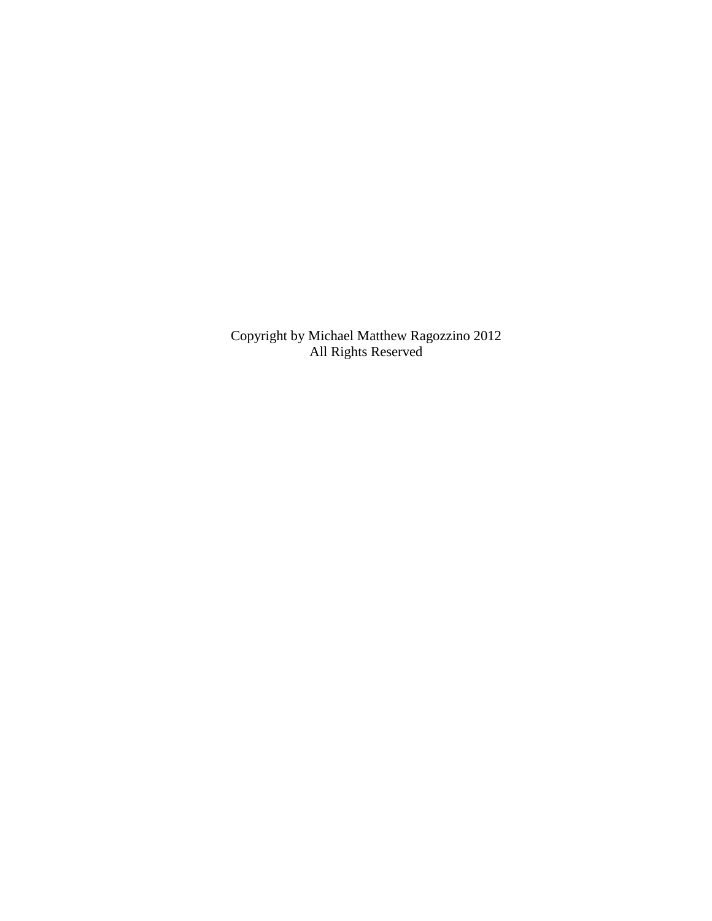Copyright by Michael Matthew Ragozzino 2012
All Rights Reserved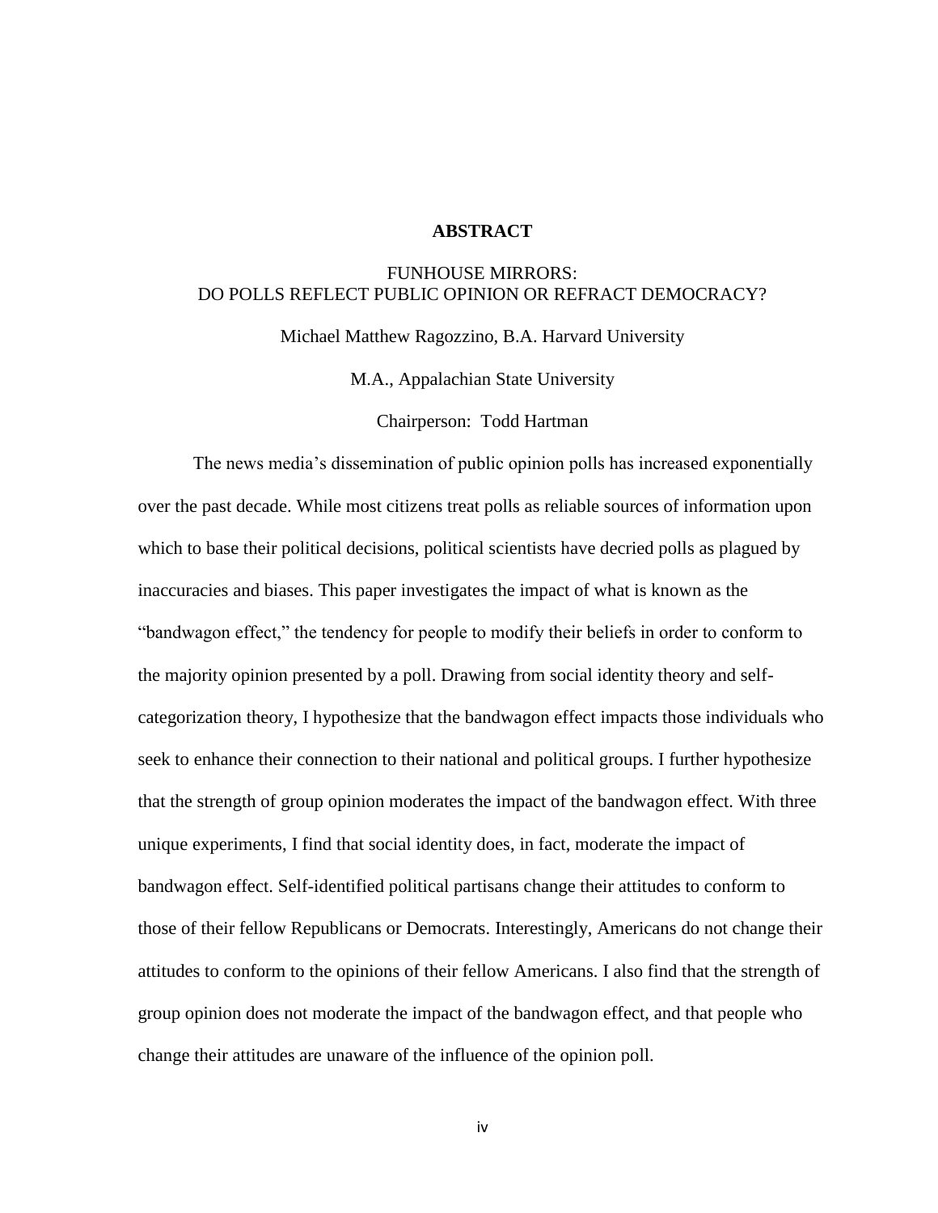# ABSTRACT

## FUNHOUSE MIRRORS:
## DO POLLS REFLECT PUBLIC OPINION OR REFRACT DEMOCRACY?

Michael Matthew Ragozzino, B.A. Harvard University

M.A., Appalachian State University

Chairperson: Todd Hartman

The news media's dissemination of public opinion polls has increased exponentially over the past decade. While most citizens treat polls as reliable sources of information upon which to base their political decisions, political scientists have decried polls as plagued by inaccuracies and biases. This paper investigates the impact of what is known as the "bandwagon effect," the tendency for people to modify their beliefs in order to conform to the majority opinion presented by a poll. Drawing from social identity theory and self-categorization theory, I hypothesize that the bandwagon effect impacts those individuals who seek to enhance their connection to their national and political groups. I further hypothesize that the strength of group opinion moderates the impact of the bandwagon effect. With three unique experiments, I find that social identity does, in fact, moderate the impact of bandwagon effect. Self-identified political partisans change their attitudes to conform to those of their fellow Republicans or Democrats. Interestingly, Americans do not change their attitudes to conform to the opinions of their fellow Americans. I also find that the strength of group opinion does not moderate the impact of the bandwagon effect, and that people who change their attitudes are unaware of the influence of the opinion poll.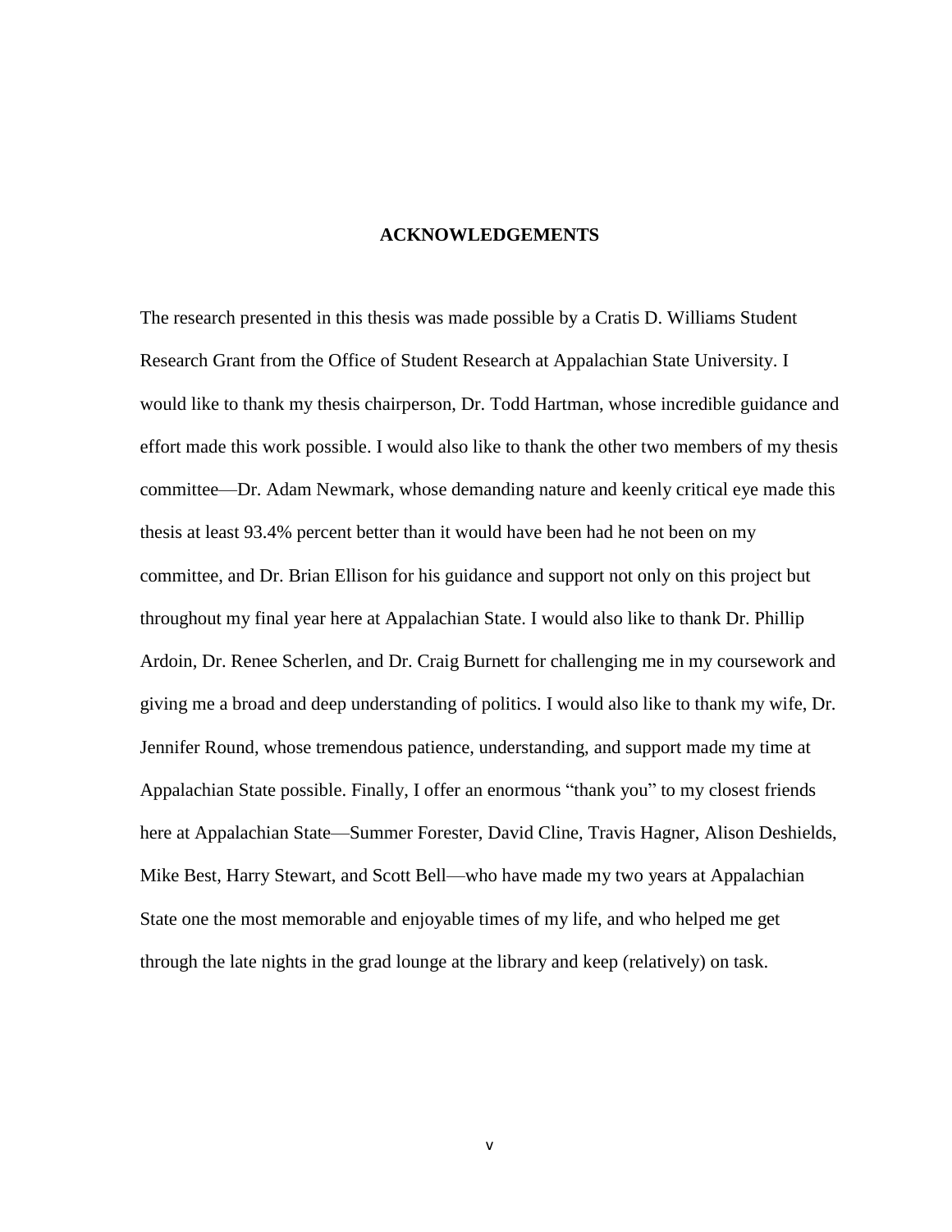# ACKNOWLEDGEMENTS

The research presented in this thesis was made possible by a Cratis D. Williams Student Research Grant from the Office of Student Research at Appalachian State University. I would like to thank my thesis chairperson, Dr. Todd Hartman, whose incredible guidance and effort made this work possible. I would also like to thank the other two members of my thesis committee—Dr. Adam Newmark, whose demanding nature and keenly critical eye made this thesis at least 93.4% percent better than it would have been had he not been on my committee, and Dr. Brian Ellison for his guidance and support not only on this project but throughout my final year here at Appalachian State. I would also like to thank Dr. Phillip Ardoin, Dr. Renee Scherlen, and Dr. Craig Burnett for challenging me in my coursework and giving me a broad and deep understanding of politics. I would also like to thank my wife, Dr. Jennifer Round, whose tremendous patience, understanding, and support made my time at Appalachian State possible. Finally, I offer an enormous "thank you" to my closest friends here at Appalachian State—Summer Forester, David Cline, Travis Hagner, Alison Deshields, Mike Best, Harry Stewart, and Scott Bell—who have made my two years at Appalachian State one the most memorable and enjoyable times of my life, and who helped me get through the late nights in the grad lounge at the library and keep (relatively) on task.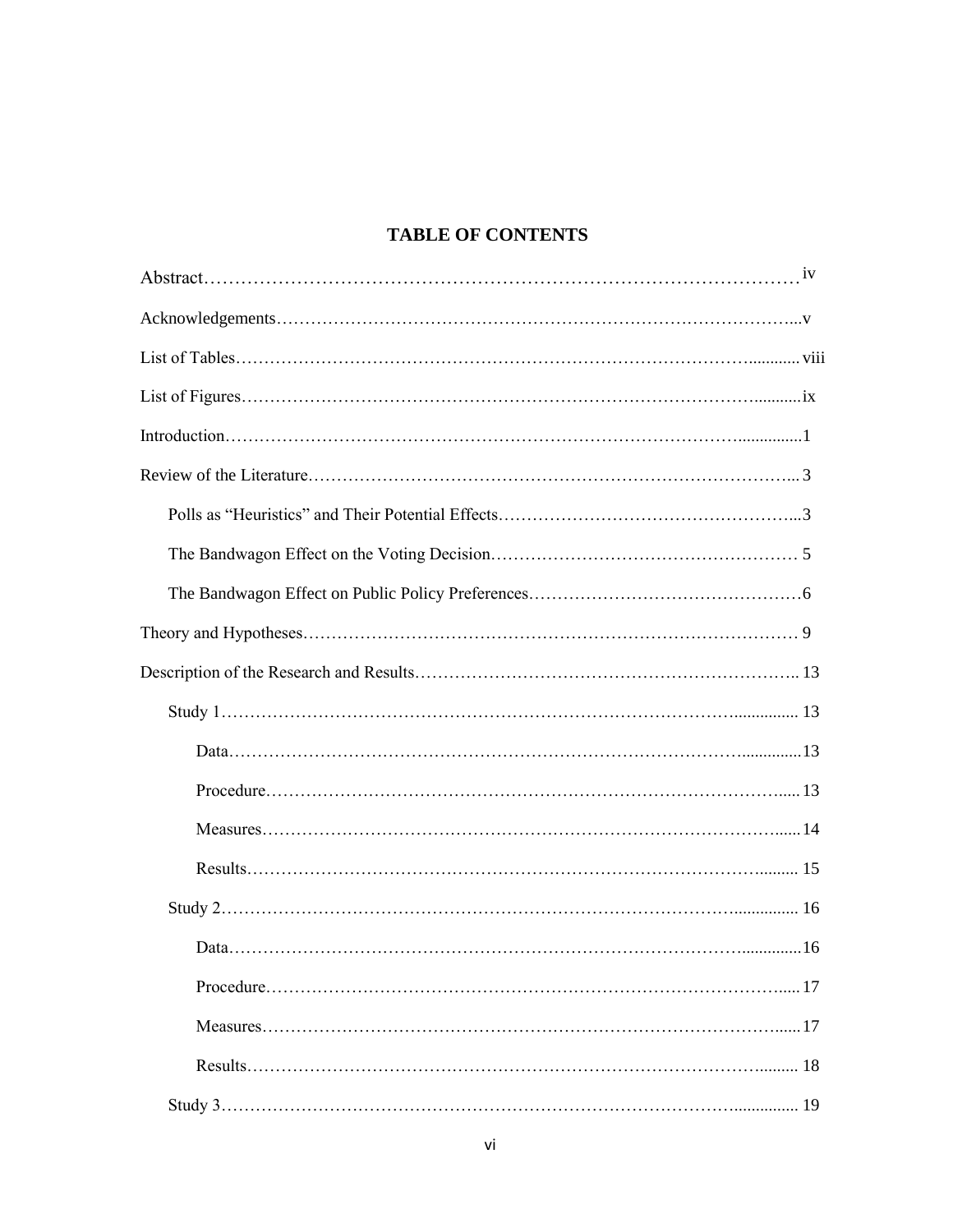# TABLE OF CONTENTS

Abstract……………………………………………………………………………… iv

Acknowledgements……………………………………………………………………...v

List of Tables…………………………………………………………………............ viii

List of Figures…………………………………………………………………...........ix

Introduction…………………………………………………………………...............1

Review of the Literature……………………………………………………………... 3

  Polls as "Heuristics" and Their Potential Effects……………………………………...3

  The Bandwagon Effect on the Voting Decision……………………………………… 5

  The Bandwagon Effect on Public Policy Preferences…………………………………6

Theory and Hypotheses……………………………………………………………… 9

Description of the Research and Results…………………………………………….. 13

  Study 1…………………………………………………………………............... 13

    Data…………………………………………………………………..............13

    Procedure…………………………………………………………………..... 13

    Measures…………………………………………………………………......14

    Results…………………………………………………………………......... 15

  Study 2…………………………………………………………………............... 16

    Data…………………………………………………………………..............16

    Procedure…………………………………………………………………..... 17

    Measures…………………………………………………………………......17

    Results…………………………………………………………………......... 18

  Study 3…………………………………………………………………............... 19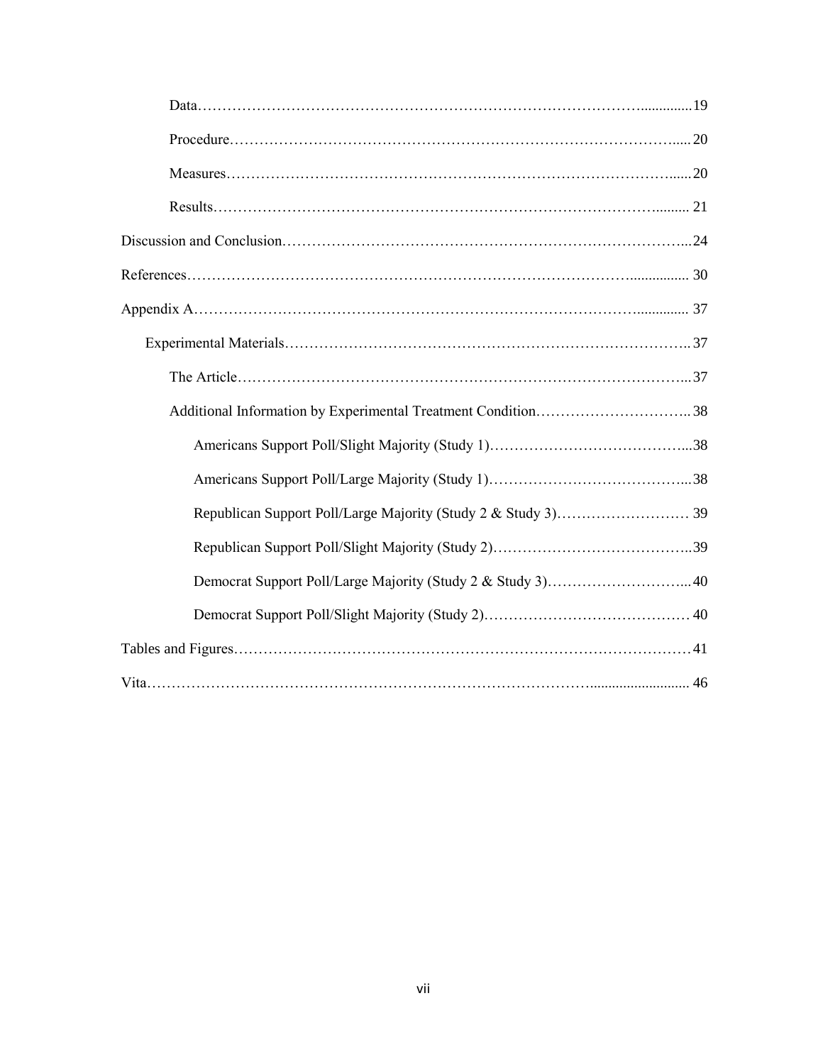Data……………………………………………………………………………………..............19

Procedure…………………………………………………………………………………..... 20

Measures…………………………………………………………………………………...... 20

Results……………………………………………………………………………………......... 21

Discussion and Conclusion………………………………………………………………………...24

References…………………………………………………………………………………................ 30

Appendix A……………………………………………………………………………….............. 37

Experimental Materials…………………………………………………………………………….. 37

The Article…………………………………………………………………………………...37

Additional Information by Experimental Treatment Condition………………………….. 38

Americans Support Poll/Slight Majority (Study 1)…………………………………...38

Americans Support Poll/Large Majority (Study 1)…………………………………...38

Republican Support Poll/Large Majority (Study 2 & Study 3)……………………… 39

Republican Support Poll/Slight Majority (Study 2)…………………………………..39

Democrat Support Poll/Large Majority (Study 2 & Study 3)………………………... 40

Democrat Support Poll/Slight Majority (Study 2)…………………………………… 40

Tables and Figures…………………………………………………………………………………41

Vita……………………………………………………………………………….......................... 46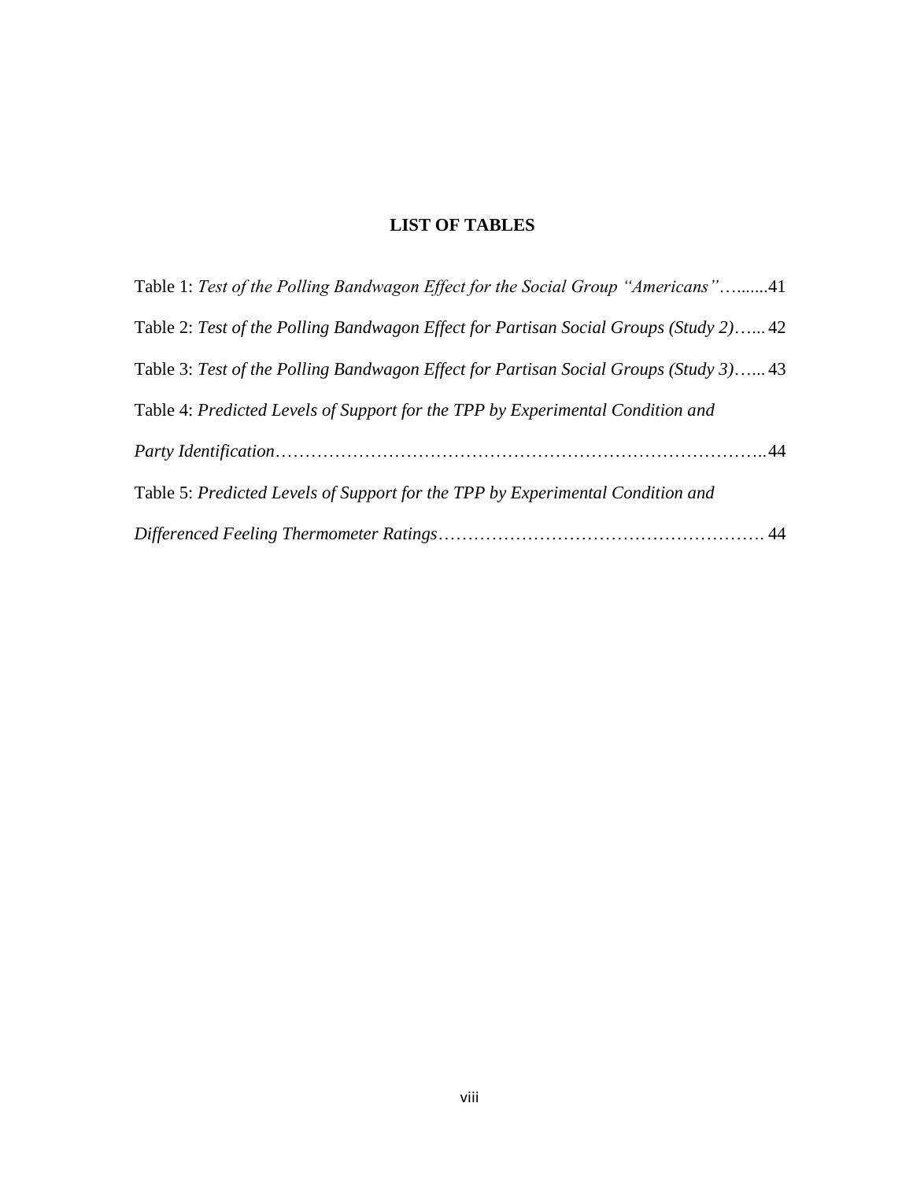## LIST OF TABLES

Table 1: *Test of the Polling Bandwagon Effect for the Social Group "Americans"*…......41

Table 2: *Test of the Polling Bandwagon Effect for Partisan Social Groups (Study 2)*…... 42

Table 3: *Test of the Polling Bandwagon Effect for Partisan Social Groups (Study 3)*…... 43

Table 4: *Predicted Levels of Support for the TPP by Experimental Condition and Party Identification*……………………………………………………………………..44

Table 5: *Predicted Levels of Support for the TPP by Experimental Condition and Differenced Feeling Thermometer Ratings*………………………………………………. 44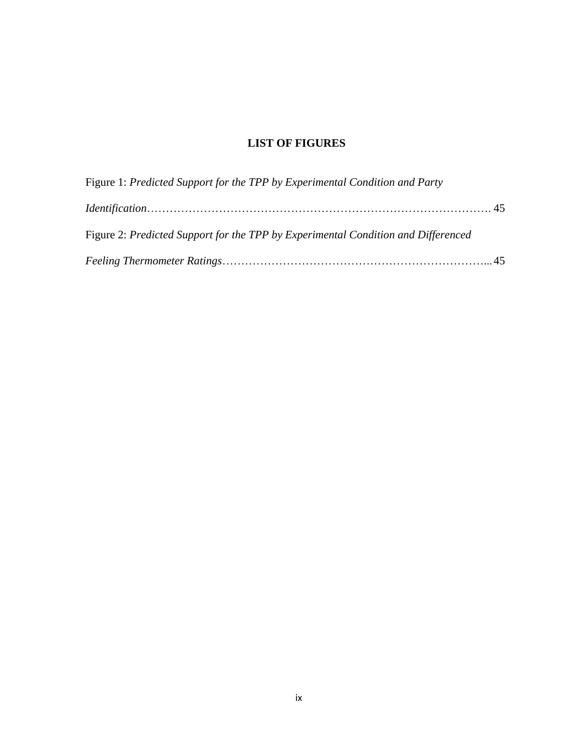# LIST OF FIGURES

Figure 1: *Predicted Support for the TPP by Experimental Condition and Party Identification*………………………………………………………………………………. 45

Figure 2: *Predicted Support for the TPP by Experimental Condition and Differenced Feeling Thermometer Ratings*………………………………………………………………... 45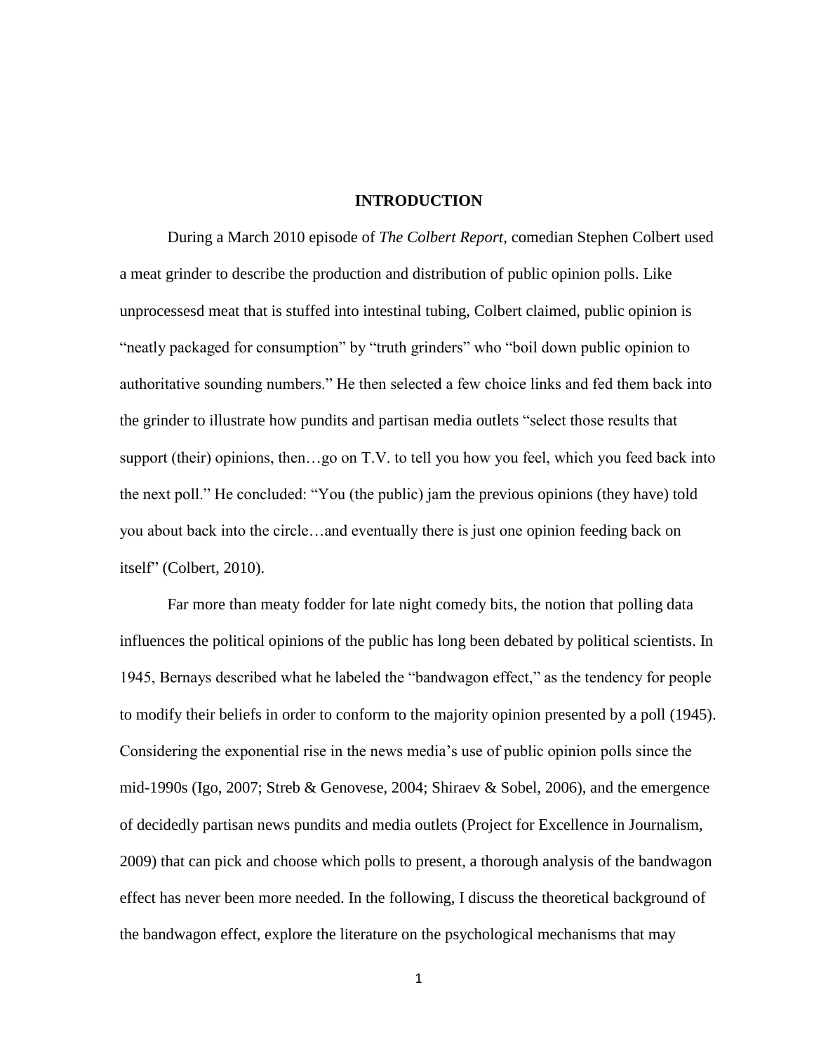# INTRODUCTION

During a March 2010 episode of *The Colbert Report*, comedian Stephen Colbert used a meat grinder to describe the production and distribution of public opinion polls. Like unprocessesd meat that is stuffed into intestinal tubing, Colbert claimed, public opinion is "neatly packaged for consumption" by "truth grinders" who "boil down public opinion to authoritative sounding numbers." He then selected a few choice links and fed them back into the grinder to illustrate how pundits and partisan media outlets "select those results that support (their) opinions, then…go on T.V. to tell you how you feel, which you feed back into the next poll." He concluded: "You (the public) jam the previous opinions (they have) told you about back into the circle…and eventually there is just one opinion feeding back on itself" (Colbert, 2010).

Far more than meaty fodder for late night comedy bits, the notion that polling data influences the political opinions of the public has long been debated by political scientists. In 1945, Bernays described what he labeled the "bandwagon effect," as the tendency for people to modify their beliefs in order to conform to the majority opinion presented by a poll (1945). Considering the exponential rise in the news media's use of public opinion polls since the mid-1990s (Igo, 2007; Streb & Genovese, 2004; Shiraev & Sobel, 2006), and the emergence of decidedly partisan news pundits and media outlets (Project for Excellence in Journalism, 2009) that can pick and choose which polls to present, a thorough analysis of the bandwagon effect has never been more needed. In the following, I discuss the theoretical background of the bandwagon effect, explore the literature on the psychological mechanisms that may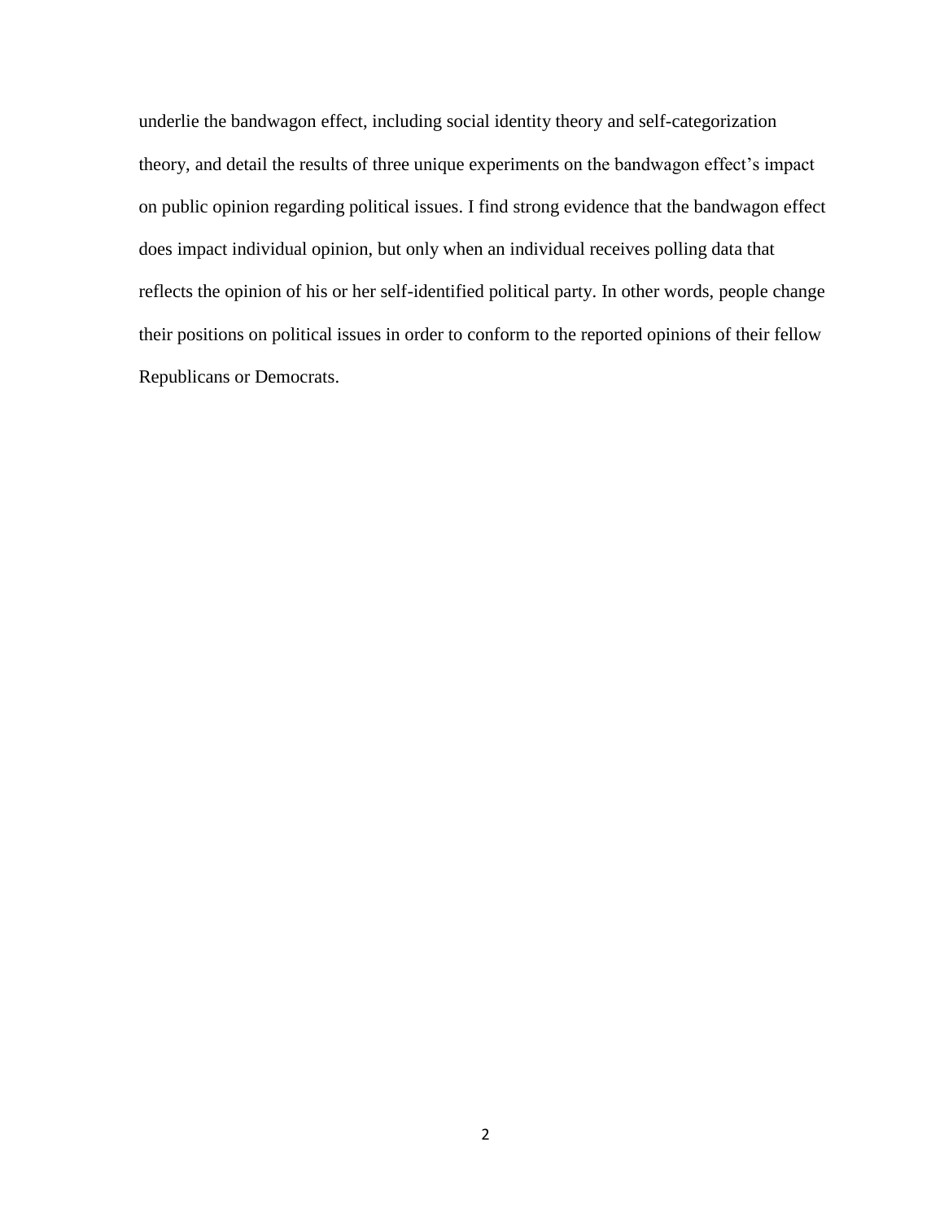underlie the bandwagon effect, including social identity theory and self-categorization theory, and detail the results of three unique experiments on the bandwagon effect's impact on public opinion regarding political issues. I find strong evidence that the bandwagon effect does impact individual opinion, but only when an individual receives polling data that reflects the opinion of his or her self-identified political party. In other words, people change their positions on political issues in order to conform to the reported opinions of their fellow Republicans or Democrats.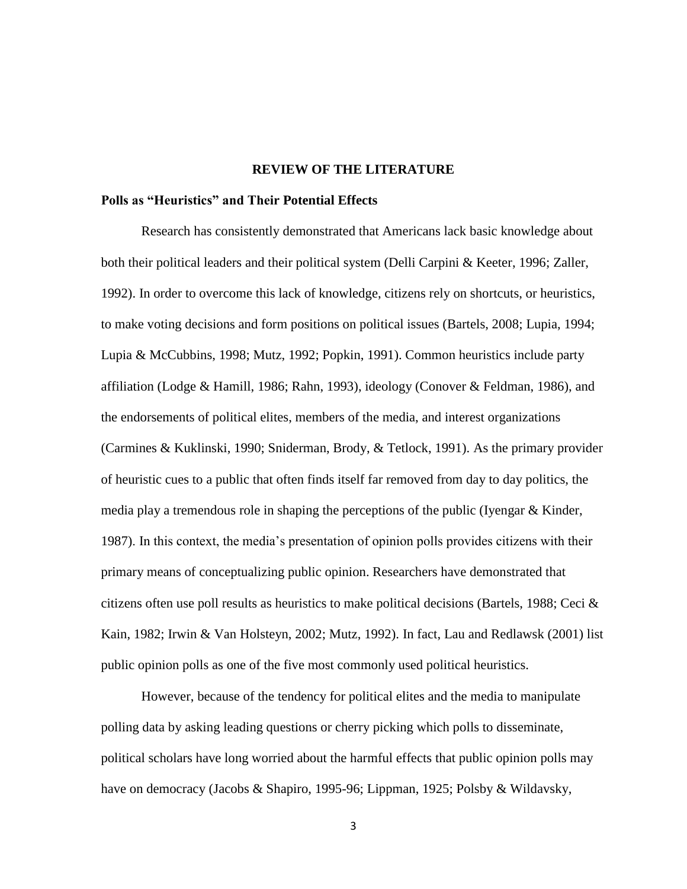# REVIEW OF THE LITERATURE

## Polls as "Heuristics" and Their Potential Effects

Research has consistently demonstrated that Americans lack basic knowledge about both their political leaders and their political system (Delli Carpini & Keeter, 1996; Zaller, 1992). In order to overcome this lack of knowledge, citizens rely on shortcuts, or heuristics, to make voting decisions and form positions on political issues (Bartels, 2008; Lupia, 1994; Lupia & McCubbins, 1998; Mutz, 1992; Popkin, 1991). Common heuristics include party affiliation (Lodge & Hamill, 1986; Rahn, 1993), ideology (Conover & Feldman, 1986), and the endorsements of political elites, members of the media, and interest organizations (Carmines & Kuklinski, 1990; Sniderman, Brody, & Tetlock, 1991). As the primary provider of heuristic cues to a public that often finds itself far removed from day to day politics, the media play a tremendous role in shaping the perceptions of the public (Iyengar & Kinder, 1987). In this context, the media's presentation of opinion polls provides citizens with their primary means of conceptualizing public opinion. Researchers have demonstrated that citizens often use poll results as heuristics to make political decisions (Bartels, 1988; Ceci & Kain, 1982; Irwin & Van Holsteyn, 2002; Mutz, 1992). In fact, Lau and Redlawsk (2001) list public opinion polls as one of the five most commonly used political heuristics.

However, because of the tendency for political elites and the media to manipulate polling data by asking leading questions or cherry picking which polls to disseminate, political scholars have long worried about the harmful effects that public opinion polls may have on democracy (Jacobs & Shapiro, 1995-96; Lippman, 1925; Polsby & Wildavsky,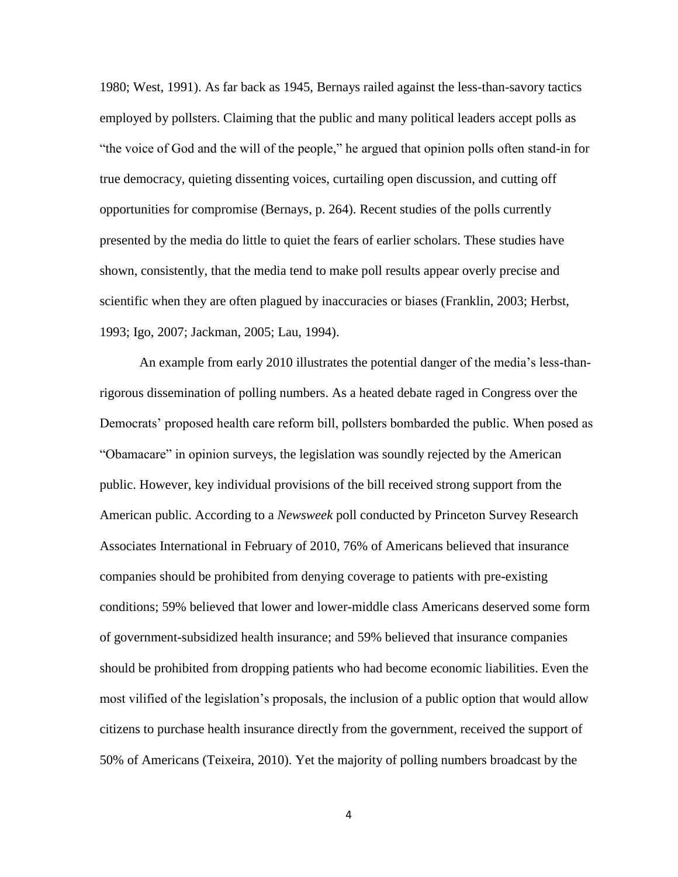1980; West, 1991). As far back as 1945, Bernays railed against the less-than-savory tactics employed by pollsters. Claiming that the public and many political leaders accept polls as "the voice of God and the will of the people," he argued that opinion polls often stand-in for true democracy, quieting dissenting voices, curtailing open discussion, and cutting off opportunities for compromise (Bernays, p. 264). Recent studies of the polls currently presented by the media do little to quiet the fears of earlier scholars. These studies have shown, consistently, that the media tend to make poll results appear overly precise and scientific when they are often plagued by inaccuracies or biases (Franklin, 2003; Herbst, 1993; Igo, 2007; Jackman, 2005; Lau, 1994).

An example from early 2010 illustrates the potential danger of the media's less-than-rigorous dissemination of polling numbers. As a heated debate raged in Congress over the Democrats' proposed health care reform bill, pollsters bombarded the public. When posed as "Obamacare" in opinion surveys, the legislation was soundly rejected by the American public. However, key individual provisions of the bill received strong support from the American public. According to a *Newsweek* poll conducted by Princeton Survey Research Associates International in February of 2010, 76% of Americans believed that insurance companies should be prohibited from denying coverage to patients with pre-existing conditions; 59% believed that lower and lower-middle class Americans deserved some form of government-subsidized health insurance; and 59% believed that insurance companies should be prohibited from dropping patients who had become economic liabilities. Even the most vilified of the legislation's proposals, the inclusion of a public option that would allow citizens to purchase health insurance directly from the government, received the support of 50% of Americans (Teixeira, 2010). Yet the majority of polling numbers broadcast by the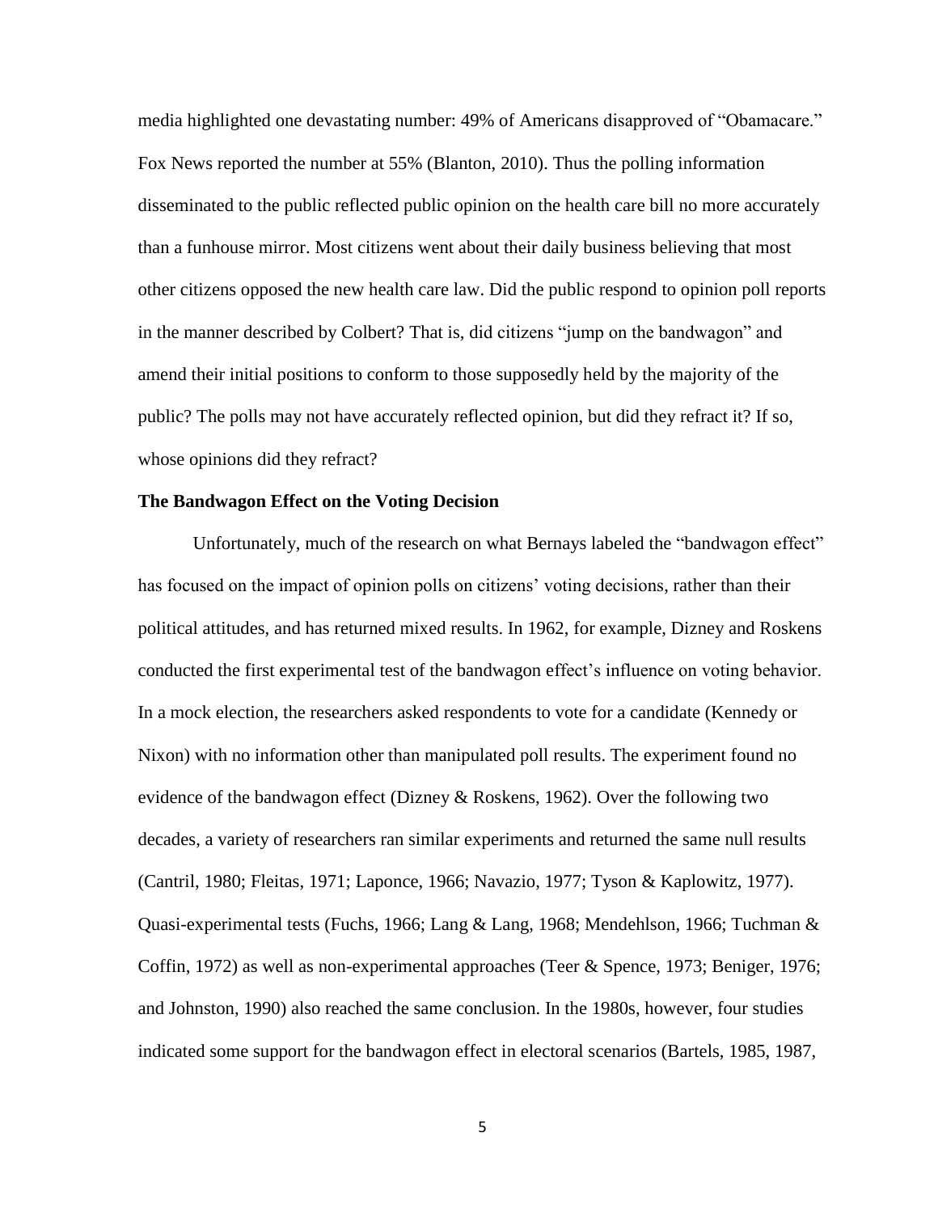media highlighted one devastating number: 49% of Americans disapproved of "Obamacare." Fox News reported the number at 55% (Blanton, 2010). Thus the polling information disseminated to the public reflected public opinion on the health care bill no more accurately than a funhouse mirror. Most citizens went about their daily business believing that most other citizens opposed the new health care law. Did the public respond to opinion poll reports in the manner described by Colbert? That is, did citizens "jump on the bandwagon" and amend their initial positions to conform to those supposedly held by the majority of the public? The polls may not have accurately reflected opinion, but did they refract it? If so, whose opinions did they refract?

**The Bandwagon Effect on the Voting Decision**

Unfortunately, much of the research on what Bernays labeled the "bandwagon effect" has focused on the impact of opinion polls on citizens' voting decisions, rather than their political attitudes, and has returned mixed results. In 1962, for example, Dizney and Roskens conducted the first experimental test of the bandwagon effect's influence on voting behavior. In a mock election, the researchers asked respondents to vote for a candidate (Kennedy or Nixon) with no information other than manipulated poll results. The experiment found no evidence of the bandwagon effect (Dizney & Roskens, 1962). Over the following two decades, a variety of researchers ran similar experiments and returned the same null results (Cantril, 1980; Fleitas, 1971; Laponce, 1966; Navazio, 1977; Tyson & Kaplowitz, 1977). Quasi-experimental tests (Fuchs, 1966; Lang & Lang, 1968; Mendehlson, 1966; Tuchman & Coffin, 1972) as well as non-experimental approaches (Teer & Spence, 1973; Beniger, 1976; and Johnston, 1990) also reached the same conclusion. In the 1980s, however, four studies indicated some support for the bandwagon effect in electoral scenarios (Bartels, 1985, 1987,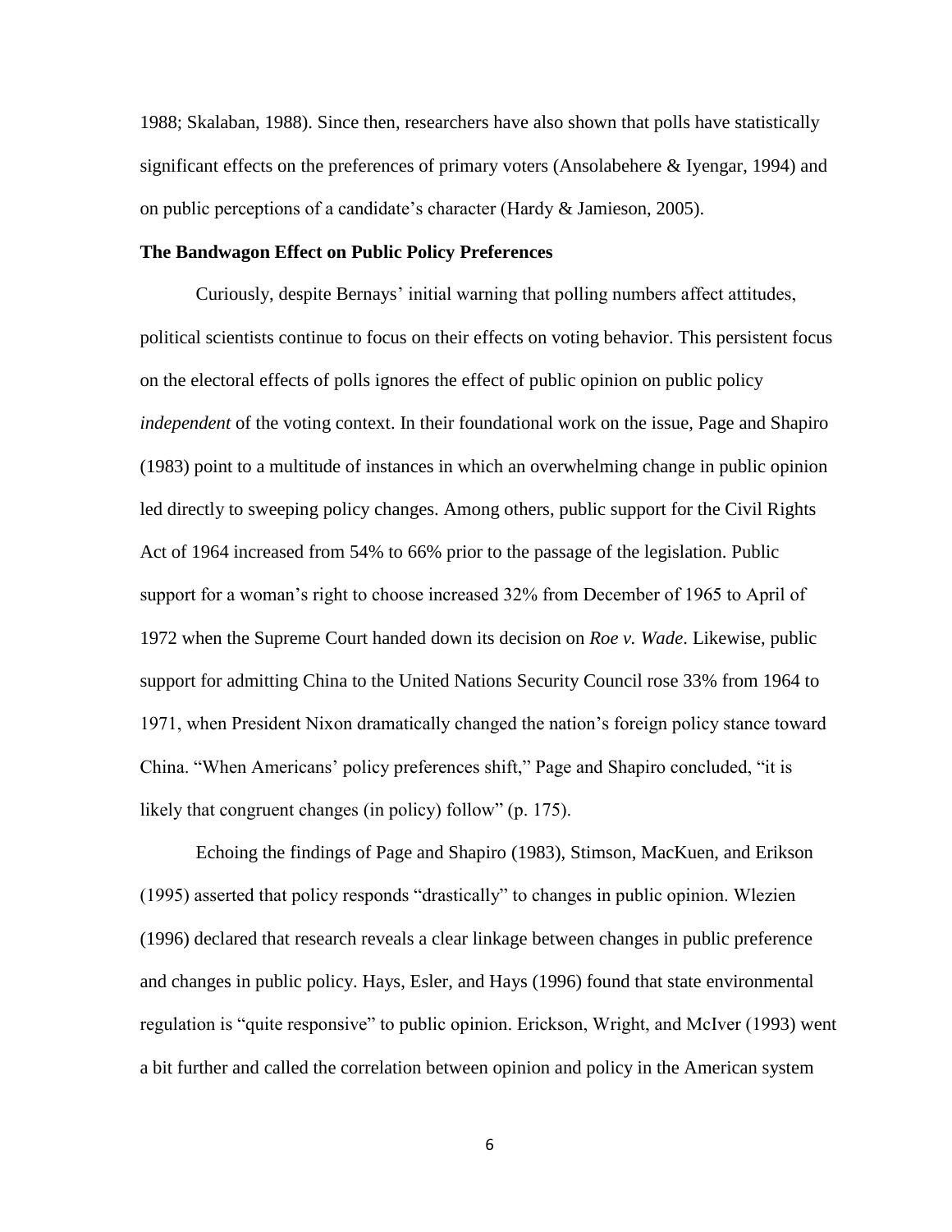1988; Skalaban, 1988). Since then, researchers have also shown that polls have statistically significant effects on the preferences of primary voters (Ansolabehere & Iyengar, 1994) and on public perceptions of a candidate's character (Hardy & Jamieson, 2005).

**The Bandwagon Effect on Public Policy Preferences**

Curiously, despite Bernays' initial warning that polling numbers affect attitudes, political scientists continue to focus on their effects on voting behavior. This persistent focus on the electoral effects of polls ignores the effect of public opinion on public policy *independent* of the voting context. In their foundational work on the issue, Page and Shapiro (1983) point to a multitude of instances in which an overwhelming change in public opinion led directly to sweeping policy changes. Among others, public support for the Civil Rights Act of 1964 increased from 54% to 66% prior to the passage of the legislation. Public support for a woman's right to choose increased 32% from December of 1965 to April of 1972 when the Supreme Court handed down its decision on *Roe v. Wade*. Likewise, public support for admitting China to the United Nations Security Council rose 33% from 1964 to 1971, when President Nixon dramatically changed the nation's foreign policy stance toward China. "When Americans' policy preferences shift," Page and Shapiro concluded, "it is likely that congruent changes (in policy) follow" (p. 175).

Echoing the findings of Page and Shapiro (1983), Stimson, MacKuen, and Erikson (1995) asserted that policy responds "drastically" to changes in public opinion. Wlezien (1996) declared that research reveals a clear linkage between changes in public preference and changes in public policy. Hays, Esler, and Hays (1996) found that state environmental regulation is "quite responsive" to public opinion. Erickson, Wright, and McIver (1993) went a bit further and called the correlation between opinion and policy in the American system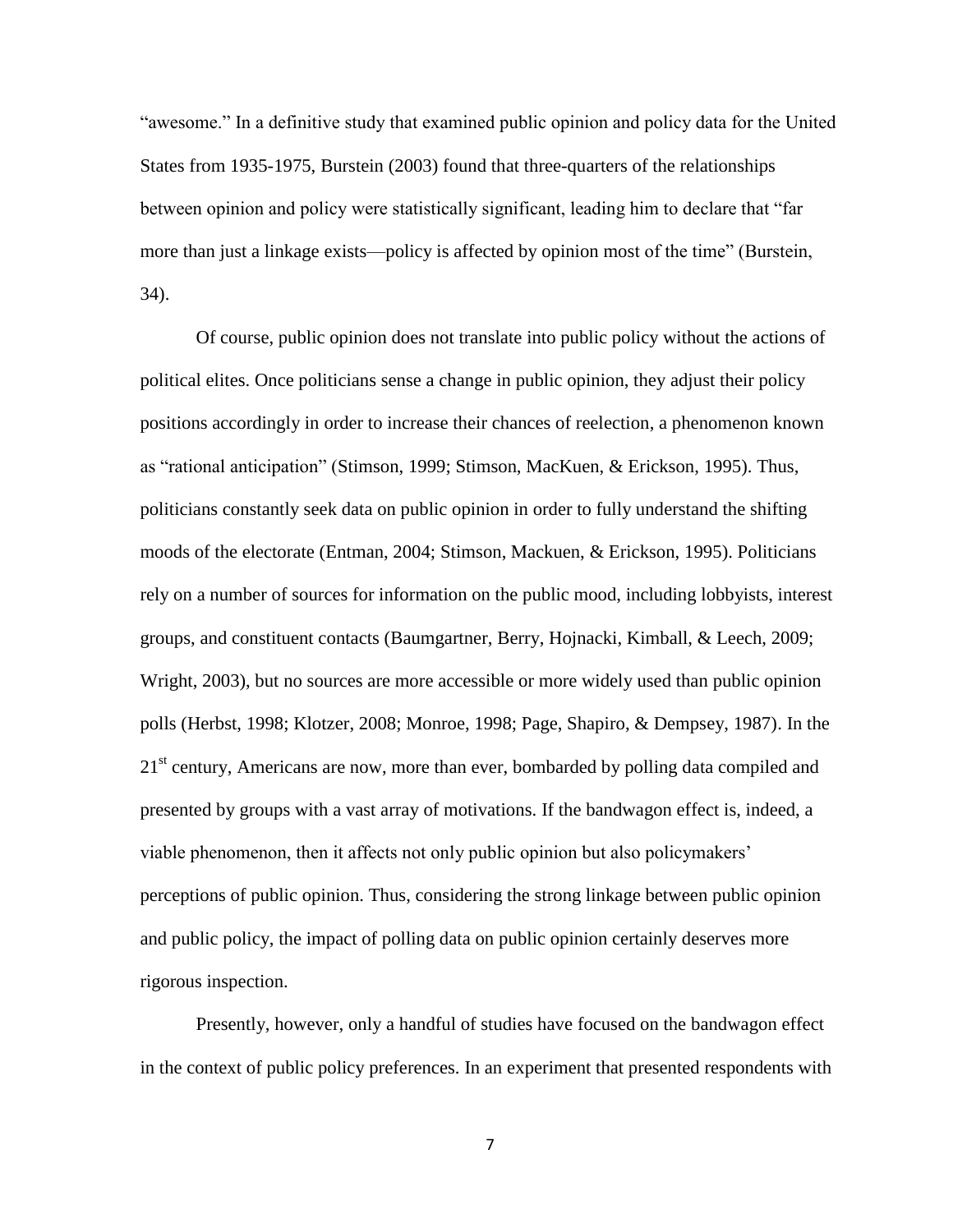"awesome." In a definitive study that examined public opinion and policy data for the United States from 1935-1975, Burstein (2003) found that three-quarters of the relationships between opinion and policy were statistically significant, leading him to declare that "far more than just a linkage exists—policy is affected by opinion most of the time" (Burstein, 34).

Of course, public opinion does not translate into public policy without the actions of political elites. Once politicians sense a change in public opinion, they adjust their policy positions accordingly in order to increase their chances of reelection, a phenomenon known as "rational anticipation" (Stimson, 1999; Stimson, MacKuen, & Erickson, 1995). Thus, politicians constantly seek data on public opinion in order to fully understand the shifting moods of the electorate (Entman, 2004; Stimson, Mackuen, & Erickson, 1995). Politicians rely on a number of sources for information on the public mood, including lobbyists, interest groups, and constituent contacts (Baumgartner, Berry, Hojnacki, Kimball, & Leech, 2009; Wright, 2003), but no sources are more accessible or more widely used than public opinion polls (Herbst, 1998; Klotzer, 2008; Monroe, 1998; Page, Shapiro, & Dempsey, 1987). In the 21st century, Americans are now, more than ever, bombarded by polling data compiled and presented by groups with a vast array of motivations. If the bandwagon effect is, indeed, a viable phenomenon, then it affects not only public opinion but also policymakers' perceptions of public opinion. Thus, considering the strong linkage between public opinion and public policy, the impact of polling data on public opinion certainly deserves more rigorous inspection.

Presently, however, only a handful of studies have focused on the bandwagon effect in the context of public policy preferences. In an experiment that presented respondents with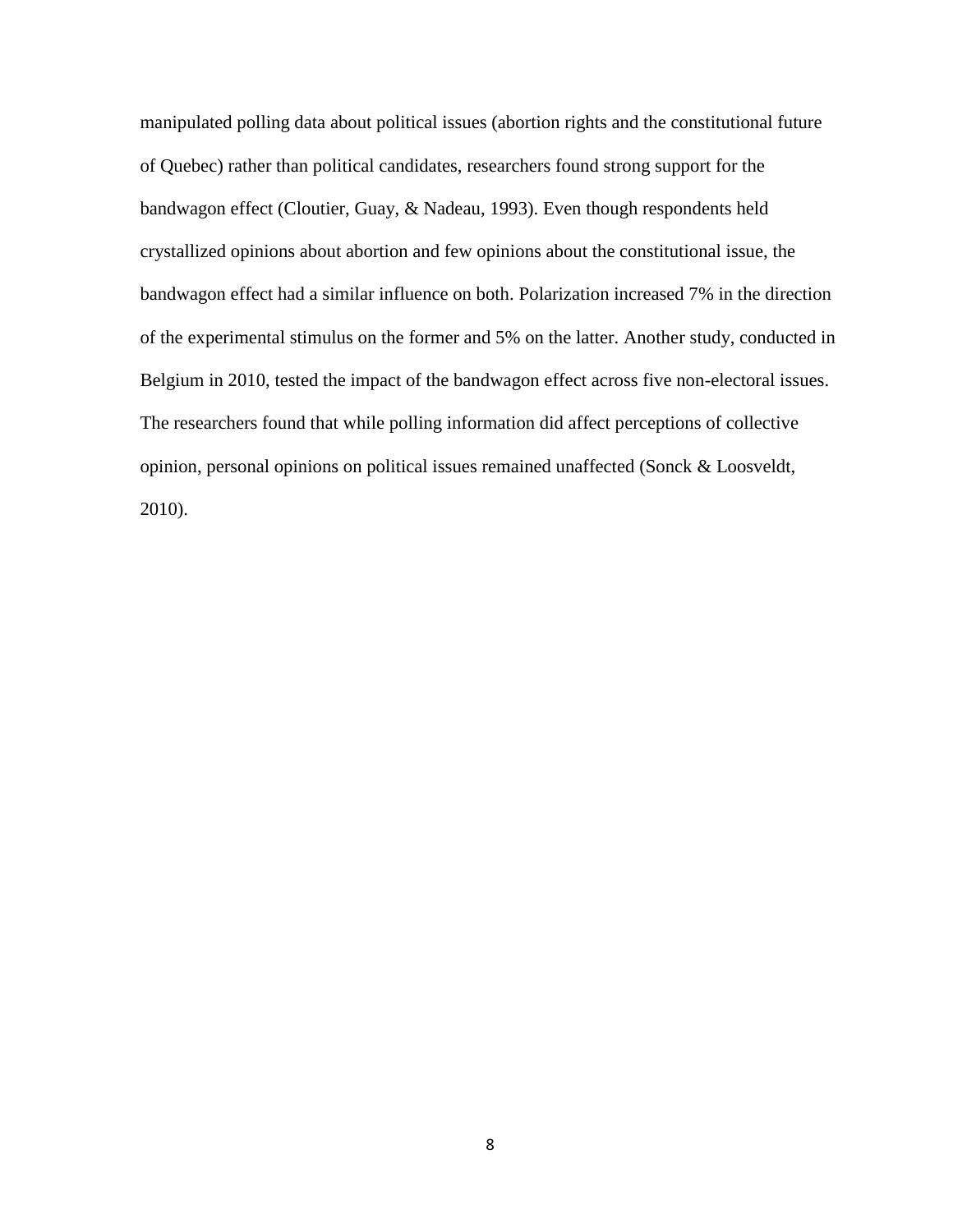manipulated polling data about political issues (abortion rights and the constitutional future of Quebec) rather than political candidates, researchers found strong support for the bandwagon effect (Cloutier, Guay, & Nadeau, 1993). Even though respondents held crystallized opinions about abortion and few opinions about the constitutional issue, the bandwagon effect had a similar influence on both. Polarization increased 7% in the direction of the experimental stimulus on the former and 5% on the latter. Another study, conducted in Belgium in 2010, tested the impact of the bandwagon effect across five non-electoral issues. The researchers found that while polling information did affect perceptions of collective opinion, personal opinions on political issues remained unaffected (Sonck & Loosveldt, 2010).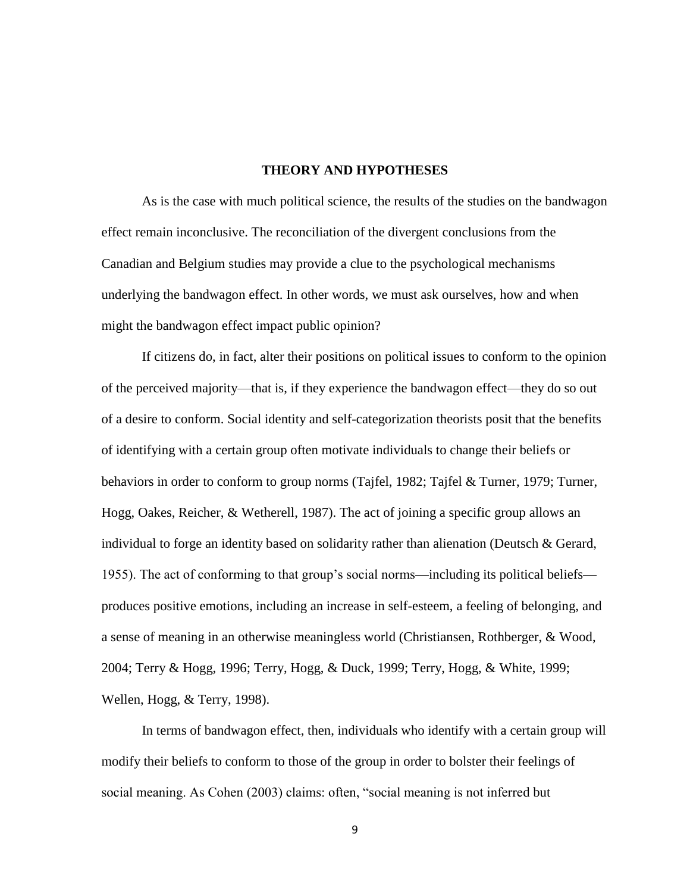## THEORY AND HYPOTHESES

As is the case with much political science, the results of the studies on the bandwagon effect remain inconclusive. The reconciliation of the divergent conclusions from the Canadian and Belgium studies may provide a clue to the psychological mechanisms underlying the bandwagon effect. In other words, we must ask ourselves, how and when might the bandwagon effect impact public opinion?

If citizens do, in fact, alter their positions on political issues to conform to the opinion of the perceived majority—that is, if they experience the bandwagon effect—they do so out of a desire to conform. Social identity and self-categorization theorists posit that the benefits of identifying with a certain group often motivate individuals to change their beliefs or behaviors in order to conform to group norms (Tajfel, 1982; Tajfel & Turner, 1979; Turner, Hogg, Oakes, Reicher, & Wetherell, 1987). The act of joining a specific group allows an individual to forge an identity based on solidarity rather than alienation (Deutsch & Gerard, 1955). The act of conforming to that group's social norms—including its political beliefs—produces positive emotions, including an increase in self-esteem, a feeling of belonging, and a sense of meaning in an otherwise meaningless world (Christiansen, Rothberger, & Wood, 2004; Terry & Hogg, 1996; Terry, Hogg, & Duck, 1999; Terry, Hogg, & White, 1999; Wellen, Hogg, & Terry, 1998).

In terms of bandwagon effect, then, individuals who identify with a certain group will modify their beliefs to conform to those of the group in order to bolster their feelings of social meaning. As Cohen (2003) claims: often, "social meaning is not inferred but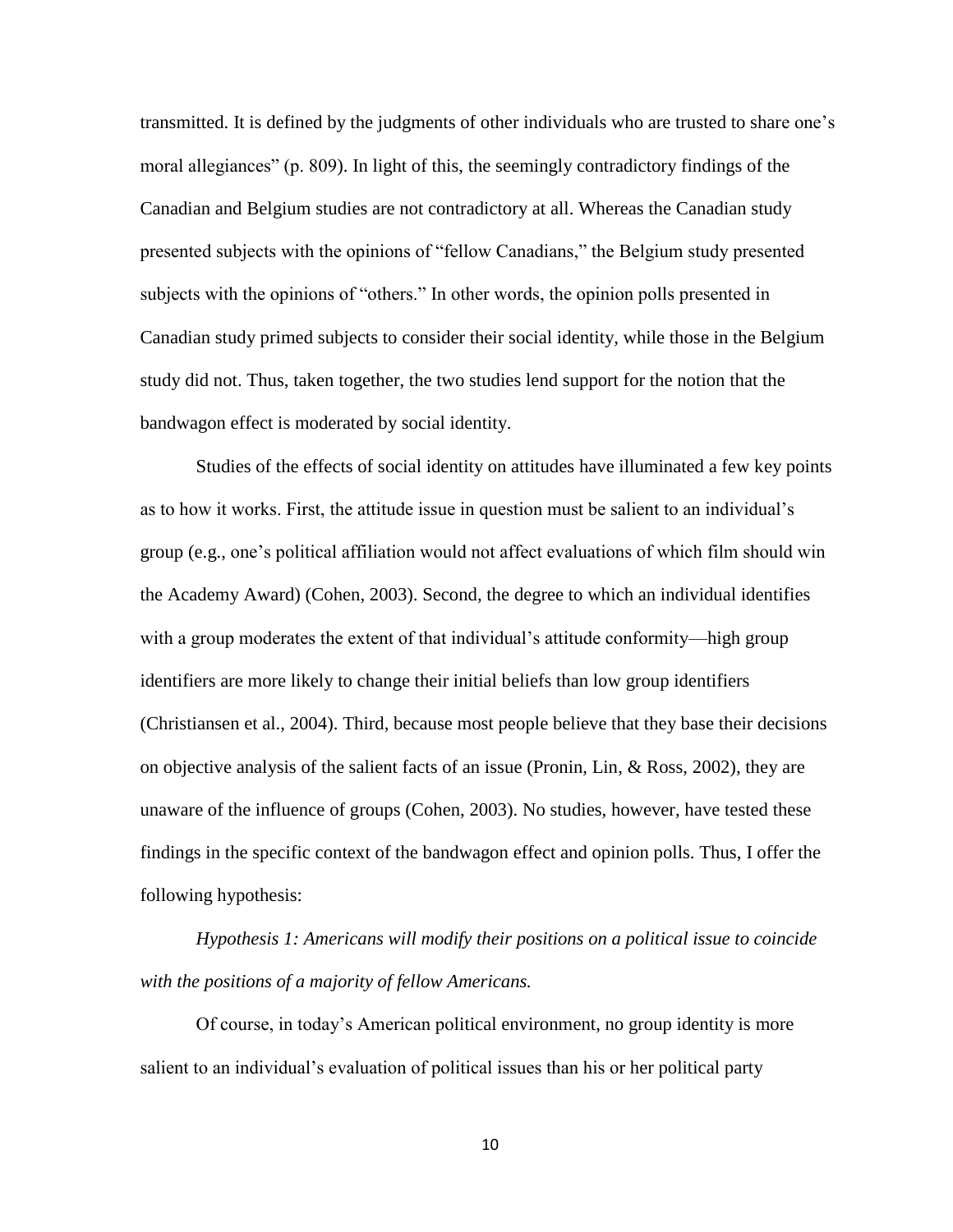transmitted. It is defined by the judgments of other individuals who are trusted to share one's moral allegiances" (p. 809). In light of this, the seemingly contradictory findings of the Canadian and Belgium studies are not contradictory at all. Whereas the Canadian study presented subjects with the opinions of "fellow Canadians," the Belgium study presented subjects with the opinions of "others." In other words, the opinion polls presented in Canadian study primed subjects to consider their social identity, while those in the Belgium study did not. Thus, taken together, the two studies lend support for the notion that the bandwagon effect is moderated by social identity.

Studies of the effects of social identity on attitudes have illuminated a few key points as to how it works. First, the attitude issue in question must be salient to an individual's group (e.g., one's political affiliation would not affect evaluations of which film should win the Academy Award) (Cohen, 2003). Second, the degree to which an individual identifies with a group moderates the extent of that individual's attitude conformity—high group identifiers are more likely to change their initial beliefs than low group identifiers (Christiansen et al., 2004). Third, because most people believe that they base their decisions on objective analysis of the salient facts of an issue (Pronin, Lin, & Ross, 2002), they are unaware of the influence of groups (Cohen, 2003). No studies, however, have tested these findings in the specific context of the bandwagon effect and opinion polls. Thus, I offer the following hypothesis:

*Hypothesis 1: Americans will modify their positions on a political issue to coincide with the positions of a majority of fellow Americans.*

Of course, in today's American political environment, no group identity is more salient to an individual's evaluation of political issues than his or her political party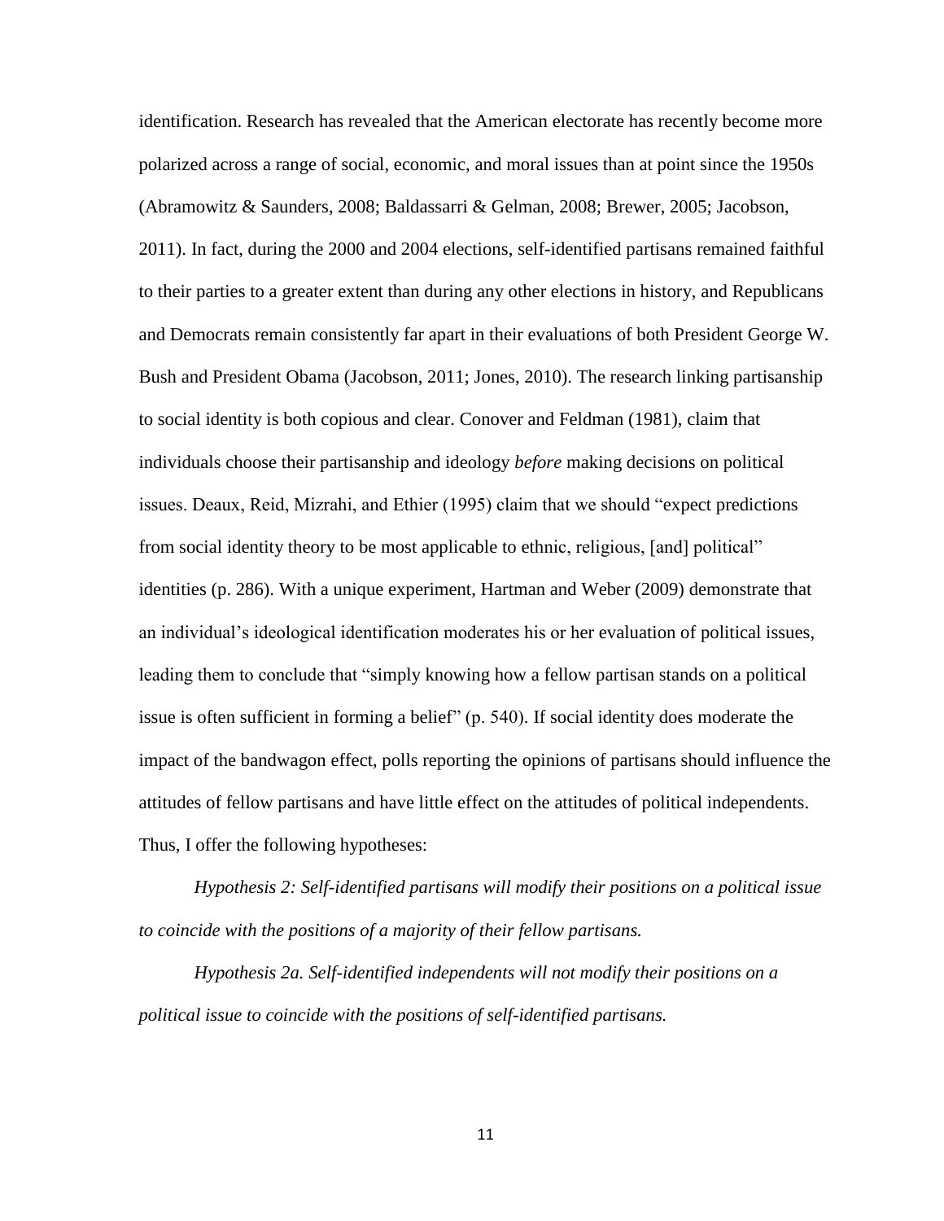identification. Research has revealed that the American electorate has recently become more polarized across a range of social, economic, and moral issues than at point since the 1950s (Abramowitz & Saunders, 2008; Baldassarri & Gelman, 2008; Brewer, 2005; Jacobson, 2011). In fact, during the 2000 and 2004 elections, self-identified partisans remained faithful to their parties to a greater extent than during any other elections in history, and Republicans and Democrats remain consistently far apart in their evaluations of both President George W. Bush and President Obama (Jacobson, 2011; Jones, 2010). The research linking partisanship to social identity is both copious and clear. Conover and Feldman (1981), claim that individuals choose their partisanship and ideology *before* making decisions on political issues. Deaux, Reid, Mizrahi, and Ethier (1995) claim that we should "expect predictions from social identity theory to be most applicable to ethnic, religious, [and] political" identities (p. 286). With a unique experiment, Hartman and Weber (2009) demonstrate that an individual's ideological identification moderates his or her evaluation of political issues, leading them to conclude that "simply knowing how a fellow partisan stands on a political issue is often sufficient in forming a belief" (p. 540). If social identity does moderate the impact of the bandwagon effect, polls reporting the opinions of partisans should influence the attitudes of fellow partisans and have little effect on the attitudes of political independents. Thus, I offer the following hypotheses:

*Hypothesis 2: Self-identified partisans will modify their positions on a political issue to coincide with the positions of a majority of their fellow partisans.*

*Hypothesis 2a. Self-identified independents will not modify their positions on a political issue to coincide with the positions of self-identified partisans.*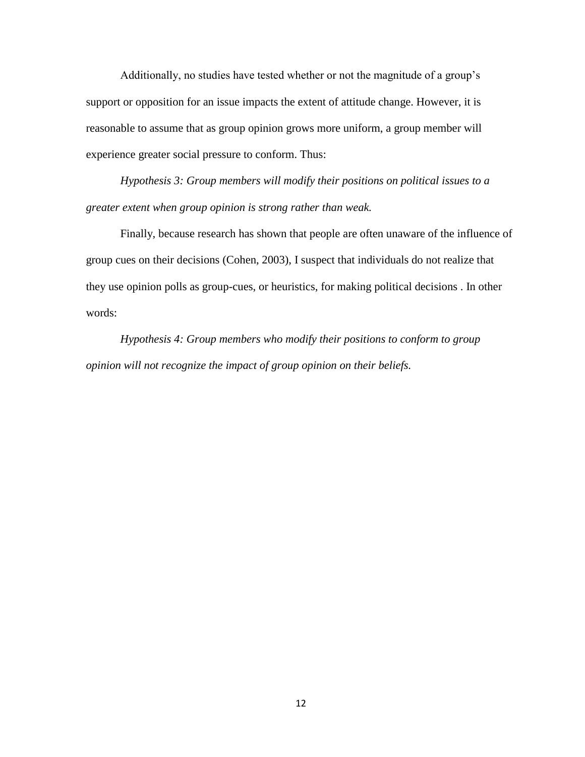Additionally, no studies have tested whether or not the magnitude of a group's support or opposition for an issue impacts the extent of attitude change. However, it is reasonable to assume that as group opinion grows more uniform, a group member will experience greater social pressure to conform. Thus:

*Hypothesis 3: Group members will modify their positions on political issues to a greater extent when group opinion is strong rather than weak.*

Finally, because research has shown that people are often unaware of the influence of group cues on their decisions (Cohen, 2003), I suspect that individuals do not realize that they use opinion polls as group-cues, or heuristics, for making political decisions . In other words:

*Hypothesis 4: Group members who modify their positions to conform to group opinion will not recognize the impact of group opinion on their beliefs.*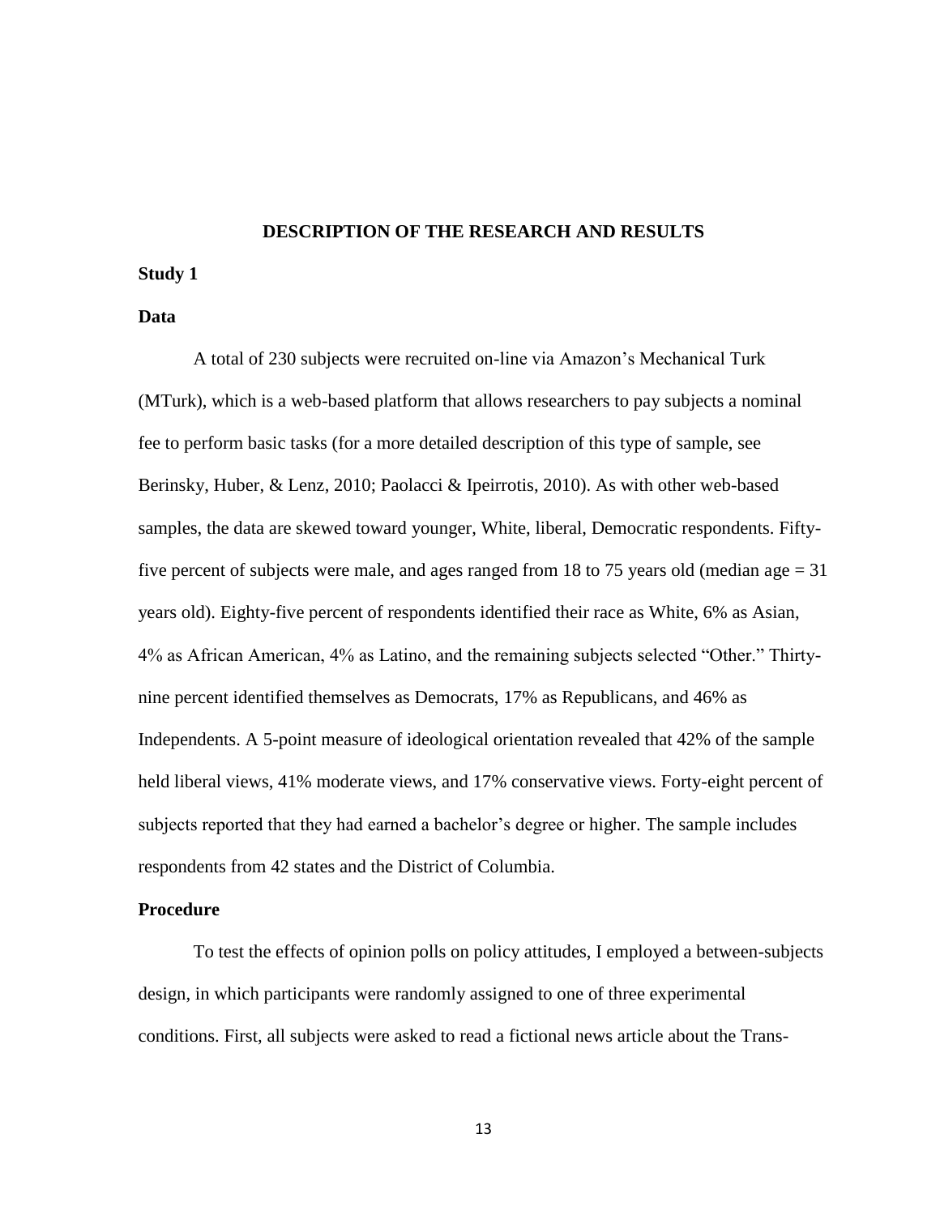## DESCRIPTION OF THE RESEARCH AND RESULTS

### Study 1

#### Data

A total of 230 subjects were recruited on-line via Amazon's Mechanical Turk (MTurk), which is a web-based platform that allows researchers to pay subjects a nominal fee to perform basic tasks (for a more detailed description of this type of sample, see Berinsky, Huber, & Lenz, 2010; Paolacci & Ipeirrotis, 2010). As with other web-based samples, the data are skewed toward younger, White, liberal, Democratic respondents. Fifty-five percent of subjects were male, and ages ranged from 18 to 75 years old (median age = 31 years old). Eighty-five percent of respondents identified their race as White, 6% as Asian, 4% as African American, 4% as Latino, and the remaining subjects selected "Other." Thirty-nine percent identified themselves as Democrats, 17% as Republicans, and 46% as Independents. A 5-point measure of ideological orientation revealed that 42% of the sample held liberal views, 41% moderate views, and 17% conservative views. Forty-eight percent of subjects reported that they had earned a bachelor's degree or higher. The sample includes respondents from 42 states and the District of Columbia.

#### Procedure

To test the effects of opinion polls on policy attitudes, I employed a between-subjects design, in which participants were randomly assigned to one of three experimental conditions. First, all subjects were asked to read a fictional news article about the Trans-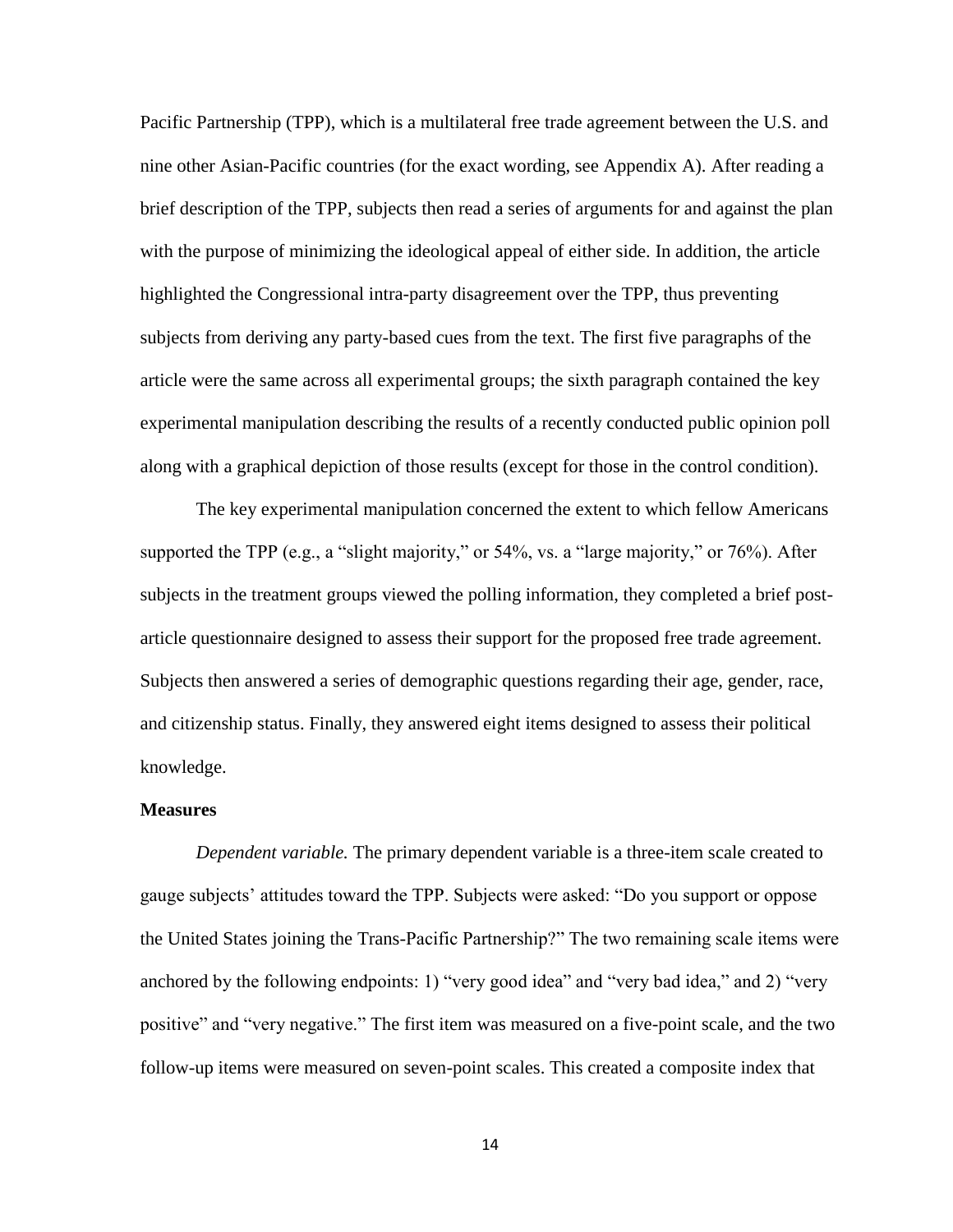Pacific Partnership (TPP), which is a multilateral free trade agreement between the U.S. and nine other Asian-Pacific countries (for the exact wording, see Appendix A). After reading a brief description of the TPP, subjects then read a series of arguments for and against the plan with the purpose of minimizing the ideological appeal of either side. In addition, the article highlighted the Congressional intra-party disagreement over the TPP, thus preventing subjects from deriving any party-based cues from the text. The first five paragraphs of the article were the same across all experimental groups; the sixth paragraph contained the key experimental manipulation describing the results of a recently conducted public opinion poll along with a graphical depiction of those results (except for those in the control condition).

The key experimental manipulation concerned the extent to which fellow Americans supported the TPP (e.g., a "slight majority," or 54%, vs. a "large majority," or 76%). After subjects in the treatment groups viewed the polling information, they completed a brief post-article questionnaire designed to assess their support for the proposed free trade agreement. Subjects then answered a series of demographic questions regarding their age, gender, race, and citizenship status. Finally, they answered eight items designed to assess their political knowledge.

**Measures**

*Dependent variable.* The primary dependent variable is a three-item scale created to gauge subjects' attitudes toward the TPP. Subjects were asked: "Do you support or oppose the United States joining the Trans-Pacific Partnership?" The two remaining scale items were anchored by the following endpoints: 1) "very good idea" and "very bad idea," and 2) "very positive" and "very negative." The first item was measured on a five-point scale, and the two follow-up items were measured on seven-point scales. This created a composite index that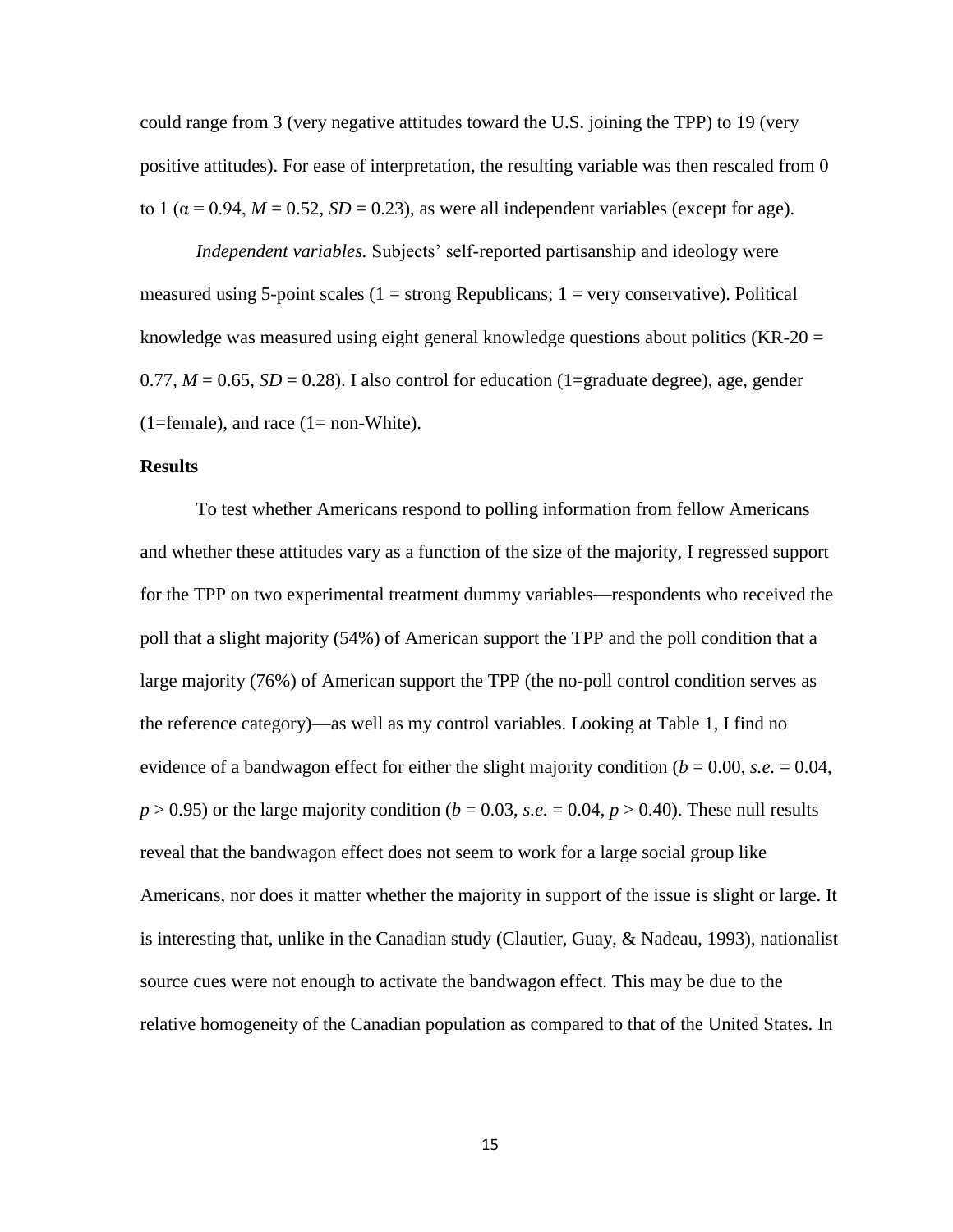could range from 3 (very negative attitudes toward the U.S. joining the TPP) to 19 (very positive attitudes). For ease of interpretation, the resulting variable was then rescaled from 0 to 1 ($\alpha = 0.94$, $M = 0.52$, $SD = 0.23$), as were all independent variables (except for age).

*Independent variables.* Subjects' self-reported partisanship and ideology were measured using 5-point scales (1 = strong Republicans; 1 = very conservative). Political knowledge was measured using eight general knowledge questions about politics (KR-20 = 0.77, $M = 0.65$, $SD = 0.28$). I also control for education (1=graduate degree), age, gender (1=female), and race (1= non-White).

**Results**

To test whether Americans respond to polling information from fellow Americans and whether these attitudes vary as a function of the size of the majority, I regressed support for the TPP on two experimental treatment dummy variables—respondents who received the poll that a slight majority (54%) of American support the TPP and the poll condition that a large majority (76%) of American support the TPP (the no-poll control condition serves as the reference category)—as well as my control variables. Looking at Table 1, I find no evidence of a bandwagon effect for either the slight majority condition ($b = 0.00$, *s.e.* = 0.04, $p > 0.95$) or the large majority condition ($b = 0.03$, *s.e.* = 0.04, $p > 0.40$). These null results reveal that the bandwagon effect does not seem to work for a large social group like Americans, nor does it matter whether the majority in support of the issue is slight or large. It is interesting that, unlike in the Canadian study (Clautier, Guay, & Nadeau, 1993), nationalist source cues were not enough to activate the bandwagon effect. This may be due to the relative homogeneity of the Canadian population as compared to that of the United States. In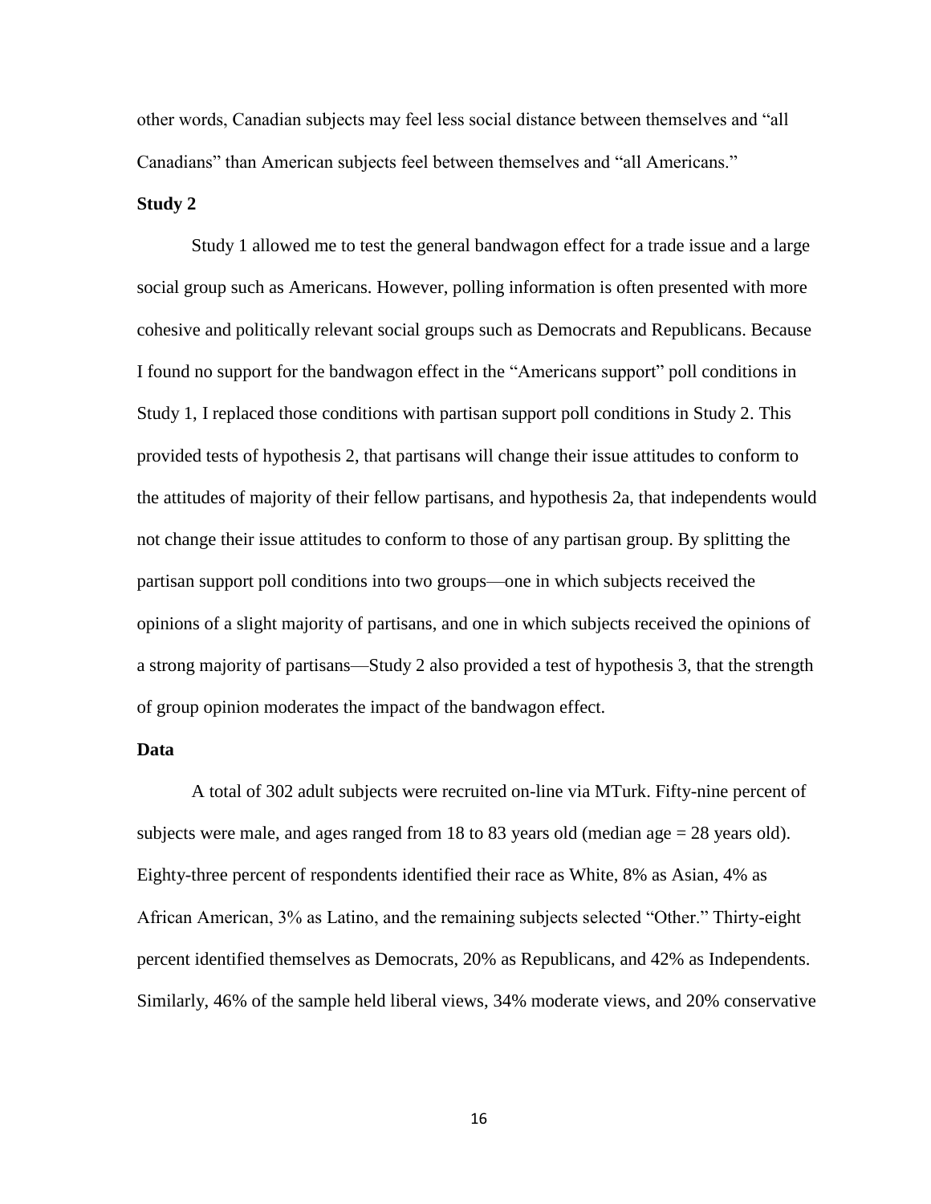other words, Canadian subjects may feel less social distance between themselves and "all Canadians" than American subjects feel between themselves and "all Americans."

**Study 2**

Study 1 allowed me to test the general bandwagon effect for a trade issue and a large social group such as Americans. However, polling information is often presented with more cohesive and politically relevant social groups such as Democrats and Republicans. Because I found no support for the bandwagon effect in the "Americans support" poll conditions in Study 1, I replaced those conditions with partisan support poll conditions in Study 2. This provided tests of hypothesis 2, that partisans will change their issue attitudes to conform to the attitudes of majority of their fellow partisans, and hypothesis 2a, that independents would not change their issue attitudes to conform to those of any partisan group. By splitting the partisan support poll conditions into two groups—one in which subjects received the opinions of a slight majority of partisans, and one in which subjects received the opinions of a strong majority of partisans—Study 2 also provided a test of hypothesis 3, that the strength of group opinion moderates the impact of the bandwagon effect.

**Data**

A total of 302 adult subjects were recruited on-line via MTurk. Fifty-nine percent of subjects were male, and ages ranged from 18 to 83 years old (median age = 28 years old). Eighty-three percent of respondents identified their race as White, 8% as Asian, 4% as African American, 3% as Latino, and the remaining subjects selected "Other." Thirty-eight percent identified themselves as Democrats, 20% as Republicans, and 42% as Independents. Similarly, 46% of the sample held liberal views, 34% moderate views, and 20% conservative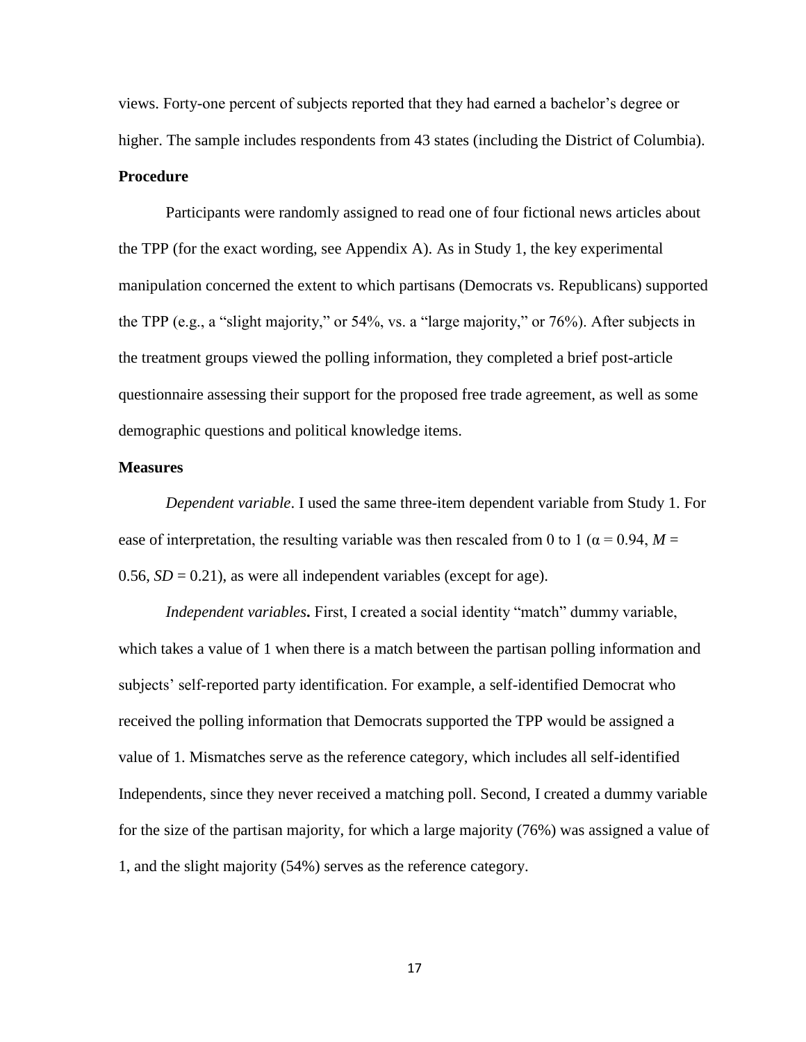views. Forty-one percent of subjects reported that they had earned a bachelor's degree or higher. The sample includes respondents from 43 states (including the District of Columbia).

**Procedure**

Participants were randomly assigned to read one of four fictional news articles about the TPP (for the exact wording, see Appendix A). As in Study 1, the key experimental manipulation concerned the extent to which partisans (Democrats vs. Republicans) supported the TPP (e.g., a "slight majority," or 54%, vs. a "large majority," or 76%). After subjects in the treatment groups viewed the polling information, they completed a brief post-article questionnaire assessing their support for the proposed free trade agreement, as well as some demographic questions and political knowledge items.

**Measures**

*Dependent variable*. I used the same three-item dependent variable from Study 1. For ease of interpretation, the resulting variable was then rescaled from 0 to 1 ($\alpha = 0.94$, $M = 0.56$, $SD = 0.21$), as were all independent variables (except for age).

*Independent variables***.** First, I created a social identity "match" dummy variable, which takes a value of 1 when there is a match between the partisan polling information and subjects' self-reported party identification. For example, a self-identified Democrat who received the polling information that Democrats supported the TPP would be assigned a value of 1. Mismatches serve as the reference category, which includes all self-identified Independents, since they never received a matching poll. Second, I created a dummy variable for the size of the partisan majority, for which a large majority (76%) was assigned a value of 1, and the slight majority (54%) serves as the reference category.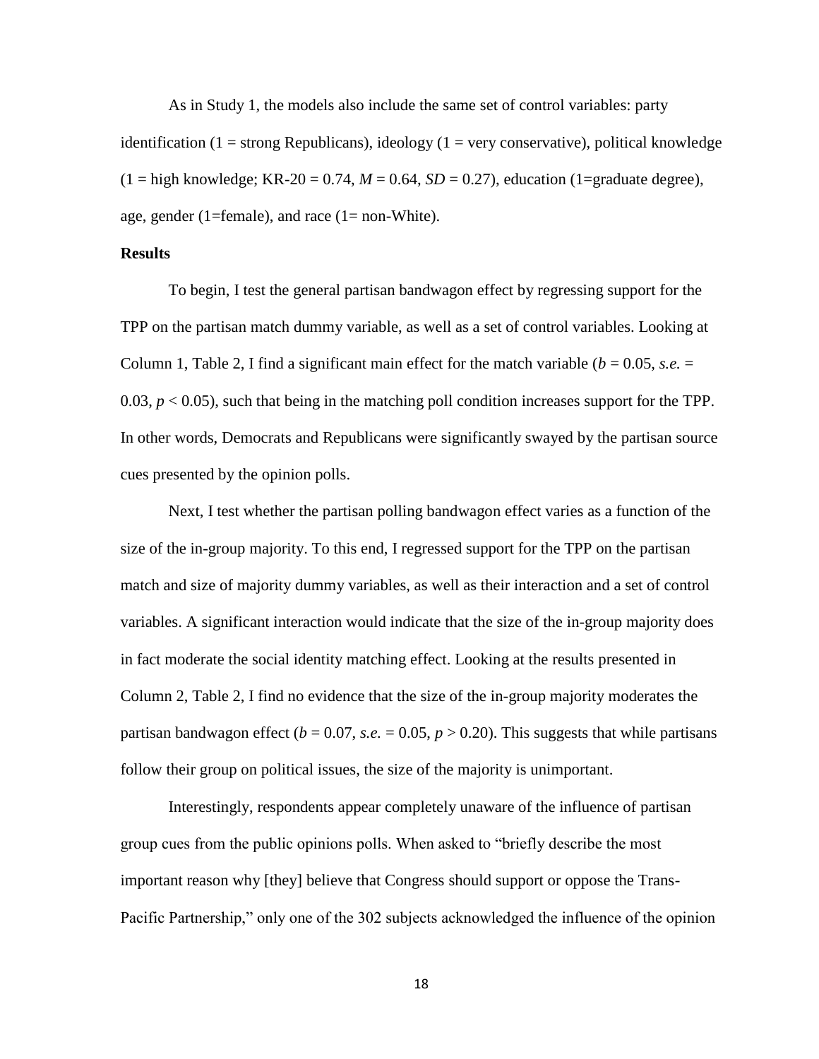As in Study 1, the models also include the same set of control variables: party identification (1 = strong Republicans), ideology (1 = very conservative), political knowledge (1 = high knowledge; KR-20 = 0.74, *M* = 0.64, *SD* = 0.27), education (1=graduate degree), age, gender (1=female), and race (1= non-White).

**Results**

To begin, I test the general partisan bandwagon effect by regressing support for the TPP on the partisan match dummy variable, as well as a set of control variables. Looking at Column 1, Table 2, I find a significant main effect for the match variable ($b = 0.05$, *s.e.* = 0.03, $p < 0.05$), such that being in the matching poll condition increases support for the TPP. In other words, Democrats and Republicans were significantly swayed by the partisan source cues presented by the opinion polls.

Next, I test whether the partisan polling bandwagon effect varies as a function of the size of the in-group majority. To this end, I regressed support for the TPP on the partisan match and size of majority dummy variables, as well as their interaction and a set of control variables. A significant interaction would indicate that the size of the in-group majority does in fact moderate the social identity matching effect. Looking at the results presented in Column 2, Table 2, I find no evidence that the size of the in-group majority moderates the partisan bandwagon effect ($b = 0.07$, *s.e.* = 0.05, $p > 0.20$). This suggests that while partisans follow their group on political issues, the size of the majority is unimportant.

Interestingly, respondents appear completely unaware of the influence of partisan group cues from the public opinions polls. When asked to "briefly describe the most important reason why [they] believe that Congress should support or oppose the Trans-Pacific Partnership," only one of the 302 subjects acknowledged the influence of the opinion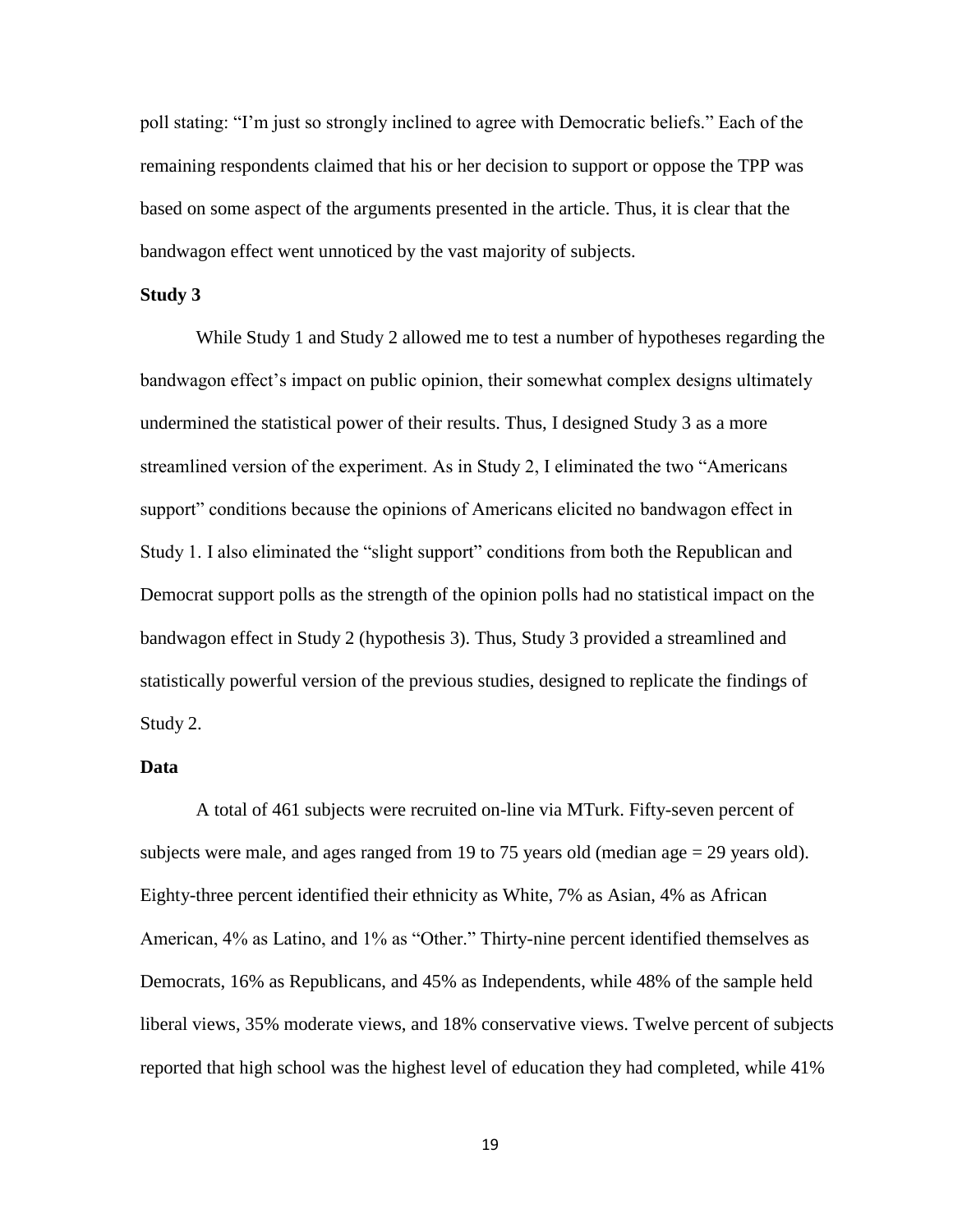poll stating: "I'm just so strongly inclined to agree with Democratic beliefs." Each of the remaining respondents claimed that his or her decision to support or oppose the TPP was based on some aspect of the arguments presented in the article. Thus, it is clear that the bandwagon effect went unnoticed by the vast majority of subjects.

**Study 3**

While Study 1 and Study 2 allowed me to test a number of hypotheses regarding the bandwagon effect's impact on public opinion, their somewhat complex designs ultimately undermined the statistical power of their results. Thus, I designed Study 3 as a more streamlined version of the experiment. As in Study 2, I eliminated the two "Americans support" conditions because the opinions of Americans elicited no bandwagon effect in Study 1. I also eliminated the "slight support" conditions from both the Republican and Democrat support polls as the strength of the opinion polls had no statistical impact on the bandwagon effect in Study 2 (hypothesis 3). Thus, Study 3 provided a streamlined and statistically powerful version of the previous studies, designed to replicate the findings of Study 2.

**Data**

A total of 461 subjects were recruited on-line via MTurk. Fifty-seven percent of subjects were male, and ages ranged from 19 to 75 years old (median age = 29 years old). Eighty-three percent identified their ethnicity as White, 7% as Asian, 4% as African American, 4% as Latino, and 1% as "Other." Thirty-nine percent identified themselves as Democrats, 16% as Republicans, and 45% as Independents, while 48% of the sample held liberal views, 35% moderate views, and 18% conservative views. Twelve percent of subjects reported that high school was the highest level of education they had completed, while 41%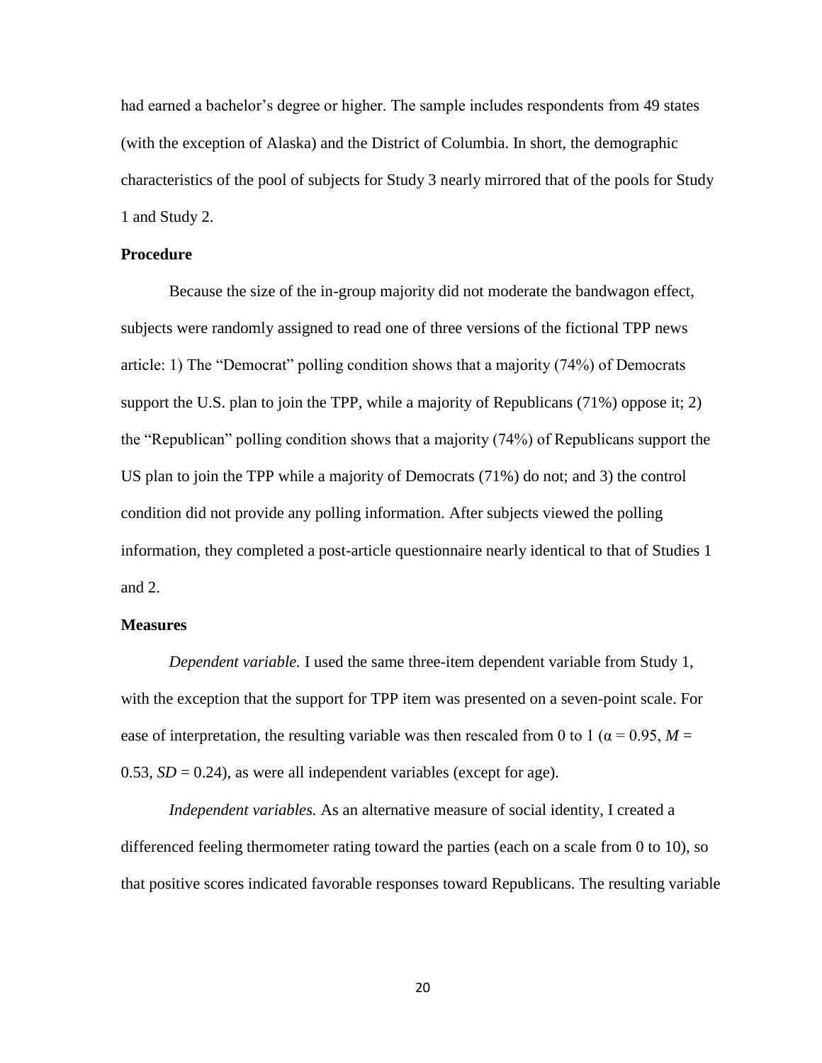had earned a bachelor's degree or higher. The sample includes respondents from 49 states (with the exception of Alaska) and the District of Columbia. In short, the demographic characteristics of the pool of subjects for Study 3 nearly mirrored that of the pools for Study 1 and Study 2.

### Procedure

Because the size of the in-group majority did not moderate the bandwagon effect, subjects were randomly assigned to read one of three versions of the fictional TPP news article: 1) The "Democrat" polling condition shows that a majority (74%) of Democrats support the U.S. plan to join the TPP, while a majority of Republicans (71%) oppose it; 2) the "Republican" polling condition shows that a majority (74%) of Republicans support the US plan to join the TPP while a majority of Democrats (71%) do not; and 3) the control condition did not provide any polling information. After subjects viewed the polling information, they completed a post-article questionnaire nearly identical to that of Studies 1 and 2.

### Measures

*Dependent variable.* I used the same three-item dependent variable from Study 1, with the exception that the support for TPP item was presented on a seven-point scale. For ease of interpretation, the resulting variable was then rescaled from 0 to 1 ($\alpha = 0.95$, $M = 0.53$, $SD = 0.24$), as were all independent variables (except for age).

*Independent variables.* As an alternative measure of social identity, I created a differenced feeling thermometer rating toward the parties (each on a scale from 0 to 10), so that positive scores indicated favorable responses toward Republicans. The resulting variable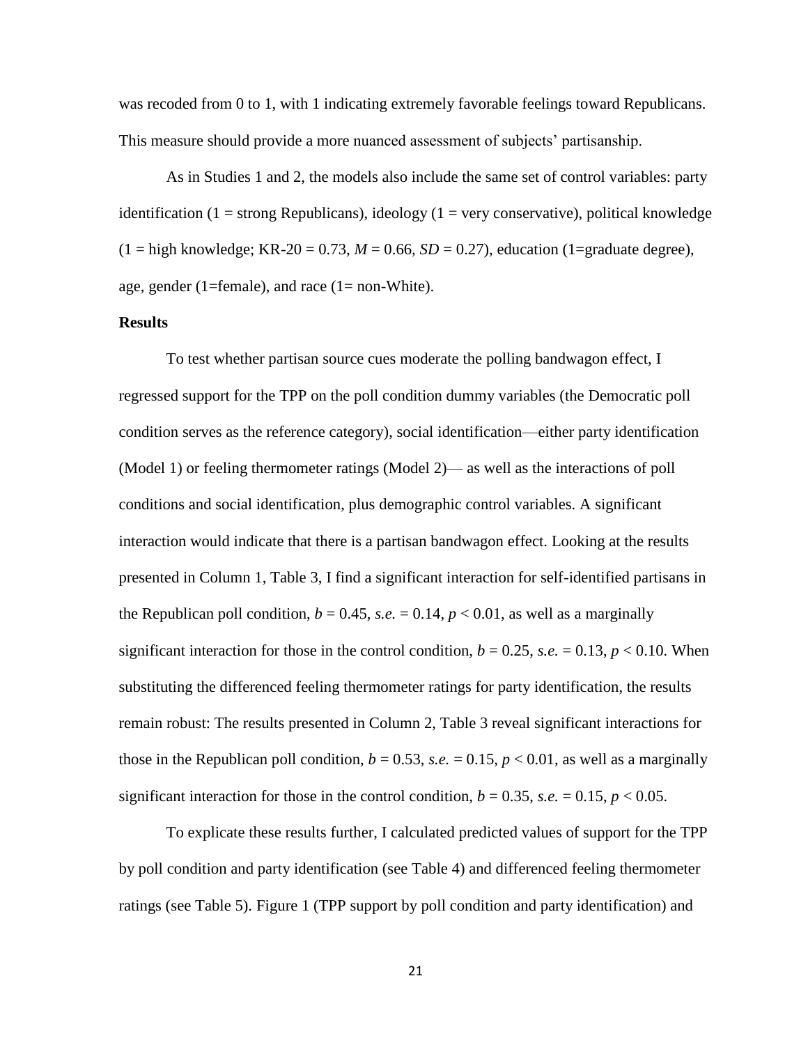was recoded from 0 to 1, with 1 indicating extremely favorable feelings toward Republicans. This measure should provide a more nuanced assessment of subjects' partisanship.

As in Studies 1 and 2, the models also include the same set of control variables: party identification (1 = strong Republicans), ideology (1 = very conservative), political knowledge (1 = high knowledge; KR-20 = 0.73, $M = 0.66$, $SD = 0.27$), education (1=graduate degree), age, gender (1=female), and race (1= non-White).

**Results**

To test whether partisan source cues moderate the polling bandwagon effect, I regressed support for the TPP on the poll condition dummy variables (the Democratic poll condition serves as the reference category), social identification—either party identification (Model 1) or feeling thermometer ratings (Model 2)— as well as the interactions of poll conditions and social identification, plus demographic control variables. A significant interaction would indicate that there is a partisan bandwagon effect. Looking at the results presented in Column 1, Table 3, I find a significant interaction for self-identified partisans in the Republican poll condition, $b = 0.45$, $s.e. = 0.14$, $p < 0.01$, as well as a marginally significant interaction for those in the control condition, $b = 0.25$, $s.e. = 0.13$, $p < 0.10$. When substituting the differenced feeling thermometer ratings for party identification, the results remain robust: The results presented in Column 2, Table 3 reveal significant interactions for those in the Republican poll condition, $b = 0.53$, $s.e. = 0.15$, $p < 0.01$, as well as a marginally significant interaction for those in the control condition, $b = 0.35$, $s.e. = 0.15$, $p < 0.05$.

To explicate these results further, I calculated predicted values of support for the TPP by poll condition and party identification (see Table 4) and differenced feeling thermometer ratings (see Table 5). Figure 1 (TPP support by poll condition and party identification) and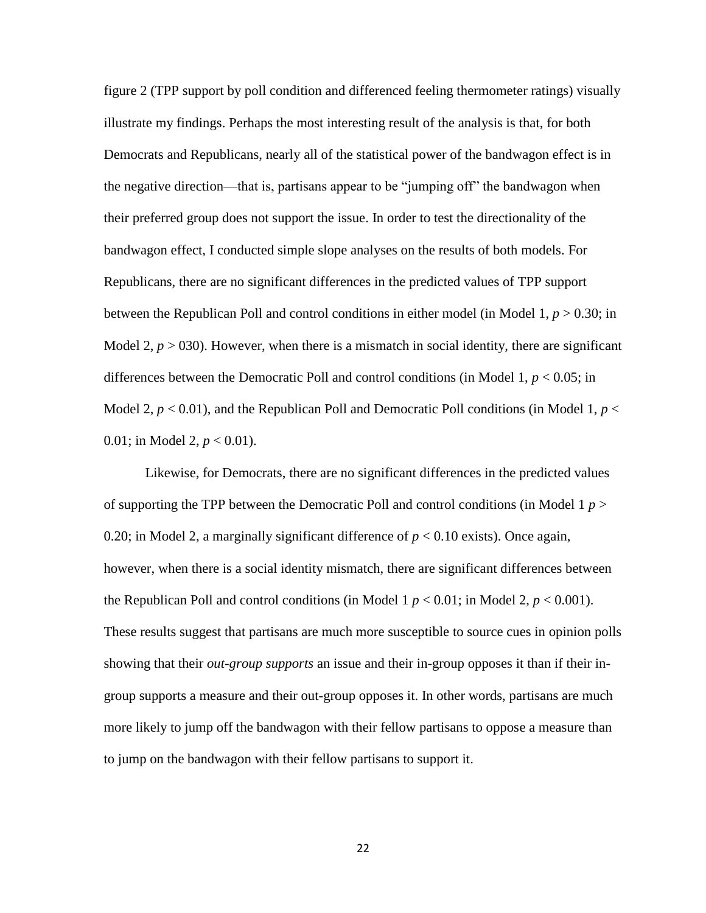figure 2 (TPP support by poll condition and differenced feeling thermometer ratings) visually illustrate my findings. Perhaps the most interesting result of the analysis is that, for both Democrats and Republicans, nearly all of the statistical power of the bandwagon effect is in the negative direction—that is, partisans appear to be "jumping off" the bandwagon when their preferred group does not support the issue. In order to test the directionality of the bandwagon effect, I conducted simple slope analyses on the results of both models. For Republicans, there are no significant differences in the predicted values of TPP support between the Republican Poll and control conditions in either model (in Model 1, $p > 0.30$; in Model 2, $p > 030$). However, when there is a mismatch in social identity, there are significant differences between the Democratic Poll and control conditions (in Model 1, $p < 0.05$; in Model 2, $p < 0.01$), and the Republican Poll and Democratic Poll conditions (in Model 1, $p < 0.01$; in Model 2, $p < 0.01$).

Likewise, for Democrats, there are no significant differences in the predicted values of supporting the TPP between the Democratic Poll and control conditions (in Model 1 $p > 0.20$; in Model 2, a marginally significant difference of $p < 0.10$ exists). Once again, however, when there is a social identity mismatch, there are significant differences between the Republican Poll and control conditions (in Model 1 $p < 0.01$; in Model 2, $p < 0.001$). These results suggest that partisans are much more susceptible to source cues in opinion polls showing that their *out-group supports* an issue and their in-group opposes it than if their in-group supports a measure and their out-group opposes it. In other words, partisans are much more likely to jump off the bandwagon with their fellow partisans to oppose a measure than to jump on the bandwagon with their fellow partisans to support it.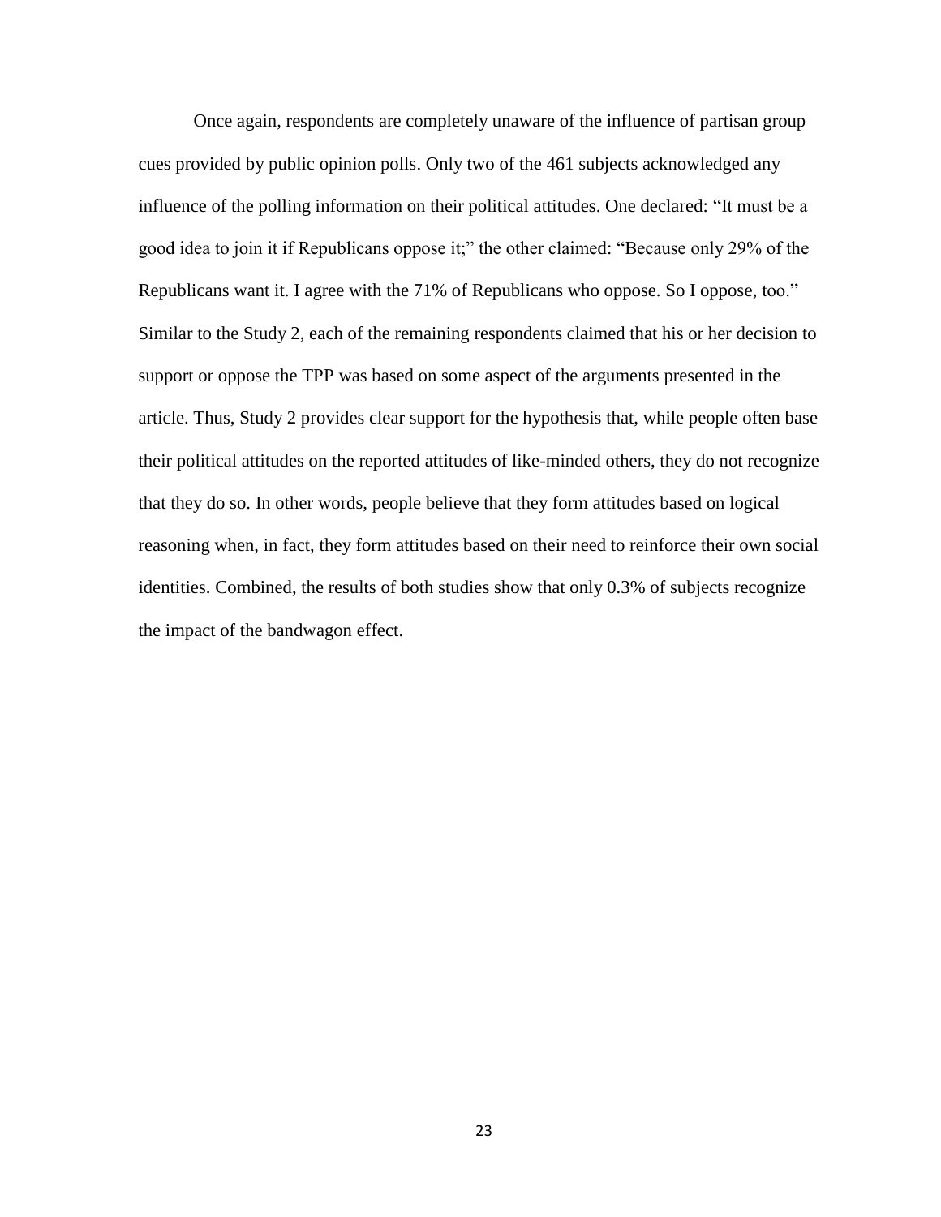Once again, respondents are completely unaware of the influence of partisan group cues provided by public opinion polls. Only two of the 461 subjects acknowledged any influence of the polling information on their political attitudes. One declared: “It must be a good idea to join it if Republicans oppose it;” the other claimed: “Because only 29% of the Republicans want it. I agree with the 71% of Republicans who oppose. So I oppose, too.” Similar to the Study 2, each of the remaining respondents claimed that his or her decision to support or oppose the TPP was based on some aspect of the arguments presented in the article. Thus, Study 2 provides clear support for the hypothesis that, while people often base their political attitudes on the reported attitudes of like-minded others, they do not recognize that they do so. In other words, people believe that they form attitudes based on logical reasoning when, in fact, they form attitudes based on their need to reinforce their own social identities. Combined, the results of both studies show that only 0.3% of subjects recognize the impact of the bandwagon effect.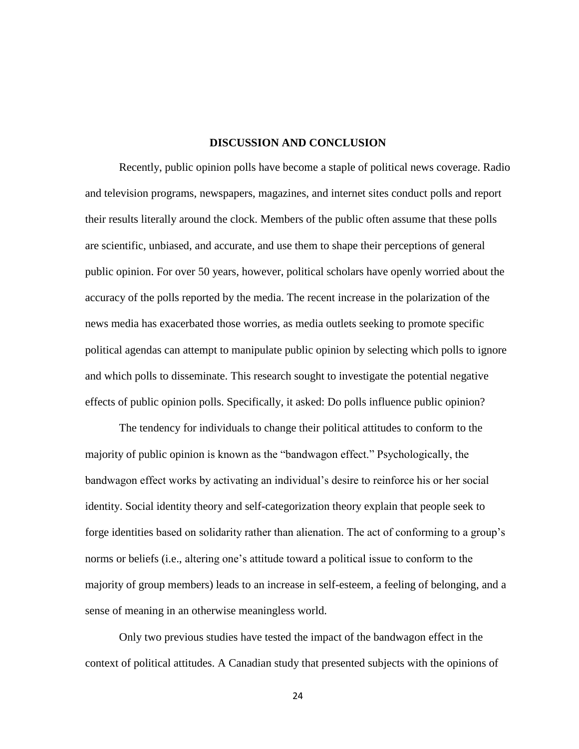## DISCUSSION AND CONCLUSION

Recently, public opinion polls have become a staple of political news coverage. Radio and television programs, newspapers, magazines, and internet sites conduct polls and report their results literally around the clock. Members of the public often assume that these polls are scientific, unbiased, and accurate, and use them to shape their perceptions of general public opinion. For over 50 years, however, political scholars have openly worried about the accuracy of the polls reported by the media. The recent increase in the polarization of the news media has exacerbated those worries, as media outlets seeking to promote specific political agendas can attempt to manipulate public opinion by selecting which polls to ignore and which polls to disseminate. This research sought to investigate the potential negative effects of public opinion polls. Specifically, it asked: Do polls influence public opinion?

The tendency for individuals to change their political attitudes to conform to the majority of public opinion is known as the "bandwagon effect." Psychologically, the bandwagon effect works by activating an individual's desire to reinforce his or her social identity. Social identity theory and self-categorization theory explain that people seek to forge identities based on solidarity rather than alienation. The act of conforming to a group's norms or beliefs (i.e., altering one's attitude toward a political issue to conform to the majority of group members) leads to an increase in self-esteem, a feeling of belonging, and a sense of meaning in an otherwise meaningless world.

Only two previous studies have tested the impact of the bandwagon effect in the context of political attitudes. A Canadian study that presented subjects with the opinions of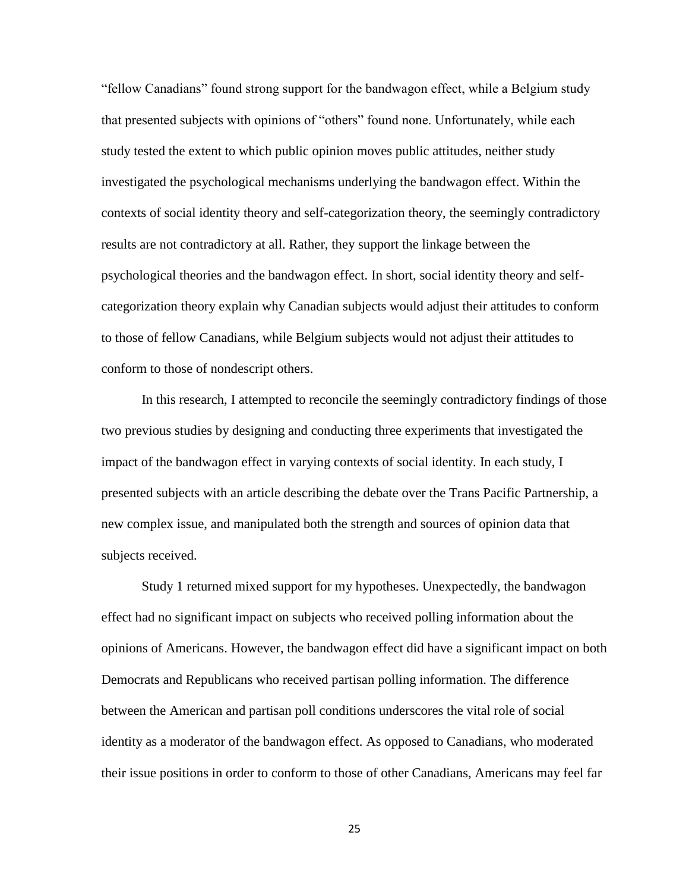"fellow Canadians" found strong support for the bandwagon effect, while a Belgium study that presented subjects with opinions of "others" found none. Unfortunately, while each study tested the extent to which public opinion moves public attitudes, neither study investigated the psychological mechanisms underlying the bandwagon effect. Within the contexts of social identity theory and self-categorization theory, the seemingly contradictory results are not contradictory at all. Rather, they support the linkage between the psychological theories and the bandwagon effect. In short, social identity theory and self-categorization theory explain why Canadian subjects would adjust their attitudes to conform to those of fellow Canadians, while Belgium subjects would not adjust their attitudes to conform to those of nondescript others.

In this research, I attempted to reconcile the seemingly contradictory findings of those two previous studies by designing and conducting three experiments that investigated the impact of the bandwagon effect in varying contexts of social identity. In each study, I presented subjects with an article describing the debate over the Trans Pacific Partnership, a new complex issue, and manipulated both the strength and sources of opinion data that subjects received.

Study 1 returned mixed support for my hypotheses. Unexpectedly, the bandwagon effect had no significant impact on subjects who received polling information about the opinions of Americans. However, the bandwagon effect did have a significant impact on both Democrats and Republicans who received partisan polling information. The difference between the American and partisan poll conditions underscores the vital role of social identity as a moderator of the bandwagon effect. As opposed to Canadians, who moderated their issue positions in order to conform to those of other Canadians, Americans may feel far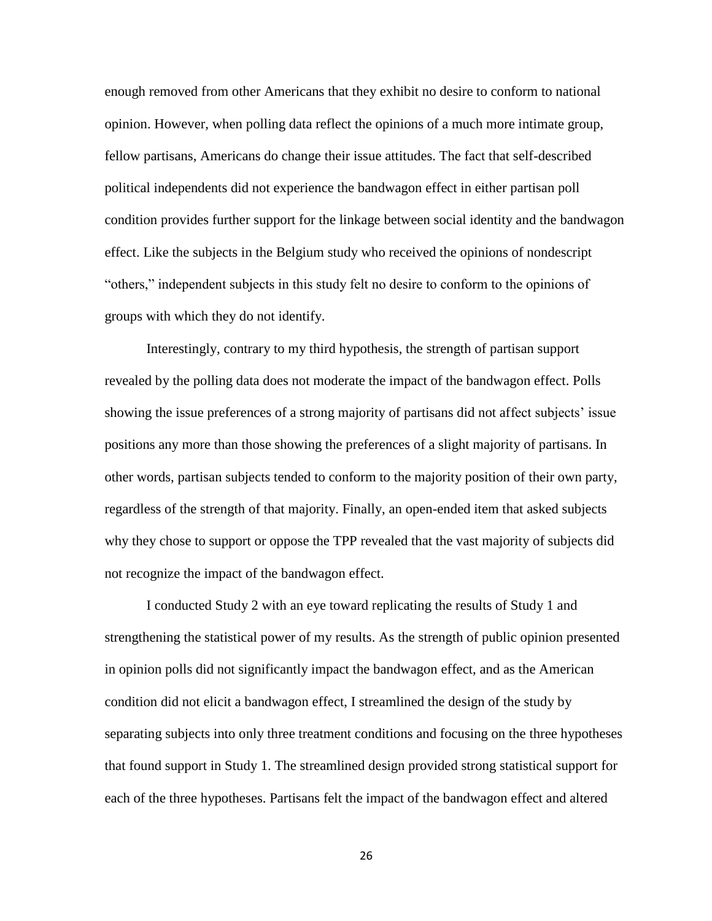enough removed from other Americans that they exhibit no desire to conform to national opinion. However, when polling data reflect the opinions of a much more intimate group, fellow partisans, Americans do change their issue attitudes. The fact that self-described political independents did not experience the bandwagon effect in either partisan poll condition provides further support for the linkage between social identity and the bandwagon effect. Like the subjects in the Belgium study who received the opinions of nondescript "others," independent subjects in this study felt no desire to conform to the opinions of groups with which they do not identify.

Interestingly, contrary to my third hypothesis, the strength of partisan support revealed by the polling data does not moderate the impact of the bandwagon effect. Polls showing the issue preferences of a strong majority of partisans did not affect subjects' issue positions any more than those showing the preferences of a slight majority of partisans. In other words, partisan subjects tended to conform to the majority position of their own party, regardless of the strength of that majority. Finally, an open-ended item that asked subjects why they chose to support or oppose the TPP revealed that the vast majority of subjects did not recognize the impact of the bandwagon effect.

I conducted Study 2 with an eye toward replicating the results of Study 1 and strengthening the statistical power of my results. As the strength of public opinion presented in opinion polls did not significantly impact the bandwagon effect, and as the American condition did not elicit a bandwagon effect, I streamlined the design of the study by separating subjects into only three treatment conditions and focusing on the three hypotheses that found support in Study 1. The streamlined design provided strong statistical support for each of the three hypotheses. Partisans felt the impact of the bandwagon effect and altered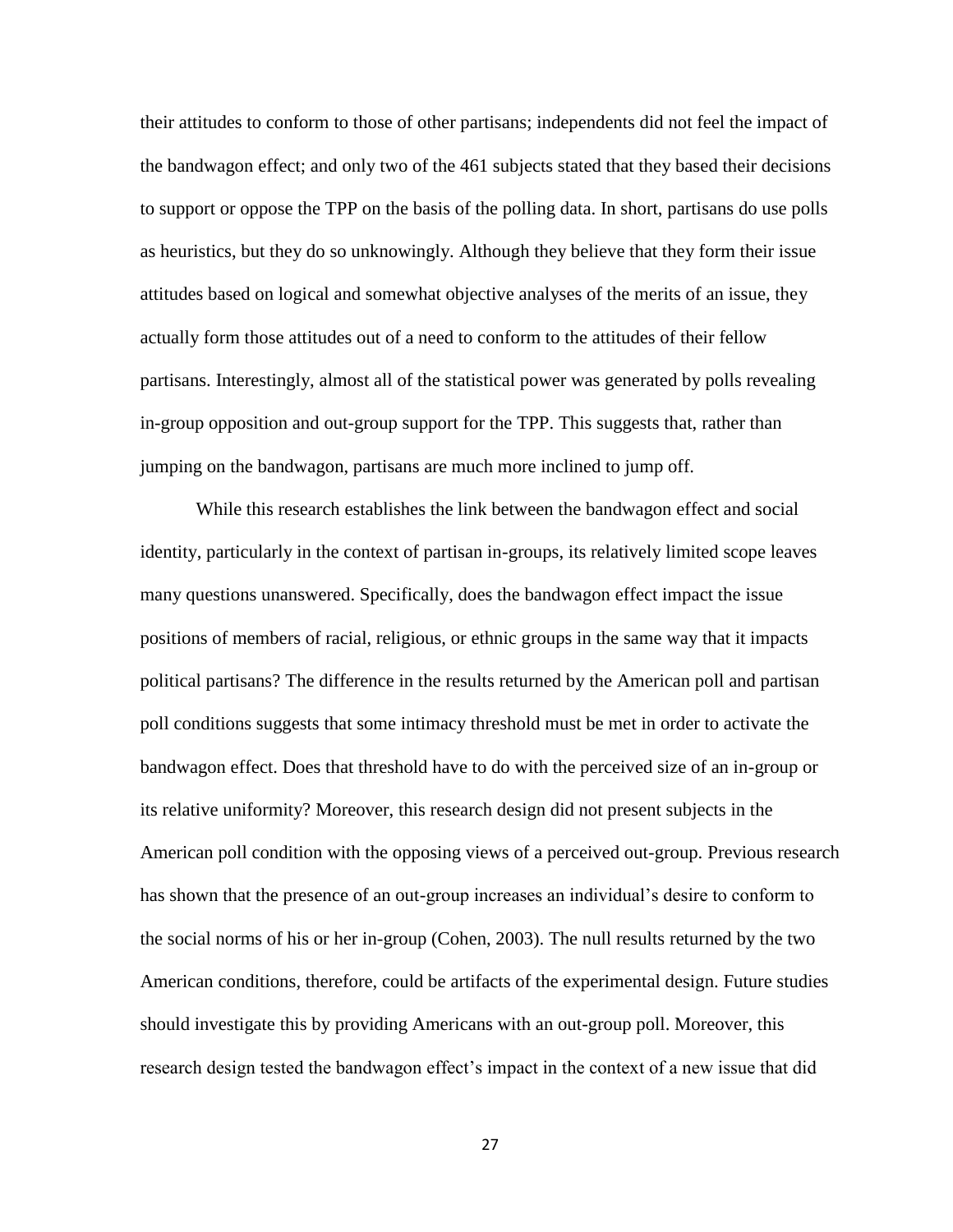their attitudes to conform to those of other partisans; independents did not feel the impact of the bandwagon effect; and only two of the 461 subjects stated that they based their decisions to support or oppose the TPP on the basis of the polling data. In short, partisans do use polls as heuristics, but they do so unknowingly. Although they believe that they form their issue attitudes based on logical and somewhat objective analyses of the merits of an issue, they actually form those attitudes out of a need to conform to the attitudes of their fellow partisans. Interestingly, almost all of the statistical power was generated by polls revealing in-group opposition and out-group support for the TPP. This suggests that, rather than jumping on the bandwagon, partisans are much more inclined to jump off.

While this research establishes the link between the bandwagon effect and social identity, particularly in the context of partisan in-groups, its relatively limited scope leaves many questions unanswered. Specifically, does the bandwagon effect impact the issue positions of members of racial, religious, or ethnic groups in the same way that it impacts political partisans? The difference in the results returned by the American poll and partisan poll conditions suggests that some intimacy threshold must be met in order to activate the bandwagon effect. Does that threshold have to do with the perceived size of an in-group or its relative uniformity? Moreover, this research design did not present subjects in the American poll condition with the opposing views of a perceived out-group. Previous research has shown that the presence of an out-group increases an individual's desire to conform to the social norms of his or her in-group (Cohen, 2003). The null results returned by the two American conditions, therefore, could be artifacts of the experimental design. Future studies should investigate this by providing Americans with an out-group poll. Moreover, this research design tested the bandwagon effect's impact in the context of a new issue that did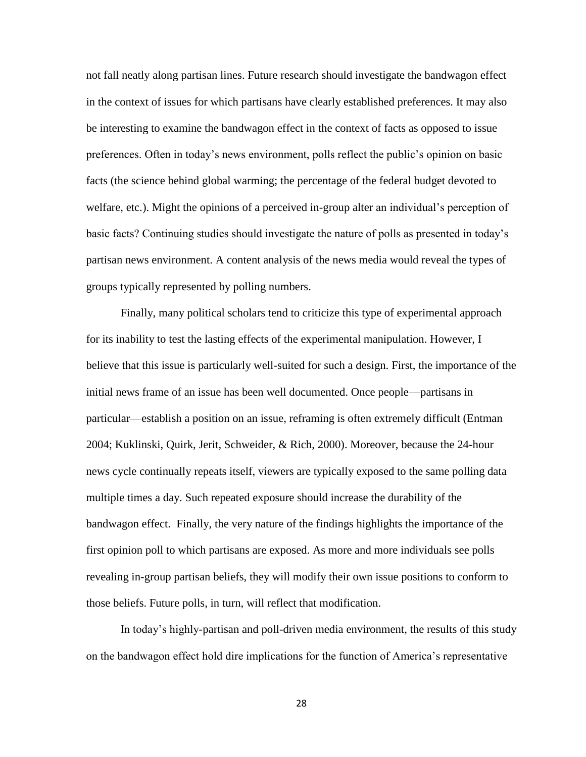not fall neatly along partisan lines. Future research should investigate the bandwagon effect in the context of issues for which partisans have clearly established preferences. It may also be interesting to examine the bandwagon effect in the context of facts as opposed to issue preferences. Often in today's news environment, polls reflect the public's opinion on basic facts (the science behind global warming; the percentage of the federal budget devoted to welfare, etc.). Might the opinions of a perceived in-group alter an individual's perception of basic facts? Continuing studies should investigate the nature of polls as presented in today's partisan news environment. A content analysis of the news media would reveal the types of groups typically represented by polling numbers.

Finally, many political scholars tend to criticize this type of experimental approach for its inability to test the lasting effects of the experimental manipulation. However, I believe that this issue is particularly well-suited for such a design. First, the importance of the initial news frame of an issue has been well documented. Once people—partisans in particular—establish a position on an issue, reframing is often extremely difficult (Entman 2004; Kuklinski, Quirk, Jerit, Schweider, & Rich, 2000). Moreover, because the 24-hour news cycle continually repeats itself, viewers are typically exposed to the same polling data multiple times a day. Such repeated exposure should increase the durability of the bandwagon effect. Finally, the very nature of the findings highlights the importance of the first opinion poll to which partisans are exposed. As more and more individuals see polls revealing in-group partisan beliefs, they will modify their own issue positions to conform to those beliefs. Future polls, in turn, will reflect that modification.

In today's highly-partisan and poll-driven media environment, the results of this study on the bandwagon effect hold dire implications for the function of America's representative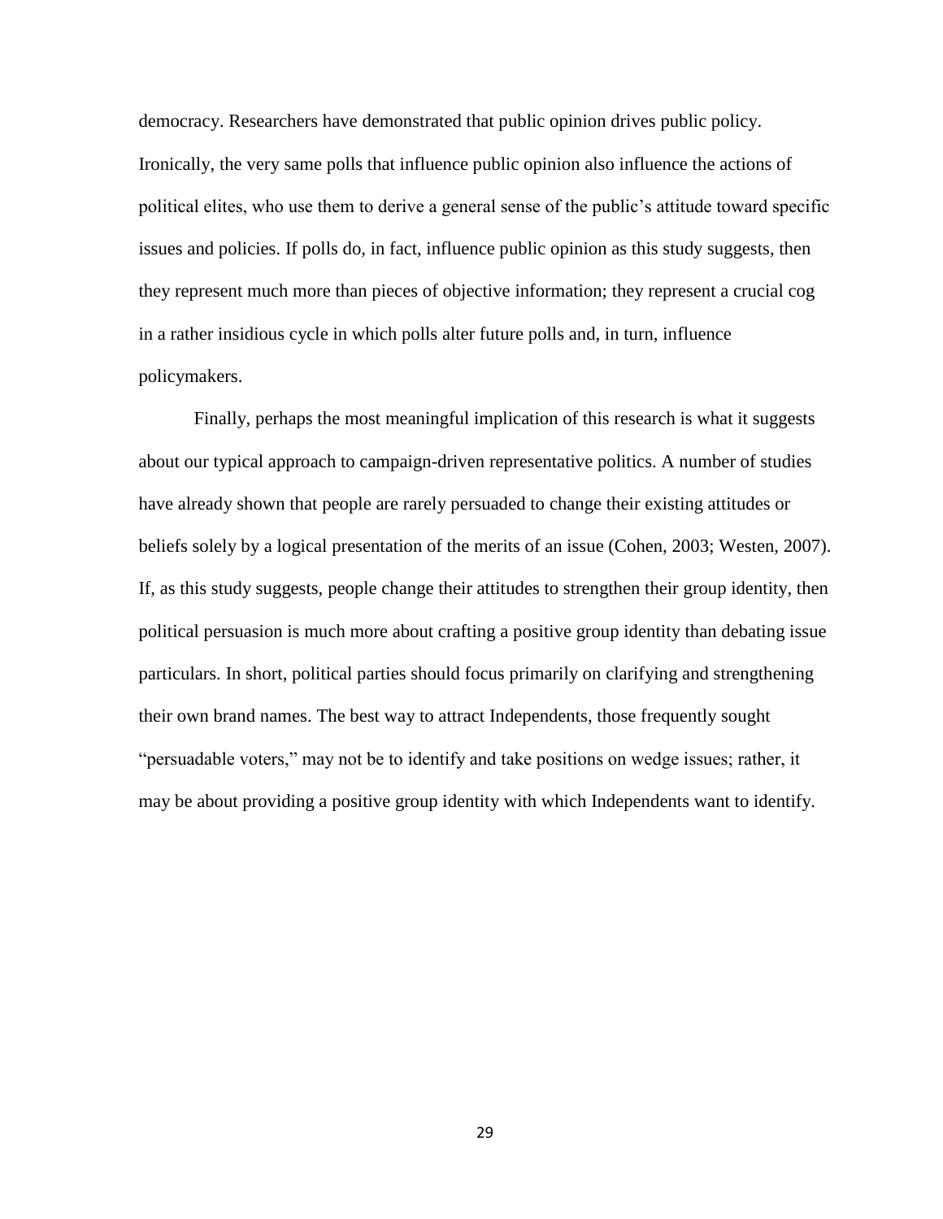democracy. Researchers have demonstrated that public opinion drives public policy. Ironically, the very same polls that influence public opinion also influence the actions of political elites, who use them to derive a general sense of the public's attitude toward specific issues and policies. If polls do, in fact, influence public opinion as this study suggests, then they represent much more than pieces of objective information; they represent a crucial cog in a rather insidious cycle in which polls alter future polls and, in turn, influence policymakers.

Finally, perhaps the most meaningful implication of this research is what it suggests about our typical approach to campaign-driven representative politics. A number of studies have already shown that people are rarely persuaded to change their existing attitudes or beliefs solely by a logical presentation of the merits of an issue (Cohen, 2003; Westen, 2007). If, as this study suggests, people change their attitudes to strengthen their group identity, then political persuasion is much more about crafting a positive group identity than debating issue particulars. In short, political parties should focus primarily on clarifying and strengthening their own brand names. The best way to attract Independents, those frequently sought "persuadable voters," may not be to identify and take positions on wedge issues; rather, it may be about providing a positive group identity with which Independents want to identify.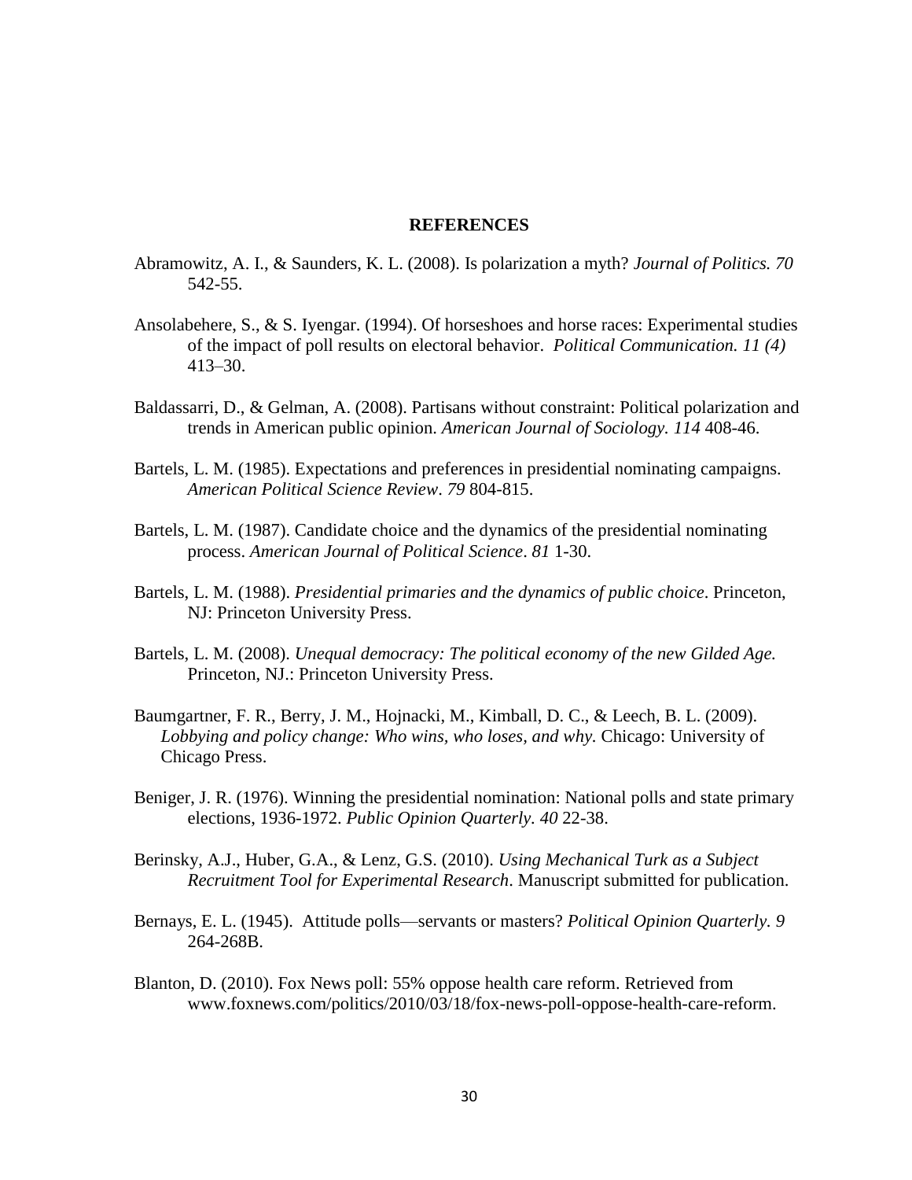# REFERENCES

Abramowitz, A. I., & Saunders, K. L. (2008). Is polarization a myth? *Journal of Politics. 70* 542-55.

Ansolabehere, S., & S. Iyengar. (1994). Of horseshoes and horse races: Experimental studies of the impact of poll results on electoral behavior. *Political Communication. 11 (4)* 413–30.

Baldassarri, D., & Gelman, A. (2008). Partisans without constraint: Political polarization and trends in American public opinion. *American Journal of Sociology. 114* 408-46.

Bartels, L. M. (1985). Expectations and preferences in presidential nominating campaigns. *American Political Science Review*. *79* 804-815.

Bartels, L. M. (1987). Candidate choice and the dynamics of the presidential nominating process. *American Journal of Political Science*. *81* 1-30.

Bartels, L. M. (1988). *Presidential primaries and the dynamics of public choice*. Princeton, NJ: Princeton University Press.

Bartels, L. M. (2008). *Unequal democracy: The political economy of the new Gilded Age.* Princeton, NJ.: Princeton University Press.

Baumgartner, F. R., Berry, J. M., Hojnacki, M., Kimball, D. C., & Leech, B. L. (2009). *Lobbying and policy change: Who wins, who loses, and why.* Chicago: University of Chicago Press.

Beniger, J. R. (1976). Winning the presidential nomination: National polls and state primary elections, 1936-1972. *Public Opinion Quarterly. 40* 22-38.

Berinsky, A.J., Huber, G.A., & Lenz, G.S. (2010). *Using Mechanical Turk as a Subject Recruitment Tool for Experimental Research*. Manuscript submitted for publication.

Bernays, E. L. (1945). Attitude polls—servants or masters? *Political Opinion Quarterly. 9* 264-268B.

Blanton, D. (2010). Fox News poll: 55% oppose health care reform. Retrieved from www.foxnews.com/politics/2010/03/18/fox-news-poll-oppose-health-care-reform.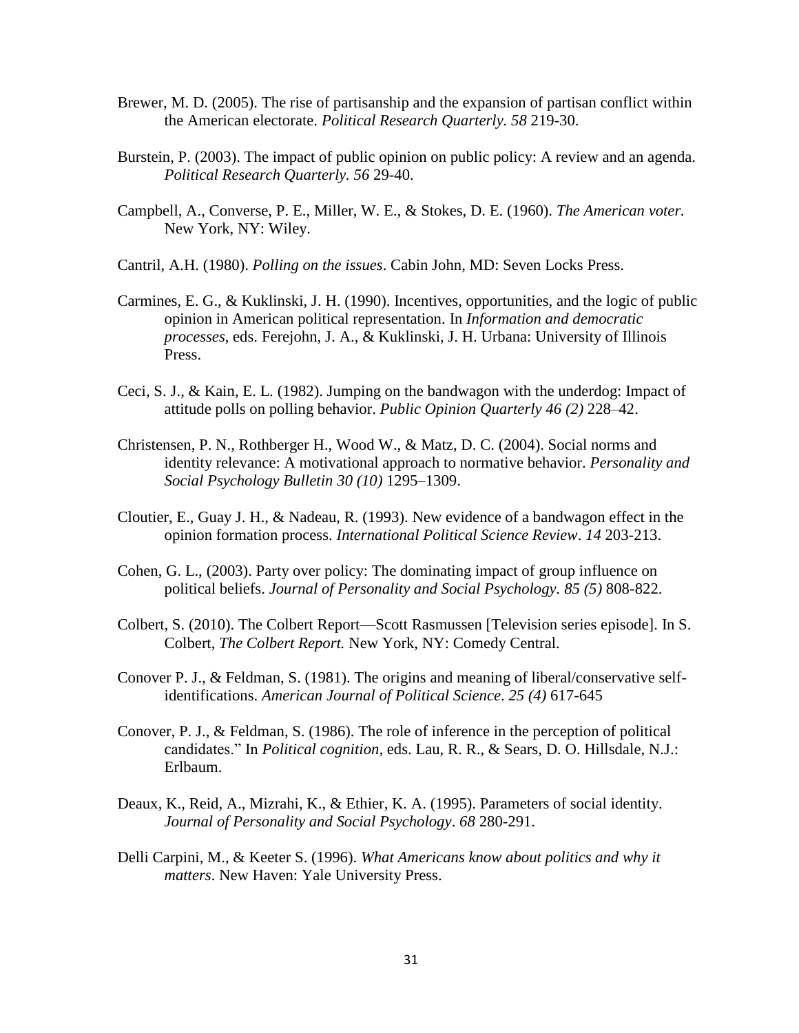Brewer, M. D. (2005). The rise of partisanship and the expansion of partisan conflict within the American electorate. *Political Research Quarterly. 58* 219-30.

Burstein, P. (2003). The impact of public opinion on public policy: A review and an agenda. *Political Research Quarterly. 56* 29-40.

Campbell, A., Converse, P. E., Miller, W. E., & Stokes, D. E. (1960). *The American voter.* New York, NY: Wiley.

Cantril, A.H. (1980). *Polling on the issues*. Cabin John, MD: Seven Locks Press.

Carmines, E. G., & Kuklinski, J. H. (1990). Incentives, opportunities, and the logic of public opinion in American political representation. In *Information and democratic processes*, eds. Ferejohn, J. A., & Kuklinski, J. H. Urbana: University of Illinois Press.

Ceci, S. J., & Kain, E. L. (1982). Jumping on the bandwagon with the underdog: Impact of attitude polls on polling behavior. *Public Opinion Quarterly 46 (2)* 228–42.

Christensen, P. N., Rothberger H., Wood W., & Matz, D. C. (2004). Social norms and identity relevance: A motivational approach to normative behavior. *Personality and Social Psychology Bulletin 30 (10)* 1295–1309.

Cloutier, E., Guay J. H., & Nadeau, R. (1993). New evidence of a bandwagon effect in the opinion formation process. *International Political Science Review*. *14* 203-213.

Cohen, G. L., (2003). Party over policy: The dominating impact of group influence on political beliefs. *Journal of Personality and Social Psychology. 85 (5)* 808-822.

Colbert, S. (2010). The Colbert Report—Scott Rasmussen [Television series episode]. In S. Colbert, *The Colbert Report.* New York, NY: Comedy Central.

Conover P. J., & Feldman, S. (1981). The origins and meaning of liberal/conservative self-identifications. *American Journal of Political Science*. *25 (4)* 617-645

Conover, P. J., & Feldman, S. (1986). The role of inference in the perception of political candidates." In *Political cognition*, eds. Lau, R. R., & Sears, D. O. Hillsdale, N.J.: Erlbaum.

Deaux, K., Reid, A., Mizrahi, K., & Ethier, K. A. (1995). Parameters of social identity. *Journal of Personality and Social Psychology*. *68* 280-291.

Delli Carpini, M., & Keeter S. (1996). *What Americans know about politics and why it matters*. New Haven: Yale University Press.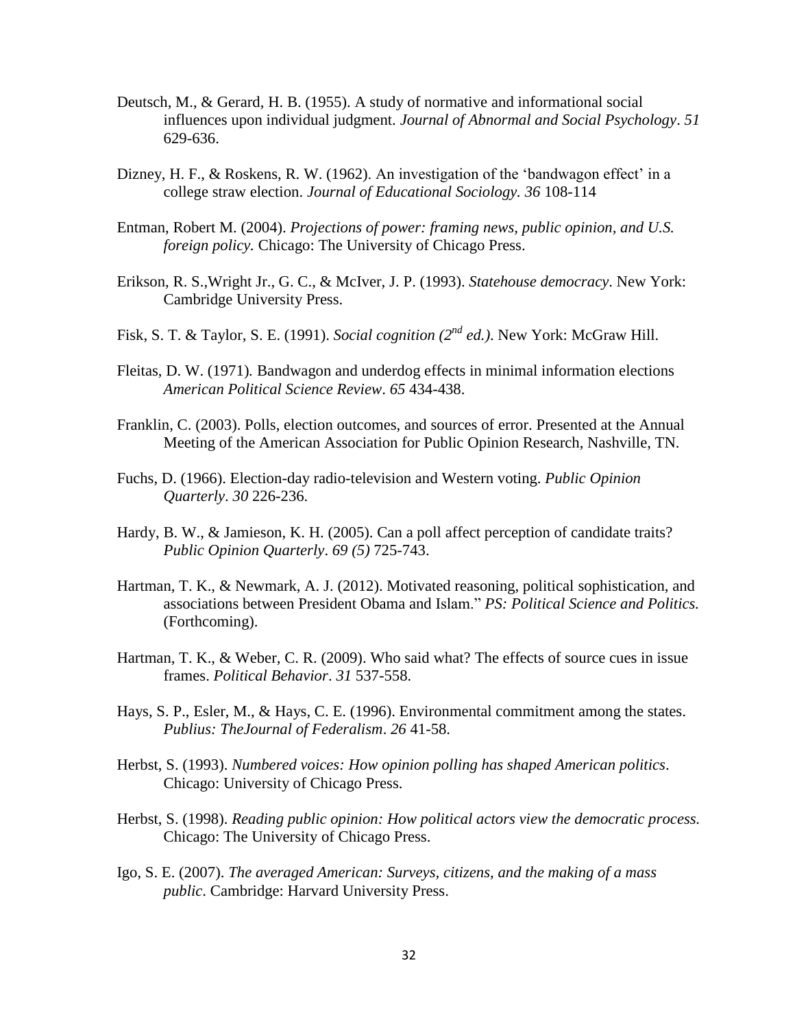Deutsch, M., & Gerard, H. B. (1955). A study of normative and informational social influences upon individual judgment. *Journal of Abnormal and Social Psychology*. *51* 629-636.

Dizney, H. F., & Roskens, R. W. (1962). An investigation of the 'bandwagon effect' in a college straw election. *Journal of Educational Sociology. 36* 108-114

Entman, Robert M. (2004). *Projections of power: framing news, public opinion, and U.S. foreign policy.* Chicago: The University of Chicago Press.

Erikson, R. S.,Wright Jr., G. C., & McIver, J. P. (1993). *Statehouse democracy*. New York: Cambridge University Press.

Fisk, S. T. & Taylor, S. E. (1991). *Social cognition (2nd ed.)*. New York: McGraw Hill.

Fleitas, D. W. (1971). Bandwagon and underdog effects in minimal information elections *American Political Science Review*. *65* 434-438.

Franklin, C. (2003). Polls, election outcomes, and sources of error. Presented at the Annual Meeting of the American Association for Public Opinion Research, Nashville, TN.

Fuchs, D. (1966). Election-day radio-television and Western voting. *Public Opinion Quarterly*. *30* 226-236.

Hardy, B. W., & Jamieson, K. H. (2005). Can a poll affect perception of candidate traits? *Public Opinion Quarterly*. *69 (5)* 725-743.

Hartman, T. K., & Newmark, A. J. (2012). Motivated reasoning, political sophistication, and associations between President Obama and Islam." *PS: Political Science and Politics.* (Forthcoming).

Hartman, T. K., & Weber, C. R. (2009). Who said what? The effects of source cues in issue frames. *Political Behavior*. *31* 537-558.

Hays, S. P., Esler, M., & Hays, C. E. (1996). Environmental commitment among the states. *Publius: TheJournal of Federalism*. *26* 41-58.

Herbst, S. (1993). *Numbered voices: How opinion polling has shaped American politics*. Chicago: University of Chicago Press.

Herbst, S. (1998). *Reading public opinion: How political actors view the democratic process.* Chicago: The University of Chicago Press.

Igo, S. E. (2007). *The averaged American: Surveys, citizens, and the making of a mass public*. Cambridge: Harvard University Press.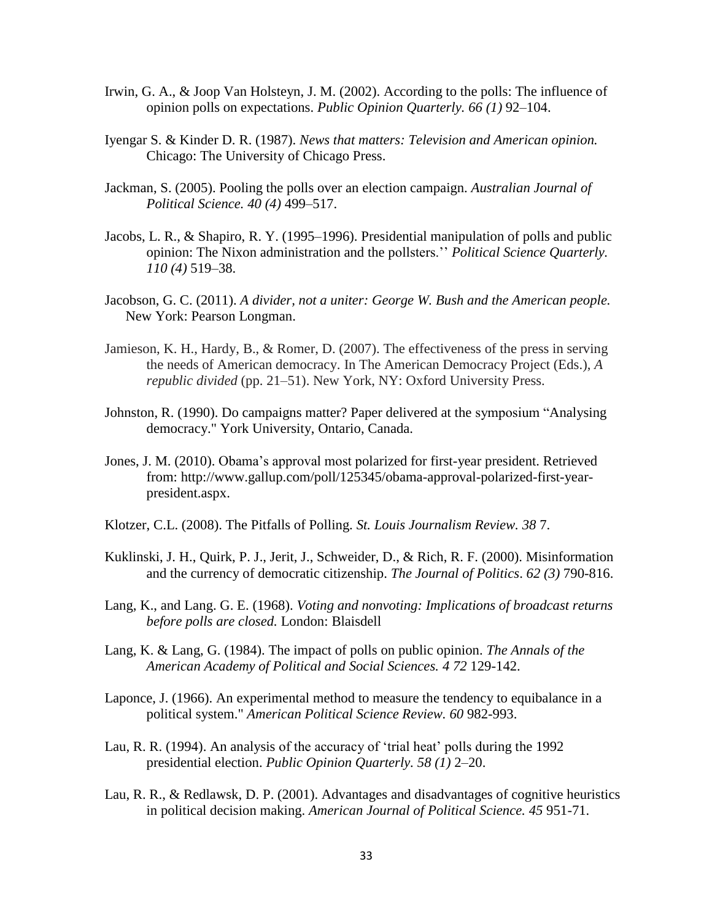Irwin, G. A., & Joop Van Holsteyn, J. M. (2002). According to the polls: The influence of opinion polls on expectations. *Public Opinion Quarterly. 66 (1)* 92–104.

Iyengar S. & Kinder D. R. (1987). *News that matters: Television and American opinion.* Chicago: The University of Chicago Press.

Jackman, S. (2005). Pooling the polls over an election campaign. *Australian Journal of Political Science. 40 (4)* 499–517.

Jacobs, L. R., & Shapiro, R. Y. (1995–1996). Presidential manipulation of polls and public opinion: The Nixon administration and the pollsters.'' *Political Science Quarterly. 110 (4)* 519–38.

Jacobson, G. C. (2011). *A divider, not a uniter: George W. Bush and the American people.* New York: Pearson Longman.

Jamieson, K. H., Hardy, B., & Romer, D. (2007). The effectiveness of the press in serving the needs of American democracy. In The American Democracy Project (Eds.), *A republic divided* (pp. 21–51). New York, NY: Oxford University Press.

Johnston, R. (1990). Do campaigns matter? Paper delivered at the symposium "Analysing democracy." York University, Ontario, Canada.

Jones, J. M. (2010). Obama's approval most polarized for first-year president. Retrieved from: http://www.gallup.com/poll/125345/obama-approval-polarized-first-year-president.aspx.

Klotzer, C.L. (2008). The Pitfalls of Polling. *St. Louis Journalism Review. 38* 7.

Kuklinski, J. H., Quirk, P. J., Jerit, J., Schweider, D., & Rich, R. F. (2000). Misinformation and the currency of democratic citizenship. *The Journal of Politics*. *62 (3)* 790-816.

Lang, K., and Lang. G. E. (1968). *Voting and nonvoting: Implications of broadcast returns before polls are closed.* London: Blaisdell

Lang, K. & Lang, G. (1984). The impact of polls on public opinion. *The Annals of the American Academy of Political and Social Sciences. 4 72* 129-142.

Laponce, J. (1966). An experimental method to measure the tendency to equibalance in a political system." *American Political Science Review. 60* 982-993.

Lau, R. R. (1994). An analysis of the accuracy of 'trial heat' polls during the 1992 presidential election. *Public Opinion Quarterly. 58 (1)* 2–20.

Lau, R. R., & Redlawsk, D. P. (2001). Advantages and disadvantages of cognitive heuristics in political decision making. *American Journal of Political Science. 45* 951-71.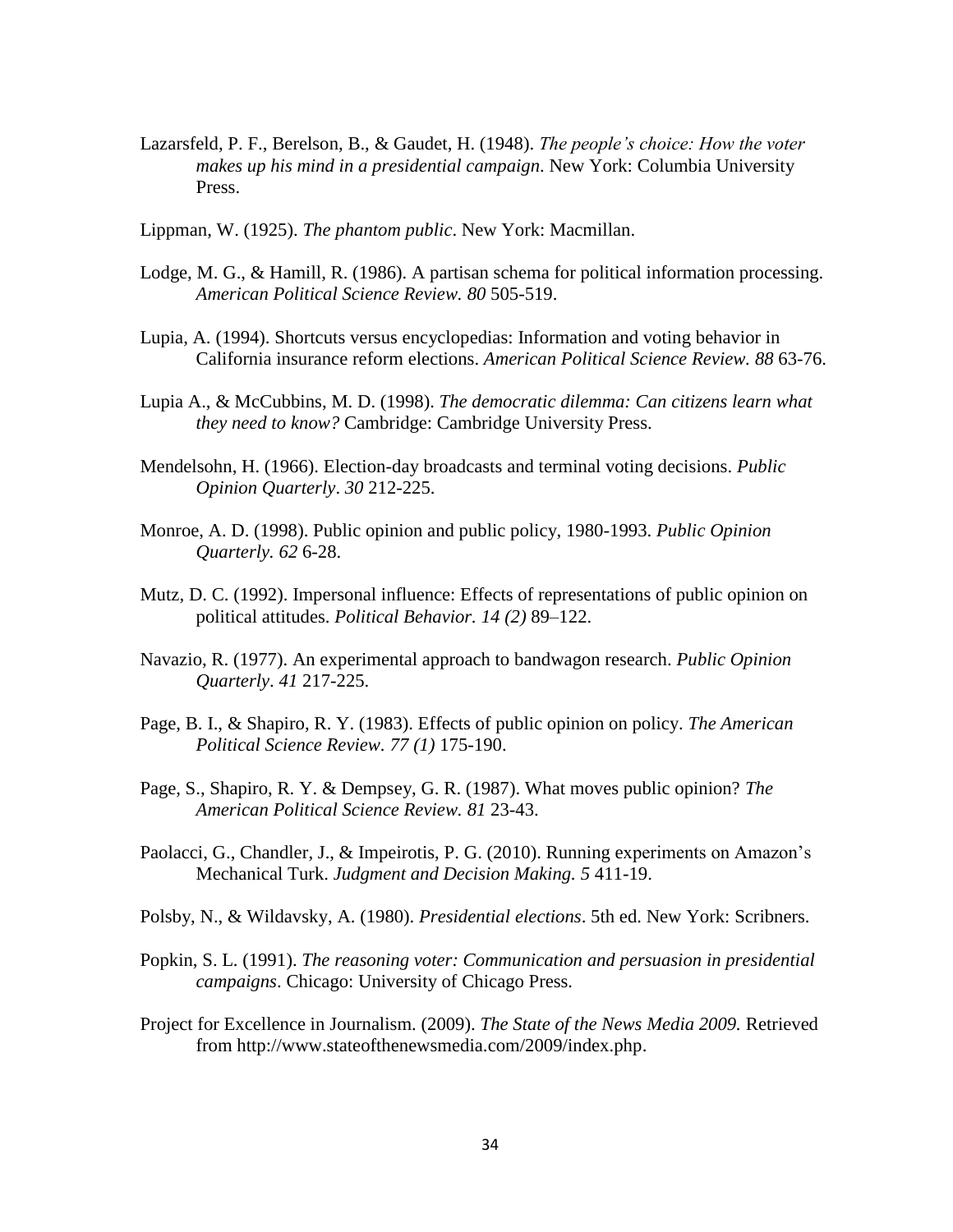Lazarsfeld, P. F., Berelson, B., & Gaudet, H. (1948). *The people's choice: How the voter makes up his mind in a presidential campaign*. New York: Columbia University Press.

Lippman, W. (1925). *The phantom public*. New York: Macmillan.

Lodge, M. G., & Hamill, R. (1986). A partisan schema for political information processing. *American Political Science Review. 80* 505-519.

Lupia, A. (1994). Shortcuts versus encyclopedias: Information and voting behavior in California insurance reform elections. *American Political Science Review. 88* 63-76.

Lupia A., & McCubbins, M. D. (1998). *The democratic dilemma: Can citizens learn what they need to know?* Cambridge: Cambridge University Press.

Mendelsohn, H. (1966). Election-day broadcasts and terminal voting decisions. *Public Opinion Quarterly*. *30* 212-225.

Monroe, A. D. (1998). Public opinion and public policy, 1980-1993. *Public Opinion Quarterly. 62* 6-28.

Mutz, D. C. (1992). Impersonal influence: Effects of representations of public opinion on political attitudes. *Political Behavior. 14 (2)* 89–122.

Navazio, R. (1977). An experimental approach to bandwagon research. *Public Opinion Quarterly*. *41* 217-225.

Page, B. I., & Shapiro, R. Y. (1983). Effects of public opinion on policy. *The American Political Science Review. 77 (1)* 175-190.

Page, S., Shapiro, R. Y. & Dempsey, G. R. (1987). What moves public opinion? *The American Political Science Review. 81* 23-43.

Paolacci, G., Chandler, J., & Impeirotis, P. G. (2010). Running experiments on Amazon's Mechanical Turk. *Judgment and Decision Making. 5* 411-19.

Polsby, N., & Wildavsky, A. (1980). *Presidential elections*. 5th ed. New York: Scribners.

Popkin, S. L. (1991). *The reasoning voter: Communication and persuasion in presidential campaigns*. Chicago: University of Chicago Press.

Project for Excellence in Journalism. (2009). *The State of the News Media 2009.* Retrieved from http://www.stateofthenewsmedia.com/2009/index.php.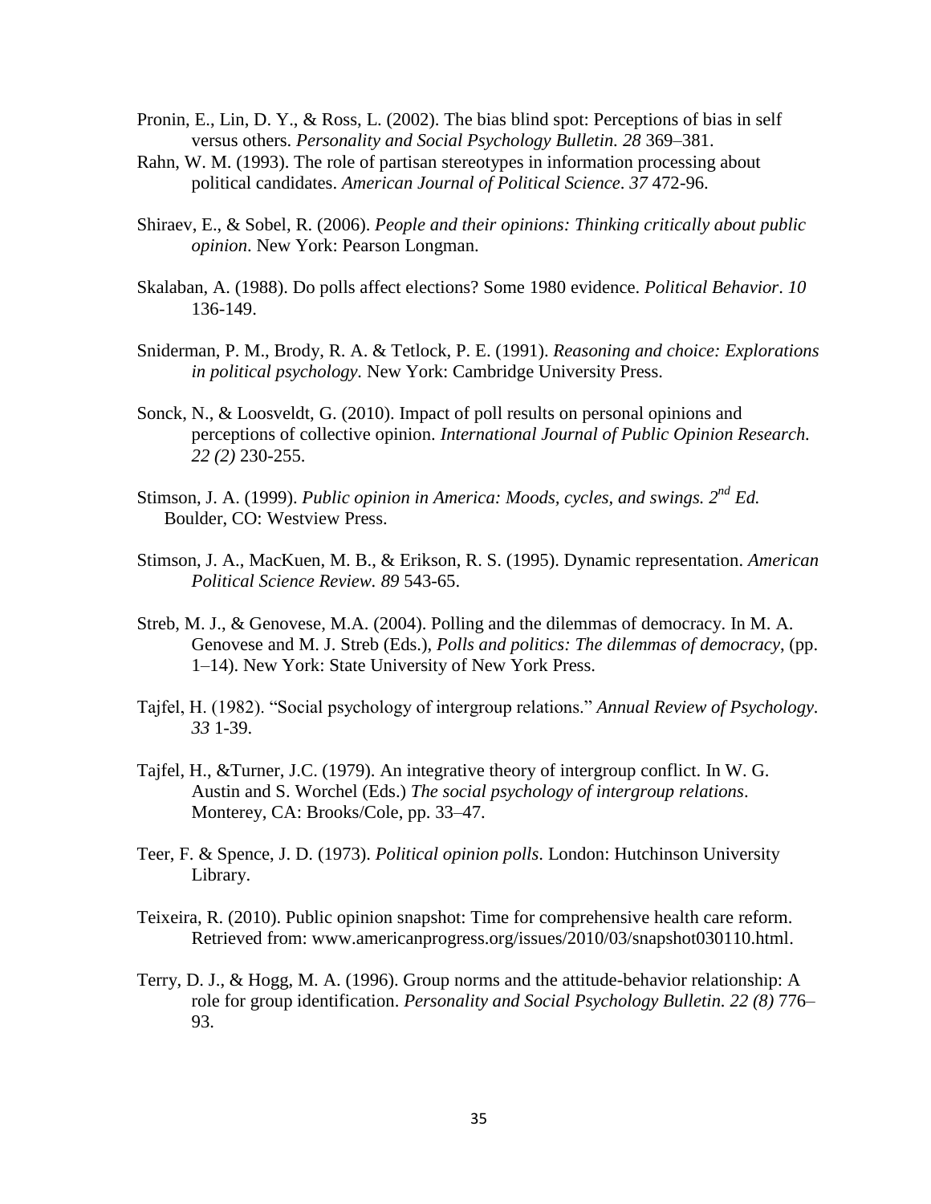Pronin, E., Lin, D. Y., & Ross, L. (2002). The bias blind spot: Perceptions of bias in self versus others. *Personality and Social Psychology Bulletin. 28* 369–381.

Rahn, W. M. (1993). The role of partisan stereotypes in information processing about political candidates. *American Journal of Political Science*. *37* 472-96.

Shiraev, E., & Sobel, R. (2006). *People and their opinions: Thinking critically about public opinion*. New York: Pearson Longman.

Skalaban, A. (1988). Do polls affect elections? Some 1980 evidence. *Political Behavior*. *10* 136-149.

Sniderman, P. M., Brody, R. A. & Tetlock, P. E. (1991). *Reasoning and choice: Explorations in political psychology.* New York: Cambridge University Press.

Sonck, N., & Loosveldt, G. (2010). Impact of poll results on personal opinions and perceptions of collective opinion. *International Journal of Public Opinion Research. 22 (2)* 230-255.

Stimson, J. A. (1999). *Public opinion in America: Moods, cycles, and swings. 2nd Ed.* Boulder, CO: Westview Press.

Stimson, J. A., MacKuen, M. B., & Erikson, R. S. (1995). Dynamic representation. *American Political Science Review. 89* 543-65.

Streb, M. J., & Genovese, M.A. (2004). Polling and the dilemmas of democracy. In M. A. Genovese and M. J. Streb (Eds.), *Polls and politics: The dilemmas of democracy*, (pp. 1–14). New York: State University of New York Press.

Tajfel, H. (1982). "Social psychology of intergroup relations." *Annual Review of Psychology*. *33* 1-39.

Tajfel, H., &Turner, J.C. (1979). An integrative theory of intergroup conflict. In W. G. Austin and S. Worchel (Eds.) *The social psychology of intergroup relations*. Monterey, CA: Brooks/Cole, pp. 33–47.

Teer, F. & Spence, J. D. (1973). *Political opinion polls*. London: Hutchinson University Library.

Teixeira, R. (2010). Public opinion snapshot: Time for comprehensive health care reform. Retrieved from: www.americanprogress.org/issues/2010/03/snapshot030110.html.

Terry, D. J., & Hogg, M. A. (1996). Group norms and the attitude-behavior relationship: A role for group identification. *Personality and Social Psychology Bulletin. 22 (8)* 776–93.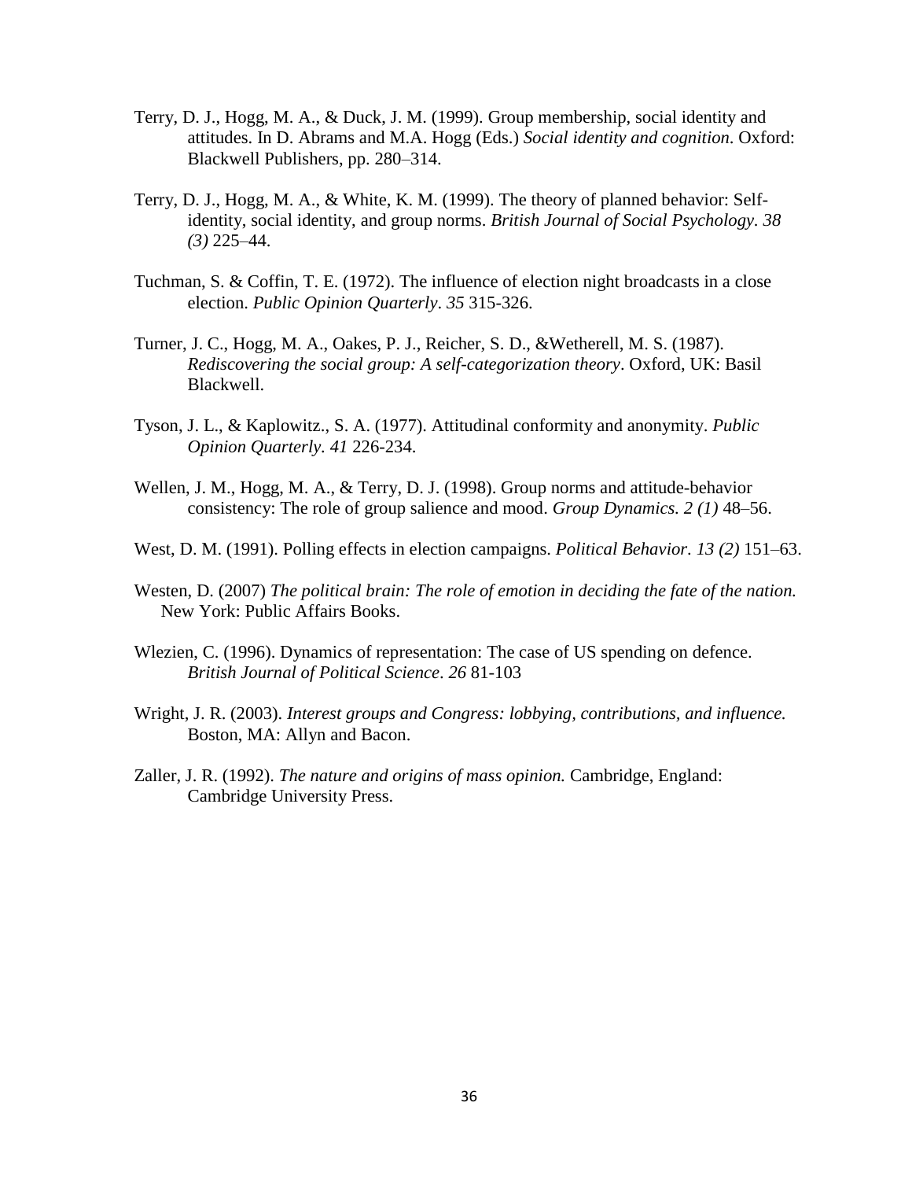Terry, D. J., Hogg, M. A., & Duck, J. M. (1999). Group membership, social identity and attitudes. In D. Abrams and M.A. Hogg (Eds.) *Social identity and cognition*. Oxford: Blackwell Publishers, pp. 280–314.

Terry, D. J., Hogg, M. A., & White, K. M. (1999). The theory of planned behavior: Self-identity, social identity, and group norms. *British Journal of Social Psychology. 38 (3)* 225–44.

Tuchman, S. & Coffin, T. E. (1972). The influence of election night broadcasts in a close election. *Public Opinion Quarterly*. *35* 315-326.

Turner, J. C., Hogg, M. A., Oakes, P. J., Reicher, S. D., &Wetherell, M. S. (1987). *Rediscovering the social group: A self-categorization theory*. Oxford, UK: Basil Blackwell.

Tyson, J. L., & Kaplowitz., S. A. (1977). Attitudinal conformity and anonymity. *Public Opinion Quarterly*. *41* 226-234.

Wellen, J. M., Hogg, M. A., & Terry, D. J. (1998). Group norms and attitude-behavior consistency: The role of group salience and mood. *Group Dynamics. 2 (1)* 48–56.

West, D. M. (1991). Polling effects in election campaigns. *Political Behavior*. *13 (2)* 151–63.

Westen, D. (2007) *The political brain: The role of emotion in deciding the fate of the nation.* New York: Public Affairs Books.

Wlezien, C. (1996). Dynamics of representation: The case of US spending on defence. *British Journal of Political Science*. *26* 81-103

Wright, J. R. (2003). *Interest groups and Congress: lobbying, contributions, and influence.* Boston, MA: Allyn and Bacon.

Zaller, J. R. (1992). *The nature and origins of mass opinion.* Cambridge, England: Cambridge University Press.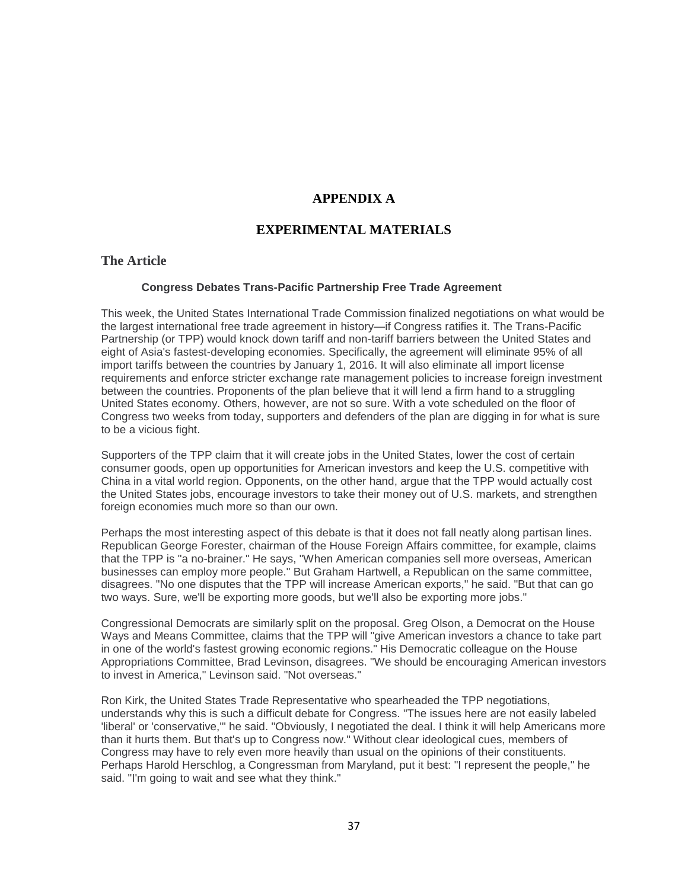# APPENDIX A

# EXPERIMENTAL MATERIALS

## The Article

### Congress Debates Trans-Pacific Partnership Free Trade Agreement

This week, the United States International Trade Commission finalized negotiations on what would be the largest international free trade agreement in history—if Congress ratifies it. The Trans-Pacific Partnership (or TPP) would knock down tariff and non-tariff barriers between the United States and eight of Asia's fastest-developing economies. Specifically, the agreement will eliminate 95% of all import tariffs between the countries by January 1, 2016. It will also eliminate all import license requirements and enforce stricter exchange rate management policies to increase foreign investment between the countries. Proponents of the plan believe that it will lend a firm hand to a struggling United States economy. Others, however, are not so sure. With a vote scheduled on the floor of Congress two weeks from today, supporters and defenders of the plan are digging in for what is sure to be a vicious fight.

Supporters of the TPP claim that it will create jobs in the United States, lower the cost of certain consumer goods, open up opportunities for American investors and keep the U.S. competitive with China in a vital world region. Opponents, on the other hand, argue that the TPP would actually cost the United States jobs, encourage investors to take their money out of U.S. markets, and strengthen foreign economies much more so than our own.

Perhaps the most interesting aspect of this debate is that it does not fall neatly along partisan lines. Republican George Forester, chairman of the House Foreign Affairs committee, for example, claims that the TPP is "a no-brainer." He says, "When American companies sell more overseas, American businesses can employ more people." But Graham Hartwell, a Republican on the same committee, disagrees. "No one disputes that the TPP will increase American exports," he said. "But that can go two ways. Sure, we'll be exporting more goods, but we'll also be exporting more jobs."

Congressional Democrats are similarly split on the proposal. Greg Olson, a Democrat on the House Ways and Means Committee, claims that the TPP will "give American investors a chance to take part in one of the world's fastest growing economic regions." His Democratic colleague on the House Appropriations Committee, Brad Levinson, disagrees. "We should be encouraging American investors to invest in America," Levinson said. "Not overseas."

Ron Kirk, the United States Trade Representative who spearheaded the TPP negotiations, understands why this is such a difficult debate for Congress. "The issues here are not easily labeled 'liberal' or 'conservative,'" he said. "Obviously, I negotiated the deal. I think it will help Americans more than it hurts them. But that's up to Congress now." Without clear ideological cues, members of Congress may have to rely even more heavily than usual on the opinions of their constituents. Perhaps Harold Herschlog, a Congressman from Maryland, put it best: "I represent the people," he said. "I'm going to wait and see what they think."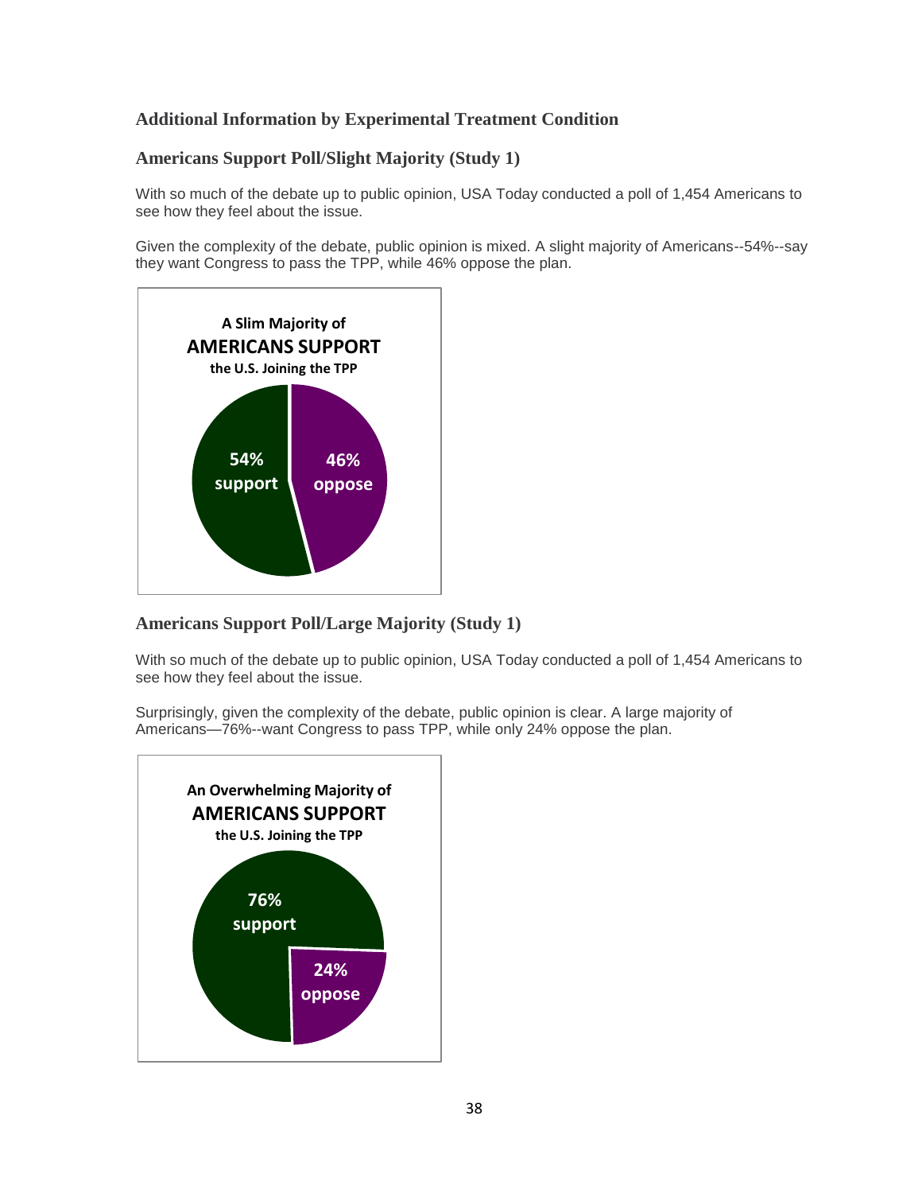## Additional Information by Experimental Treatment Condition

### Americans Support Poll/Slight Majority (Study 1)

With so much of the debate up to public opinion, USA Today conducted a poll of 1,454 Americans to see how they feel about the issue.

Given the complexity of the debate, public opinion is mixed. A slight majority of Americans--54%--say they want Congress to pass the TPP, while 46% oppose the plan.

**A Slim Majority of**
**AMERICANS SUPPORT**
**the U.S. Joining the TPP**

**54% support**
**46% oppose**

### Americans Support Poll/Large Majority (Study 1)

With so much of the debate up to public opinion, USA Today conducted a poll of 1,454 Americans to see how they feel about the issue.

Surprisingly, given the complexity of the debate, public opinion is clear. A large majority of Americans—76%--want Congress to pass TPP, while only 24% oppose the plan.

**An Overwhelming Majority of**
**AMERICANS SUPPORT**
**the U.S. Joining the TPP**

**76% support**
**24% oppose**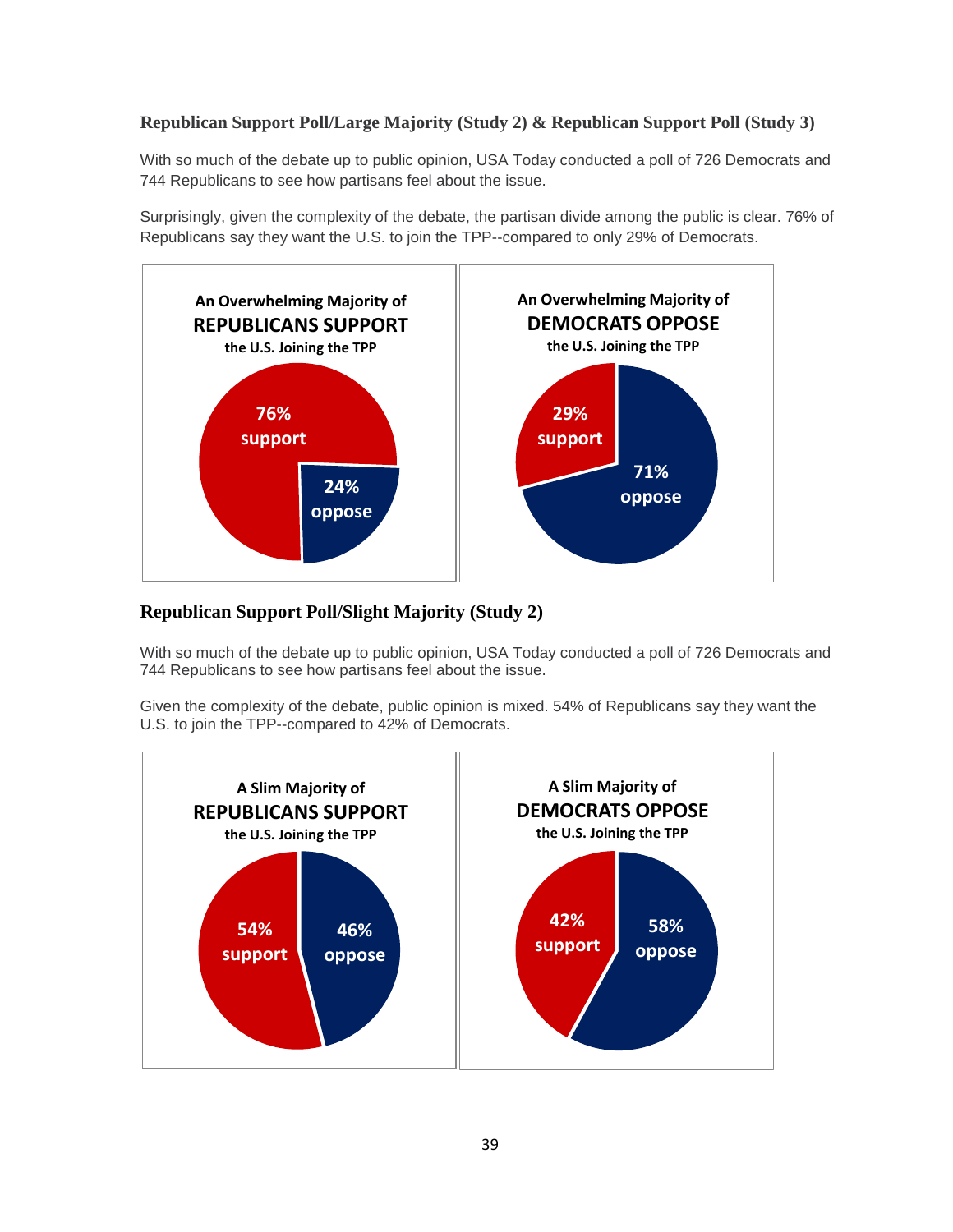### Republican Support Poll/Large Majority (Study 2) & Republican Support Poll (Study 3)

With so much of the debate up to public opinion, USA Today conducted a poll of 726 Democrats and 744 Republicans to see how partisans feel about the issue.

Surprisingly, given the complexity of the debate, the partisan divide among the public is clear. 76% of Republicans say they want the U.S. to join the TPP--compared to only 29% of Democrats.

An Overwhelming Majority of **REPUBLICANS SUPPORT** the U.S. Joining the TPP

76% support

24% oppose

An Overwhelming Majority of **DEMOCRATS OPPOSE** the U.S. Joining the TPP

29% support

71% oppose

### Republican Support Poll/Slight Majority (Study 2)

With so much of the debate up to public opinion, USA Today conducted a poll of 726 Democrats and 744 Republicans to see how partisans feel about the issue.

Given the complexity of the debate, public opinion is mixed. 54% of Republicans say they want the U.S. to join the TPP--compared to 42% of Democrats.

A Slim Majority of **REPUBLICANS SUPPORT** the U.S. Joining the TPP

54% support

46% oppose

A Slim Majority of **DEMOCRATS OPPOSE** the U.S. Joining the TPP

42% support

58% oppose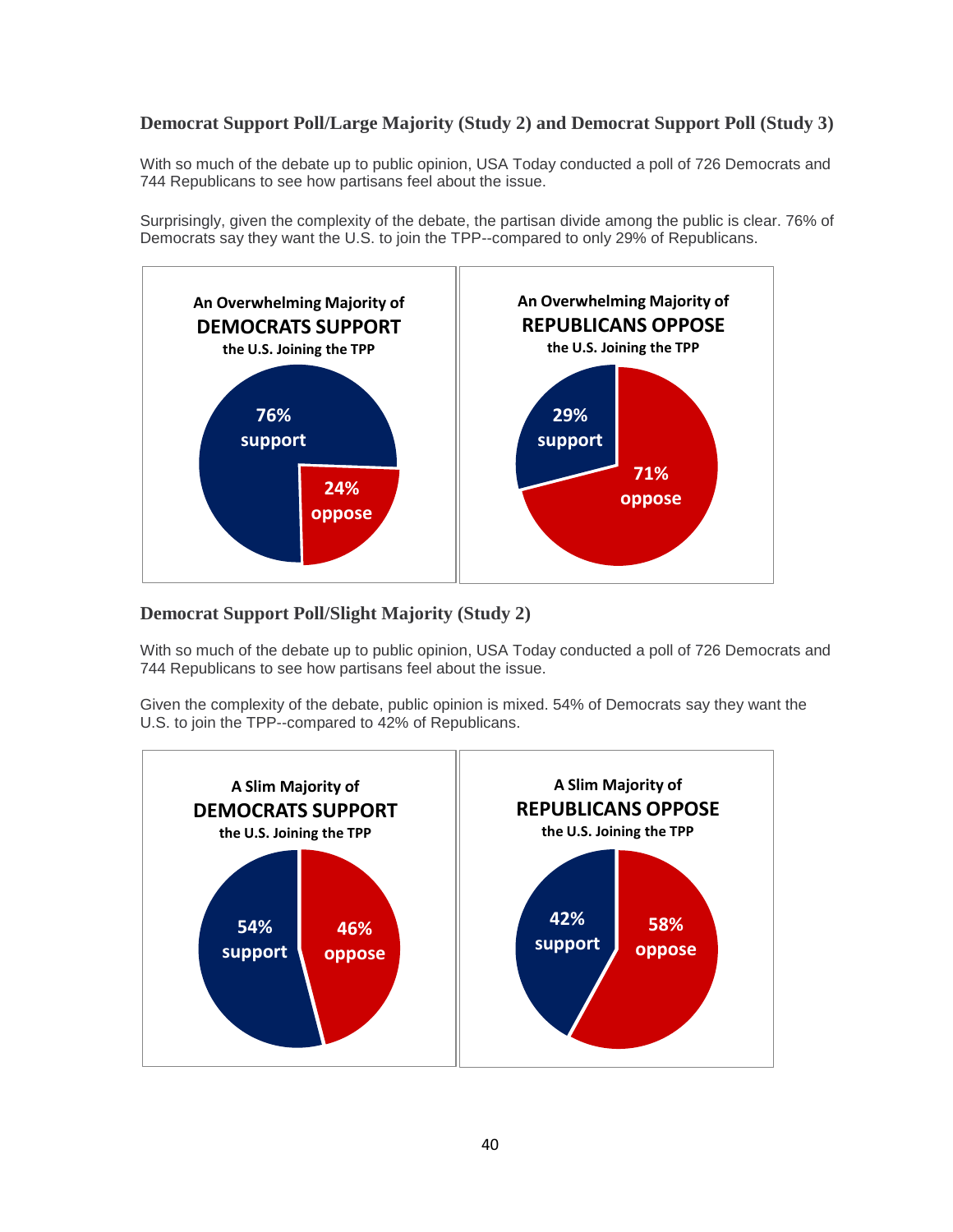### Democrat Support Poll/Large Majority (Study 2) and Democrat Support Poll (Study 3)

With so much of the debate up to public opinion, USA Today conducted a poll of 726 Democrats and 744 Republicans to see how partisans feel about the issue.

Surprisingly, given the complexity of the debate, the partisan divide among the public is clear. 76% of Democrats say they want the U.S. to join the TPP--compared to only 29% of Republicans.

An Overwhelming Majority of
**DEMOCRATS SUPPORT**
the U.S. Joining the TPP

76% support
24% oppose

An Overwhelming Majority of
**REPUBLICANS OPPOSE**
the U.S. Joining the TPP

29% support
71% oppose

### Democrat Support Poll/Slight Majority (Study 2)

With so much of the debate up to public opinion, USA Today conducted a poll of 726 Democrats and 744 Republicans to see how partisans feel about the issue.

Given the complexity of the debate, public opinion is mixed. 54% of Democrats say they want the U.S. to join the TPP--compared to 42% of Republicans.

A Slim Majority of
**DEMOCRATS SUPPORT**
the U.S. Joining the TPP

54% support
46% oppose

A Slim Majority of
**REPUBLICANS OPPOSE**
the U.S. Joining the TPP

42% support
58% oppose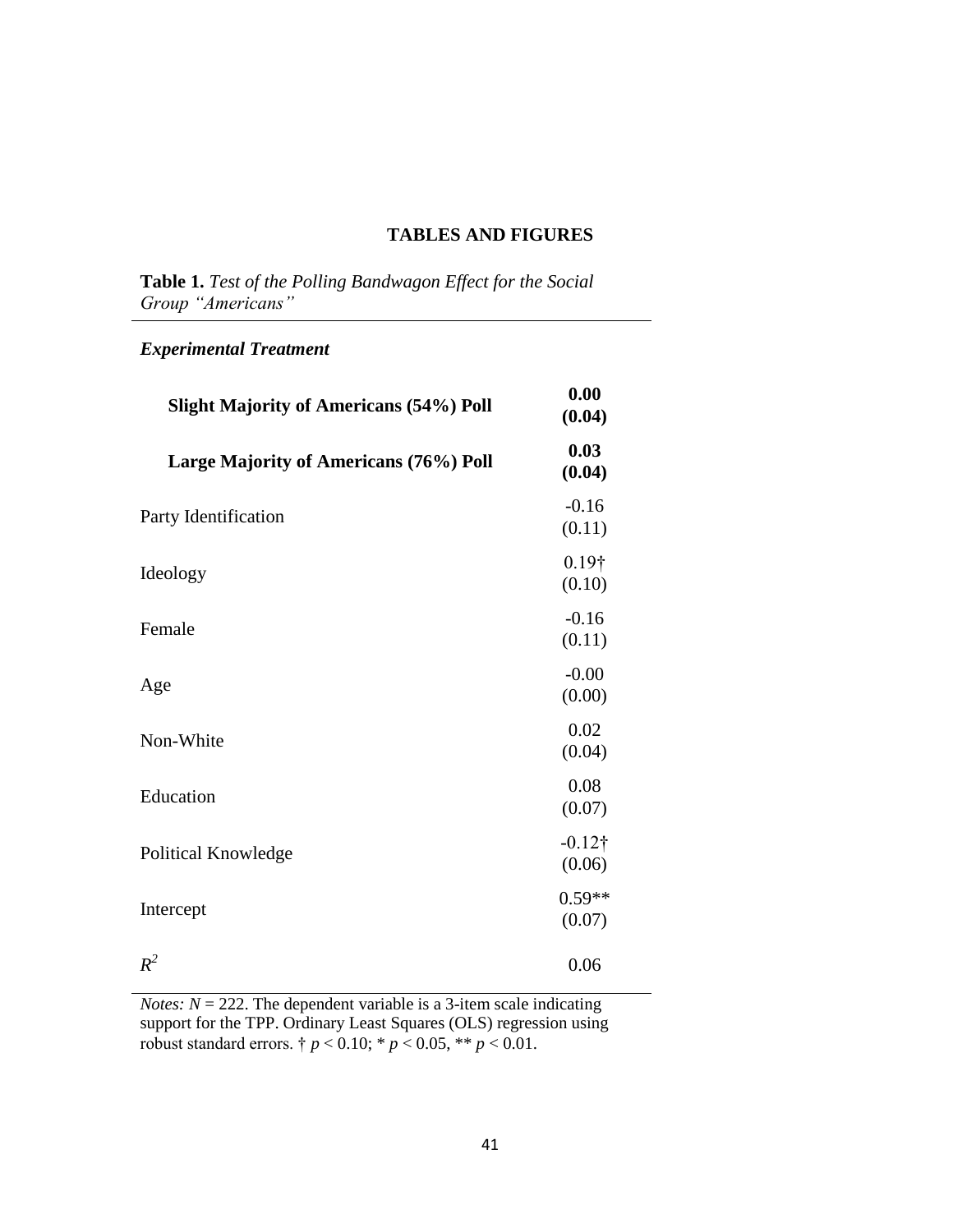## TABLES AND FIGURES

**Table 1.** *Test of the Polling Bandwagon Effect for the Social Group "Americans"*

| | |
|---|---|
| ***Experimental Treatment*** | |
| **Slight Majority of Americans (54%) Poll** | **0.00 (0.04)** |
| **Large Majority of Americans (76%) Poll** | **0.03 (0.04)** |
| Party Identification | -0.16 (0.11) |
| Ideology | 0.19† (0.10) |
| Female | -0.16 (0.11) |
| Age | -0.00 (0.00) |
| Non-White | 0.02 (0.04) |
| Education | 0.08 (0.07) |
| Political Knowledge | -0.12† (0.06) |
| Intercept | 0.59** (0.07) |
| $R^2$ | 0.06 |

*Notes:* $N = 222$. The dependent variable is a 3-item scale indicating support for the TPP. Ordinary Least Squares (OLS) regression using robust standard errors. † $p < 0.10$; * $p < 0.05$, ** $p < 0.01$.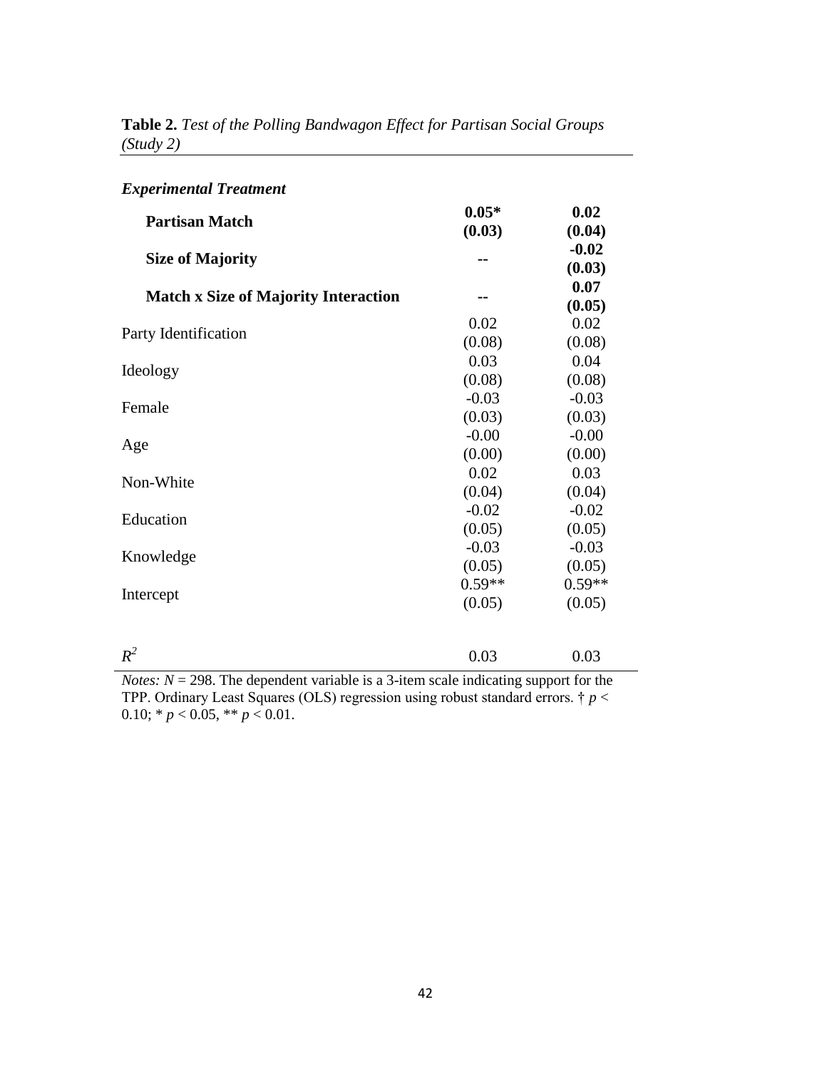**Table 2.** *Test of the Polling Bandwagon Effect for Partisan Social Groups (Study 2)*

| | | |
|---|---|---|
| ***Experimental Treatment*** | | |
| **Partisan Match** | **0.05*** <br> **(0.03)** | **0.02** <br> **(0.04)** |
| **Size of Majority** | **--** | **-0.02** <br> **(0.03)** |
| **Match x Size of Majority Interaction** | **--** | **0.07** <br> **(0.05)** |
| Party Identification | 0.02 <br> (0.08) | 0.02 <br> (0.08) |
| Ideology | 0.03 <br> (0.08) | 0.04 <br> (0.08) |
| Female | -0.03 <br> (0.03) | -0.03 <br> (0.03) |
| Age | -0.00 <br> (0.00) | -0.00 <br> (0.00) |
| Non-White | 0.02 <br> (0.04) | 0.03 <br> (0.04) |
| Education | -0.02 <br> (0.05) | -0.02 <br> (0.05) |
| Knowledge | -0.03 <br> (0.05) | -0.03 <br> (0.05) |
| Intercept | 0.59** <br> (0.05) | 0.59** <br> (0.05) |
| $R^2$ | 0.03 | 0.03 |

*Notes:* $N = 298$. The dependent variable is a 3-item scale indicating support for the TPP. Ordinary Least Squares (OLS) regression using robust standard errors. † $p < 0.10$; * $p < 0.05$, ** $p < 0.01$.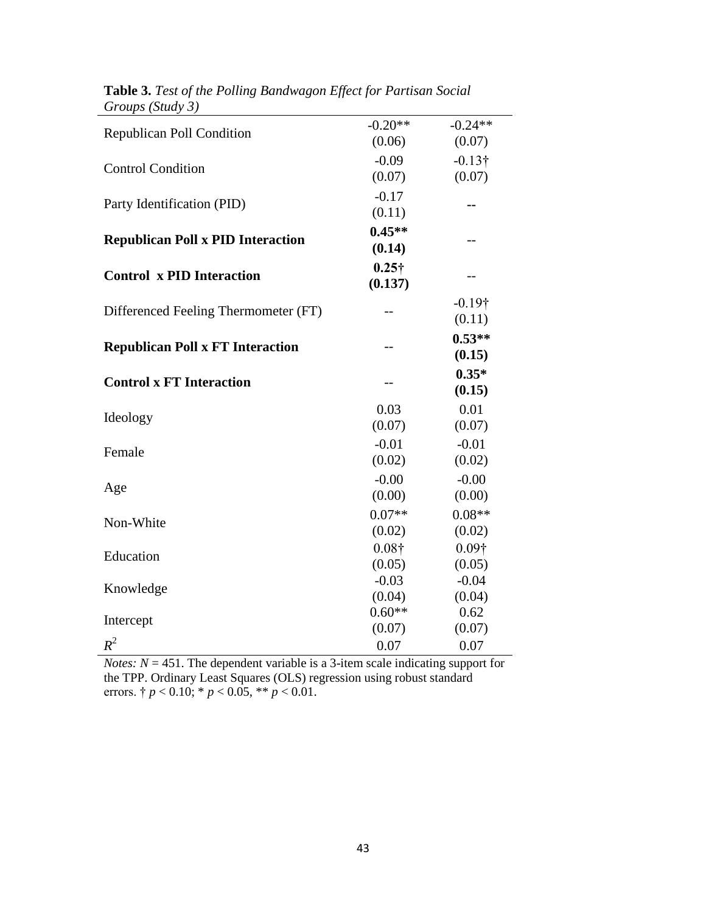**Table 3.** *Test of the Polling Bandwagon Effect for Partisan Social Groups (Study 3)*

| | | |
|---|---|---|
| Republican Poll Condition | -0.20** (0.06) | -0.24** (0.07) |
| Control Condition | -0.09 (0.07) | -0.13† (0.07) |
| Party Identification (PID) | -0.17 (0.11) | -- |
| **Republican Poll x PID Interaction** | **0.45\*\* (0.14)** | -- |
| **Control x PID Interaction** | **0.25† (0.137)** | -- |
| Differenced Feeling Thermometer (FT) | -- | -0.19† (0.11) |
| **Republican Poll x FT Interaction** | -- | **0.53\*\* (0.15)** |
| **Control x FT Interaction** | -- | **0.35\* (0.15)** |
| Ideology | 0.03 (0.07) | 0.01 (0.07) |
| Female | -0.01 (0.02) | -0.01 (0.02) |
| Age | -0.00 (0.00) | -0.00 (0.00) |
| Non-White | 0.07** (0.02) | 0.08** (0.02) |
| Education | 0.08† (0.05) | 0.09† (0.05) |
| Knowledge | -0.03 (0.04) | -0.04 (0.04) |
| Intercept | 0.60** (0.07) | 0.62 (0.07) |
| $R^2$ | 0.07 | 0.07 |

*Notes:* $N = 451$. The dependent variable is a 3-item scale indicating support for the TPP. Ordinary Least Squares (OLS) regression using robust standard errors. † $p < 0.10$; * $p < 0.05$, ** $p < 0.01$.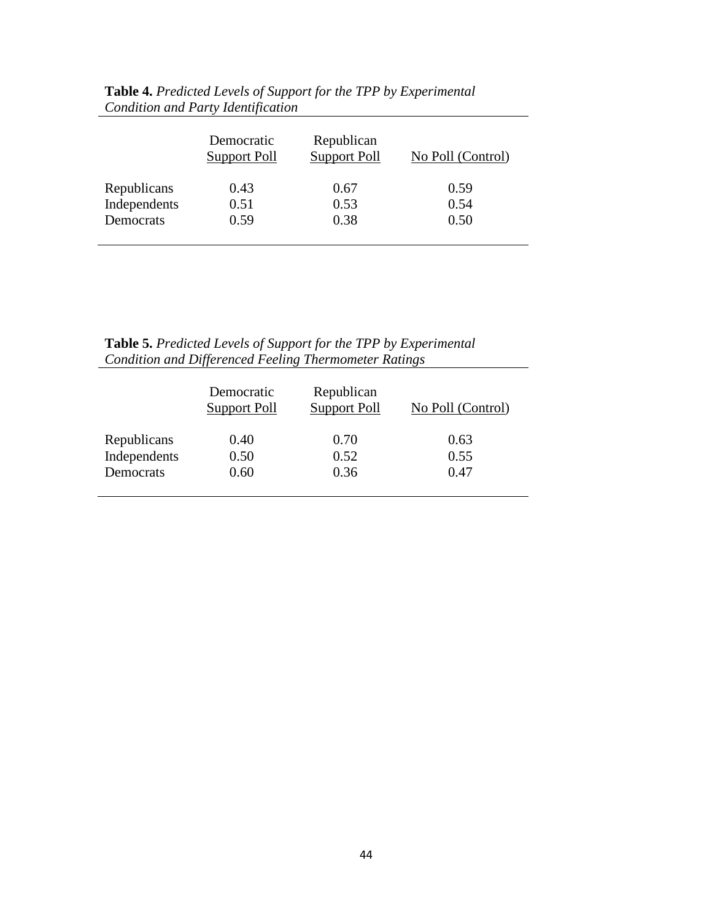**Table 4.** *Predicted Levels of Support for the TPP by Experimental Condition and Party Identification*

| | Democratic Support Poll | Republican Support Poll | No Poll (Control) |
|---|---|---|---|
| Republicans | 0.43 | 0.67 | 0.59 |
| Independents | 0.51 | 0.53 | 0.54 |
| Democrats | 0.59 | 0.38 | 0.50 |

**Table 5.** *Predicted Levels of Support for the TPP by Experimental Condition and Differenced Feeling Thermometer Ratings*

| | Democratic Support Poll | Republican Support Poll | No Poll (Control) |
|---|---|---|---|
| Republicans | 0.40 | 0.70 | 0.63 |
| Independents | 0.50 | 0.52 | 0.55 |
| Democrats | 0.60 | 0.36 | 0.47 |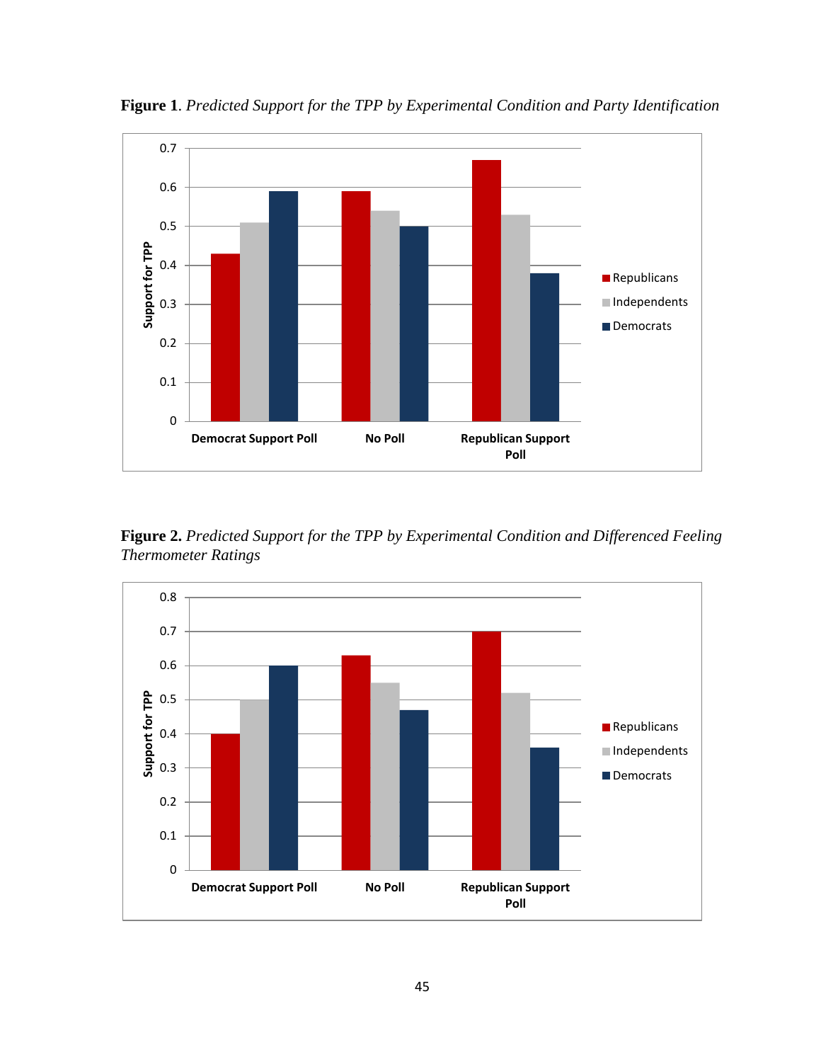**Figure 1**. *Predicted Support for the TPP by Experimental Condition and Party Identification*

**Figure 2.** *Predicted Support for the TPP by Experimental Condition and Differenced Feeling Thermometer Ratings*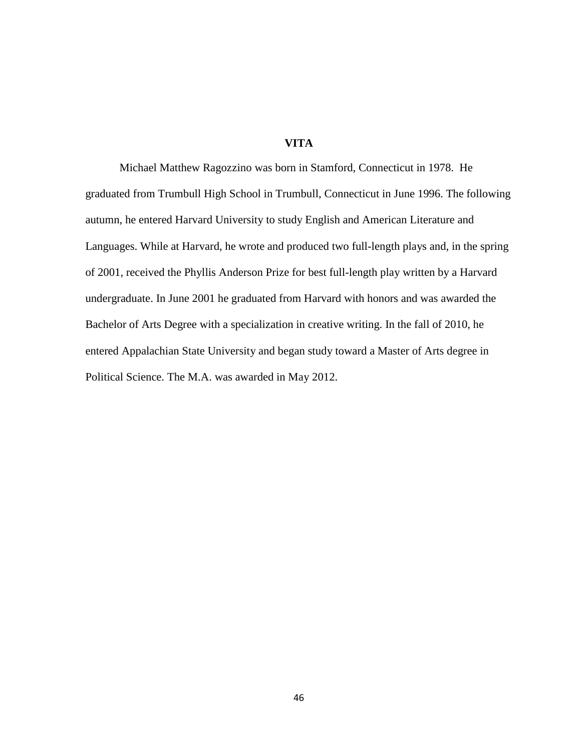# VITA

Michael Matthew Ragozzino was born in Stamford, Connecticut in 1978. He graduated from Trumbull High School in Trumbull, Connecticut in June 1996. The following autumn, he entered Harvard University to study English and American Literature and Languages. While at Harvard, he wrote and produced two full-length plays and, in the spring of 2001, received the Phyllis Anderson Prize for best full-length play written by a Harvard undergraduate. In June 2001 he graduated from Harvard with honors and was awarded the Bachelor of Arts Degree with a specialization in creative writing. In the fall of 2010, he entered Appalachian State University and began study toward a Master of Arts degree in Political Science. The M.A. was awarded in May 2012.